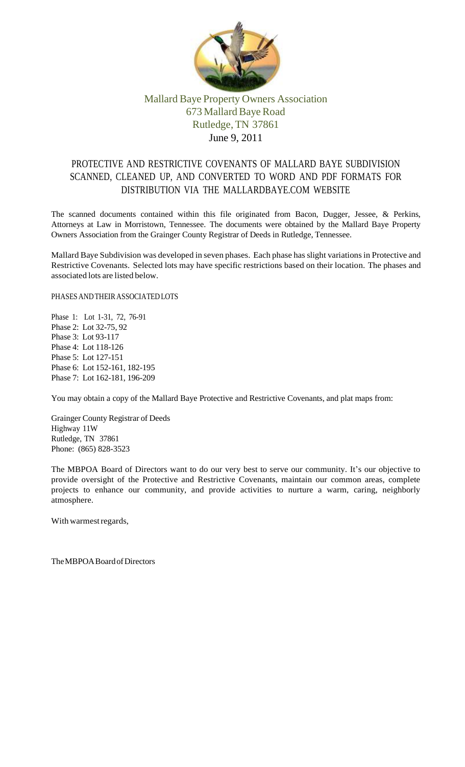Mallard Baye Property Owners Association
673 Mallard Baye Road
Rutledge, TN 37861
June 9, 2011

# PROTECTIVE AND RESTRICTIVE COVENANTS OF MALLARD BAYE SUBDIVISION SCANNED, CLEANED UP, AND CONVERTED TO WORD AND PDF FORMATS FOR DISTRIBUTION VIA THE MALLARDBAYE.COM WEBSITE

The scanned documents contained within this file originated from Bacon, Dugger, Jessee, & Perkins, Attorneys at Law in Morristown, Tennessee. The documents were obtained by the Mallard Baye Property Owners Association from the Grainger County Registrar of Deeds in Rutledge, Tennessee.

Mallard Baye Subdivision was developed in seven phases. Each phase has slight variations in Protective and Restrictive Covenants. Selected lots may have specific restrictions based on their location. The phases and associated lots are listed below.

PHASES AND THEIR ASSOCIATED LOTS

Phase 1: Lot 1-31, 72, 76-91
Phase 2: Lot 32-75, 92
Phase 3: Lot 93-117
Phase 4: Lot 118-126
Phase 5: Lot 127-151
Phase 6: Lot 152-161, 182-195
Phase 7: Lot 162-181, 196-209

You may obtain a copy of the Mallard Baye Protective and Restrictive Covenants, and plat maps from:

Grainger County Registrar of Deeds
Highway 11W
Rutledge, TN 37861
Phone: (865) 828-3523

The MBPOA Board of Directors want to do our very best to serve our community. It's our objective to provide oversight of the Protective and Restrictive Covenants, maintain our common areas, complete projects to enhance our community, and provide activities to nurture a warm, caring, neighborly atmosphere.

With warmest regards,

The MBPOA Board of Directors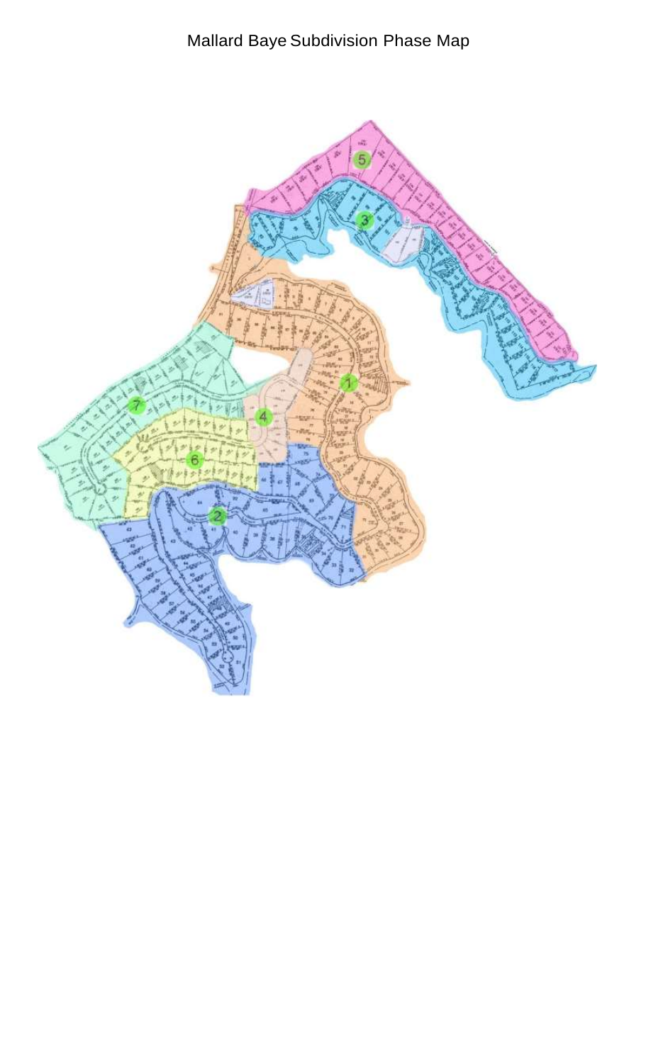# Mallard Baye Subdivision Phase Map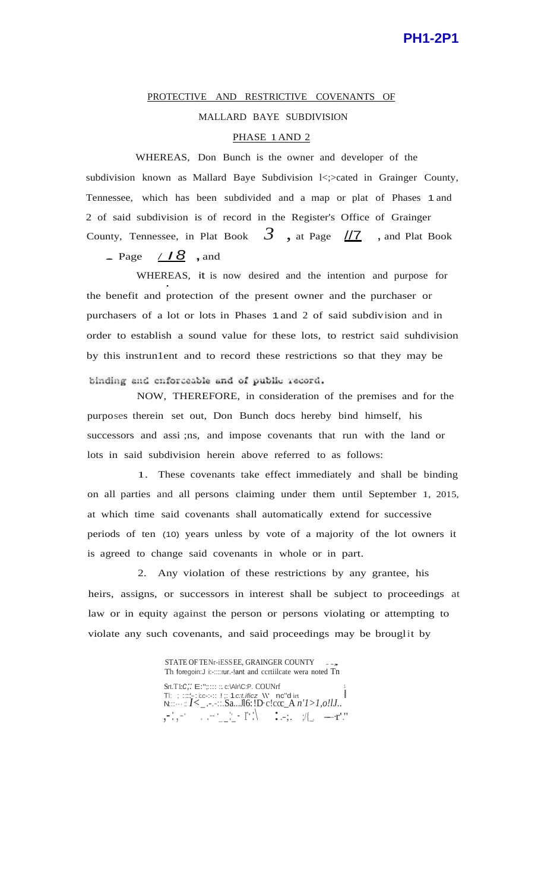PH1-2P1

PROTECTIVE AND RESTRICTIVE COVENANTS OF

MALLARD BAYE SUBDIVISION

PHASE 1 AND 2

WHEREAS, Don Bunch is the owner and developer of the subdivision known as Mallard Baye Subdivision l<;>cated in Grainger County, Tennessee, which has been subdivided and a map or plat of Phases 1 and 2 of said subdivision is of record in the Register's Office of Grainger County, Tennessee, in Plat Book 3, at Page 117, and Plat Book _ Page 118, and

WHEREAS, it is now desired and the intention and purpose for the benefit and protection of the present owner and the purchaser or purchasers of a lot or lots in Phases 1 and 2 of said subdivision and in order to establish a sound value for these lots, to restrict said suhdivision by this instrun1ent and to record these restrictions so that they may be binding and enforceable and of public record.

NOW, THEREFORE, in consideration of the premises and for the purposes therein set out, Don Bunch docs hereby bind himself, his successors and assi ;ns, and impose covenants that run with the land or lots in said subdivision herein above referred to as follows:

1. These covenants take effect immediately and shall be binding on all parties and all persons claiming under them until September 1, 2015, at which time said covenants shall automatically extend for successive periods of ten (10) years unless by vote of a majority of the lot owners it is agreed to change said covenants in whole or in part.

2. Any violation of these restrictions by any grantee, his heirs, assigns, or successors in interest shall be subject to proceedings at law or in equity against the person or persons violating or attempting to violate any such covenants, and said proceedings may be brouglit by

STATE OF TENNESSEE, GRAINGER COUNTY
The foregoing instrument and certificate were noted ...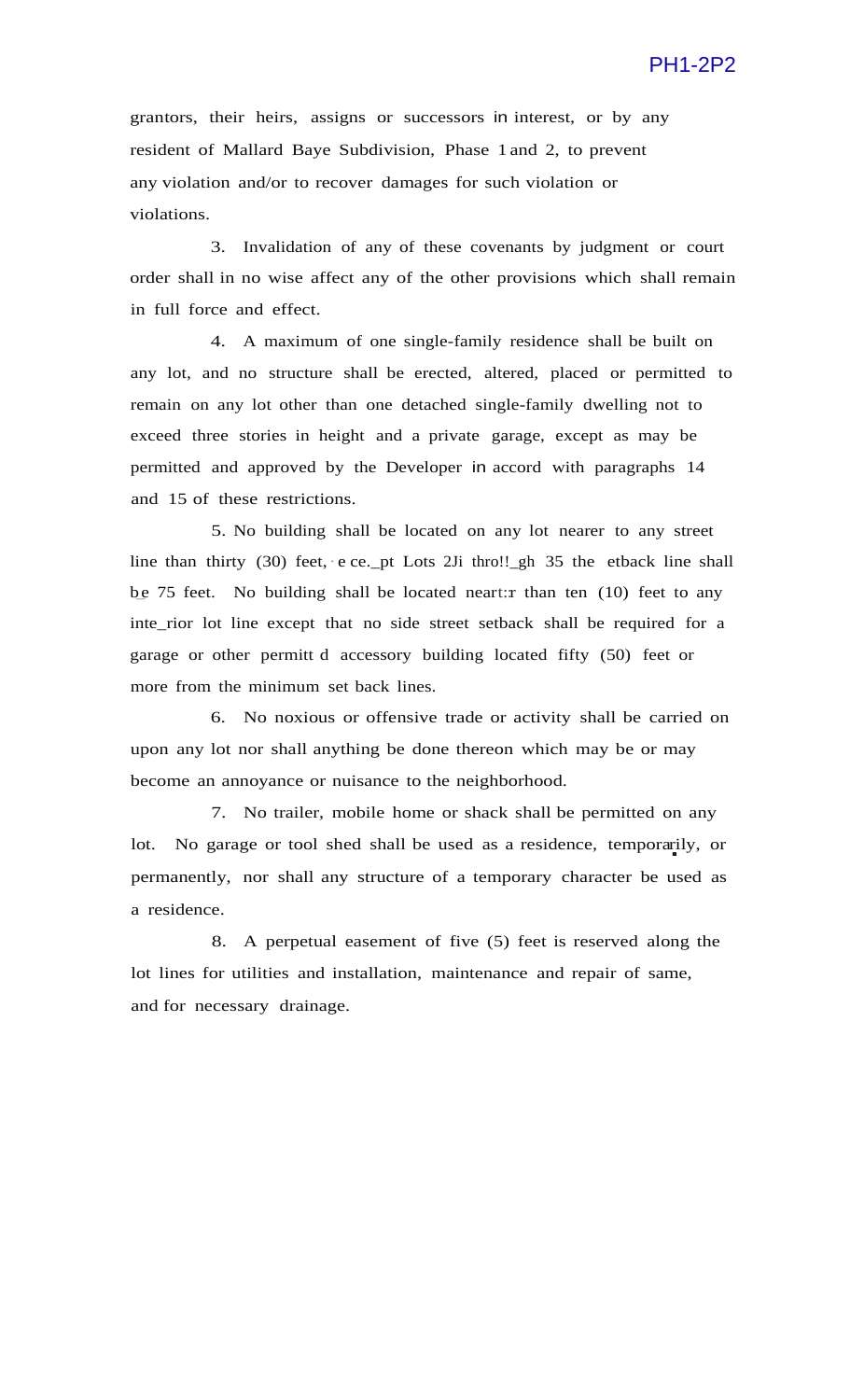grantors, their heirs, assigns or successors in interest, or by any resident of Mallard Baye Subdivision, Phase 1 and 2, to prevent any violation and/or to recover damages for such violation or violations.

3. Invalidation of any of these covenants by judgment or court order shall in no wise affect any of the other provisions which shall remain in full force and effect.

4. A maximum of one single-family residence shall be built on any lot, and no structure shall be erected, altered, placed or permitted to remain on any lot other than one detached single-family dwelling not to exceed three stories in height and a private garage, except as may be permitted and approved by the Developer in accord with paragraphs 14 and 15 of these restrictions.

5. No building shall be located on any lot nearer to any street line than thirty (30) feet, except Lots 2Ji thro!!_gh 35 the etback line shall be 75 feet. No building shall be located neart:r than ten (10) feet to any inte_rior lot line except that no side street setback shall be required for a garage or other permitt d accessory building located fifty (50) feet or more from the minimum set back lines.

6. No noxious or offensive trade or activity shall be carried on upon any lot nor shall anything be done thereon which may be or may become an annoyance or nuisance to the neighborhood.

7. No trailer, mobile home or shack shall be permitted on any lot. No garage or tool shed shall be used as a residence, temporarily, or permanently, nor shall any structure of a temporary character be used as a residence.

8. A perpetual easement of five (5) feet is reserved along the lot lines for utilities and installation, maintenance and repair of same, and for necessary drainage.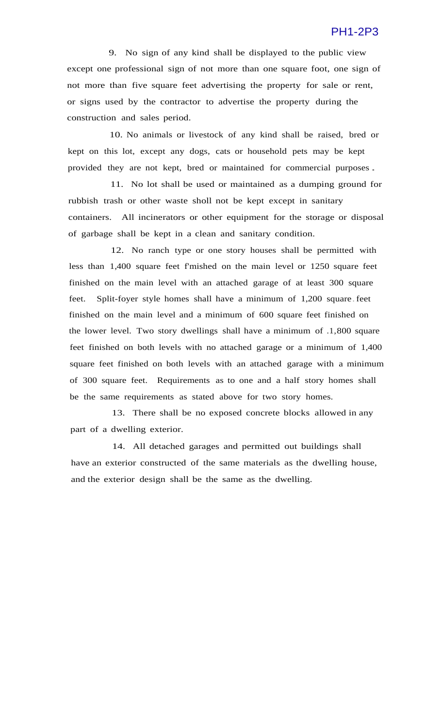9. No sign of any kind shall be displayed to the public view except one professional sign of not more than one square foot, one sign of not more than five square feet advertising the property for sale or rent, or signs used by the contractor to advertise the property during the construction and sales period.

10. No animals or livestock of any kind shall be raised, bred or kept on this lot, except any dogs, cats or household pets may be kept provided they are not kept, bred or maintained for commercial purposes.

11. No lot shall be used or maintained as a dumping ground for rubbish trash or other waste sholl not be kept except in sanitary containers. All incinerators or other equipment for the storage or disposal of garbage shall be kept in a clean and sanitary condition.

12. No ranch type or one story houses shall be permitted with less than 1,400 square feet f'mished on the main level or 1250 square feet finished on the main level with an attached garage of at least 300 square feet. Split-foyer style homes shall have a minimum of 1,200 square feet finished on the main level and a minimum of 600 square feet finished on the lower level. Two story dwellings shall have a minimum of .1,800 square feet finished on both levels with no attached garage or a minimum of 1,400 square feet finished on both levels with an attached garage with a minimum of 300 square feet. Requirements as to one and a half story homes shall be the same requirements as stated above for two story homes.

13. There shall be no exposed concrete blocks allowed in any part of a dwelling exterior.

14. All detached garages and permitted out buildings shall have an exterior constructed of the same materials as the dwelling house, and the exterior design shall be the same as the dwelling.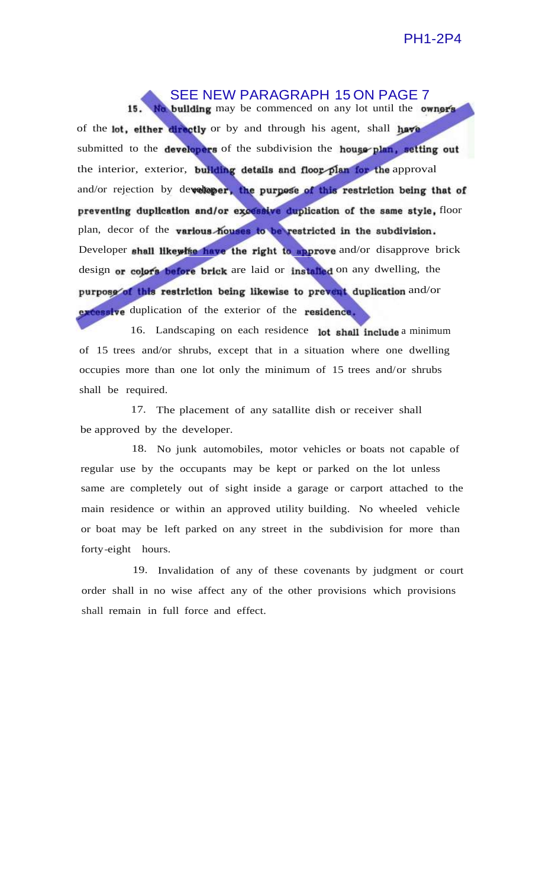SEE NEW PARAGRAPH 15 ON PAGE 7

~~15. No building may be commenced on any lot until the owners of the lot, either directly or by and through his agent, shall have submitted to the developers of the subdivision the house plan, setting out the interior, exterior, building details and floor plan for the approval and/or rejection by developer, the purpose of this restriction being that of preventing duplication and/or excessive duplication of the same style, floor plan, decor of the various houses to be restricted in the subdivision. Developer shall likewise have the right to approve and/or disapprove brick design or colors before brick are laid or installed on any dwelling, the purpose of this restriction being likewise to prevent duplication and/or excessive duplication of the exterior of the residence.~~

16. Landscaping on each residence lot shall include a minimum of 15 trees and/or shrubs, except that in a situation where one dwelling occupies more than one lot only the minimum of 15 trees and/or shrubs shall be required.

17. The placement of any satallite dish or receiver shall be approved by the developer.

18. No junk automobiles, motor vehicles or boats not capable of regular use by the occupants may be kept or parked on the lot unless same are completely out of sight inside a garage or carport attached to the main residence or within an approved utility building. No wheeled vehicle or boat may be left parked on any street in the subdivision for more than forty-eight hours.

19. Invalidation of any of these covenants by judgment or court order shall in no wise affect any of the other provisions which provisions shall remain in full force and effect.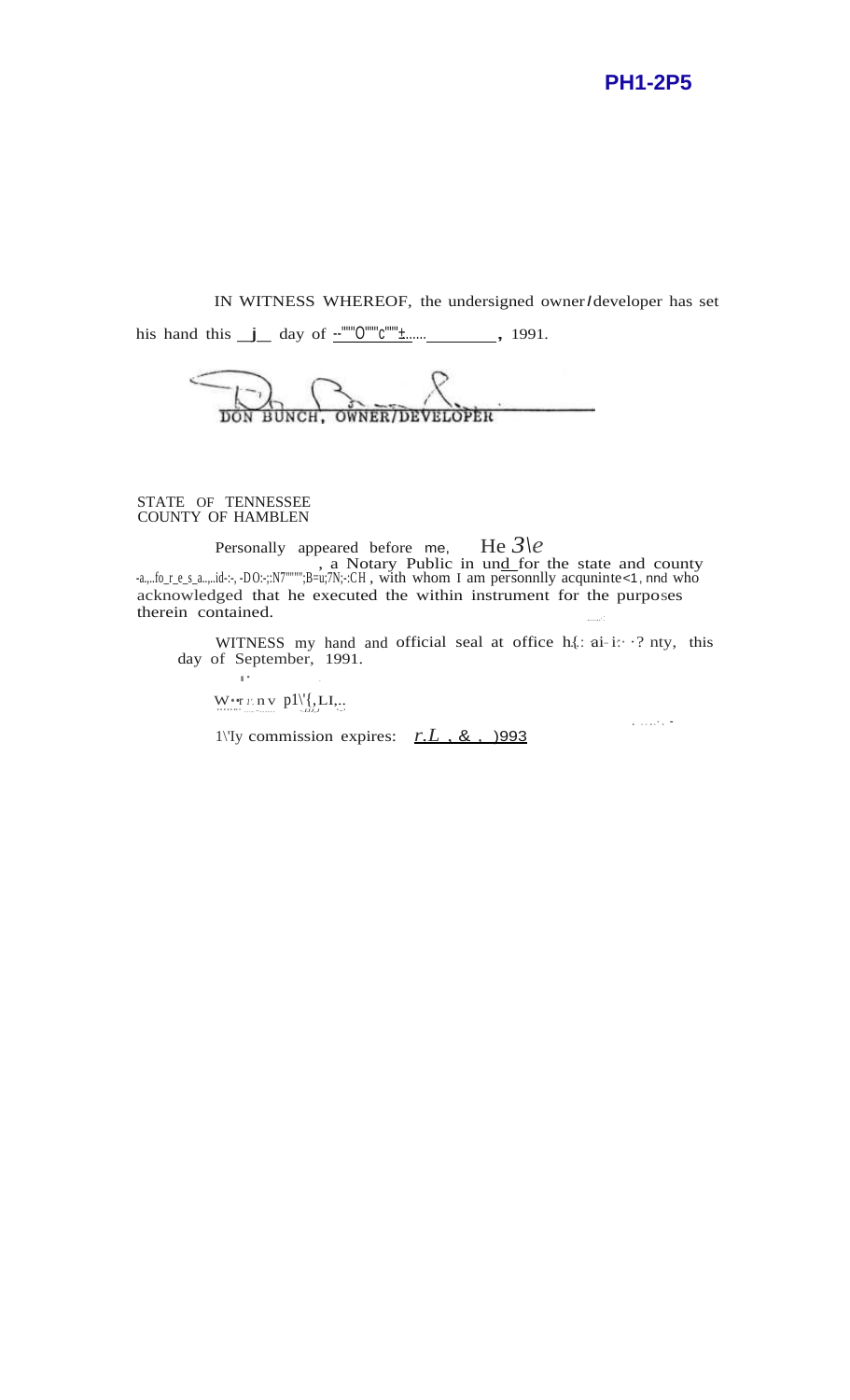PH1-2P5

IN WITNESS WHEREOF, the undersigned owner/developer has set his hand this __j__ day of --"""O"""c"""±......________, 1991.

DON BUNCH, OWNER/DEVELOPER

STATE OF TENNESSEE
COUNTY OF HAMBLEN

Personally appeared before me, He 3\e, a Notary Public in und for the state and county -a.,..fo_r_e_s_a..,..id-:-, -DO:-;:N7""";B=u;7N;-:CH, with whom I am personnlly acquninte<1, nnd who acknowledged that he executed the within instrument for the purposes therein contained.

WITNESS my hand and official seal at office h{: ai-i:· ·? nty, this day of September, 1991.

W••r r: n v p1\'{,LI,..

1\'Iy commission expires: r.L , & , )993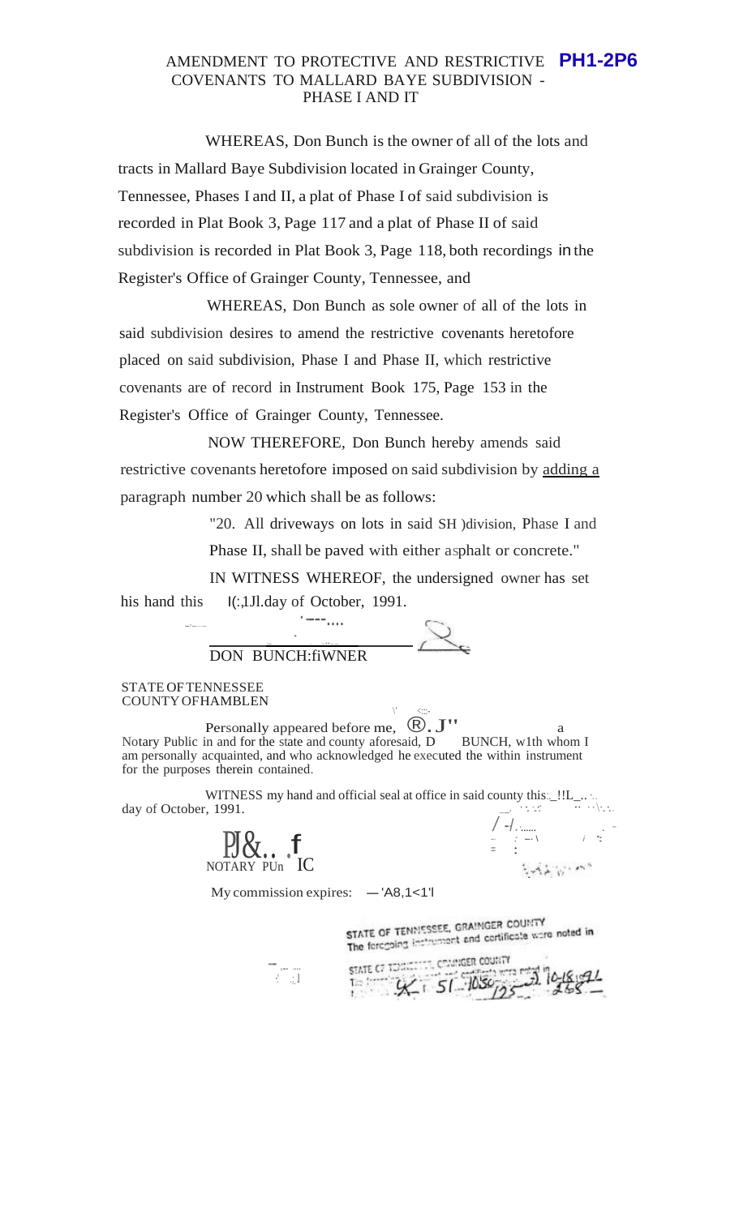# AMENDMENT TO PROTECTIVE AND RESTRICTIVE COVENANTS TO MALLARD BAYE SUBDIVISION - PHASE I AND II

**PH1-2P6**

WHEREAS, Don Bunch is the owner of all of the lots and tracts in Mallard Baye Subdivision located in Grainger County, Tennessee, Phases I and II, a plat of Phase I of said subdivision is recorded in Plat Book 3, Page 117 and a plat of Phase II of said subdivision is recorded in Plat Book 3, Page 118, both recordings in the Register's Office of Grainger County, Tennessee, and

WHEREAS, Don Bunch as sole owner of all of the lots in said subdivision desires to amend the restrictive covenants heretofore placed on said subdivision, Phase I and Phase II, which restrictive covenants are of record in Instrument Book 175, Page 153 in the Register's Office of Grainger County, Tennessee.

NOW THEREFORE, Don Bunch hereby amends said restrictive covenants heretofore imposed on said subdivision by adding a paragraph number 20 which shall be as follows:

> "20. All driveways on lots in said SH )division, Phase I and Phase II, shall be paved with either asphalt or concrete."

IN WITNESS WHEREOF, the undersigned owner has set his hand this I(:,1Jl.day of October, 1991.

DON BUNCH:fiWNER

STATE OF TENNESSEE
COUNTY OF HAMBLEN

Personally appeared before me, ®. J'' a Notary Public in and for the state and county aforesaid, D BUNCH, w1th whom I am personally acquainted, and who acknowledged he executed the within instrument for the purposes therein contained.

WITNESS my hand and official seal at office in said county this:_!!L_.. day of October, 1991.

NOTARY PUBLIC

My commission expires: — 'A8,1<1'l

STATE OF TENNESSEE, GRAINGER COUNTY
The foregoing instrument and certificate were noted in

STATE OF TENNESSEE, GRAINGER COUNTY
The foregoing instrument and certificate were noted in ... 51 ... 1050 ... 125 ... 10-18-91 ... 268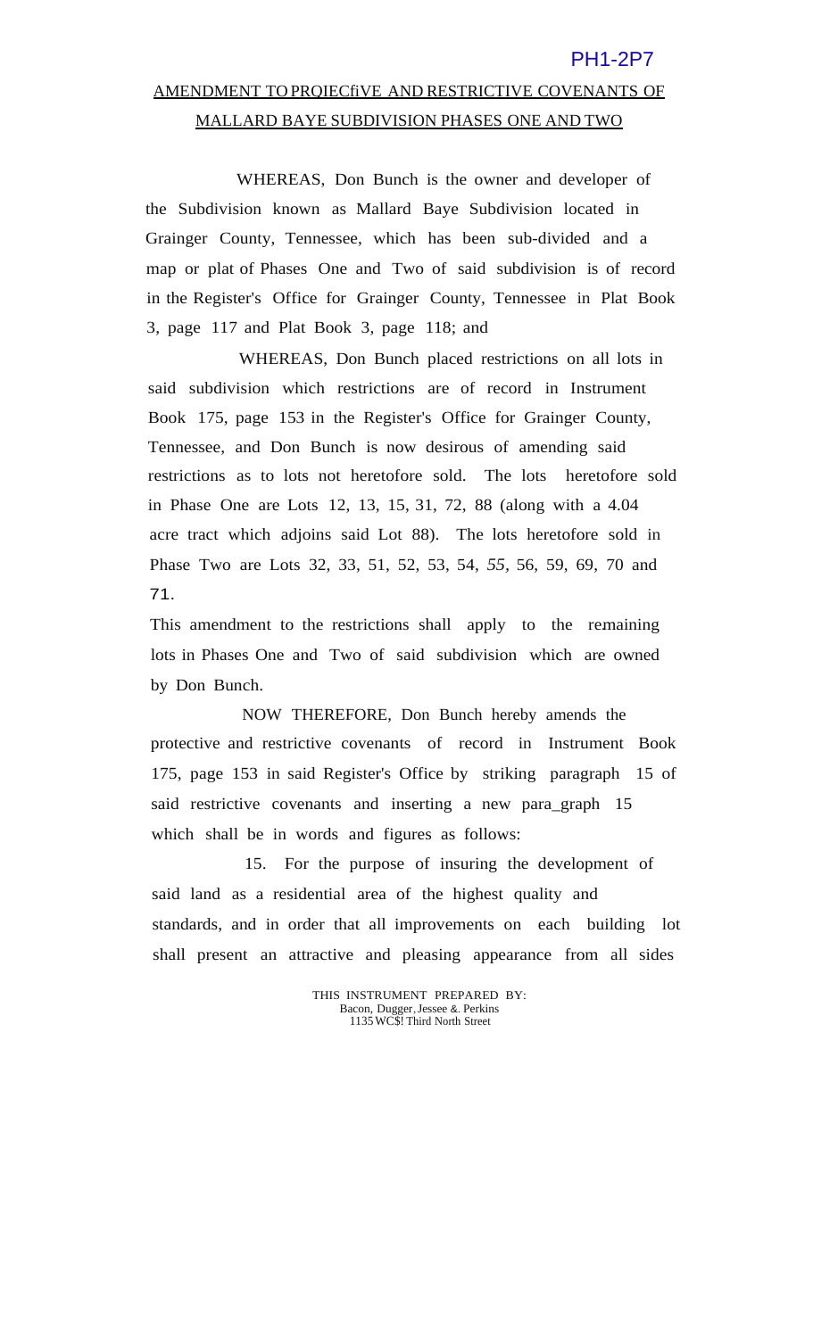PH1-2P7

# AMENDMENT TO PROIECfiVE AND RESTRICTIVE COVENANTS OF MALLARD BAYE SUBDIVISION PHASES ONE AND TWO

WHEREAS, Don Bunch is the owner and developer of the Subdivision known as Mallard Baye Subdivision located in Grainger County, Tennessee, which has been sub-divided and a map or plat of Phases One and Two of said subdivision is of record in the Register's Office for Grainger County, Tennessee in Plat Book 3, page 117 and Plat Book 3, page 118; and

WHEREAS, Don Bunch placed restrictions on all lots in said subdivision which restrictions are of record in Instrument Book 175, page 153 in the Register's Office for Grainger County, Tennessee, and Don Bunch is now desirous of amending said restrictions as to lots not heretofore sold. The lots heretofore sold in Phase One are Lots 12, 13, 15, 31, 72, 88 (along with a 4.04 acre tract which adjoins said Lot 88). The lots heretofore sold in Phase Two are Lots 32, 33, 51, 52, 53, 54, 55, 56, 59, 69, 70 and 71.

This amendment to the restrictions shall apply to the remaining lots in Phases One and Two of said subdivision which are owned by Don Bunch.

NOW THEREFORE, Don Bunch hereby amends the protective and restrictive covenants of record in Instrument Book 175, page 153 in said Register's Office by striking paragraph 15 of said restrictive covenants and inserting a new para_graph 15 which shall be in words and figures as follows:

15. For the purpose of insuring the development of said land as a residential area of the highest quality and standards, and in order that all improvements on each building lot shall present an attractive and pleasing appearance from all sides

THIS INSTRUMENT PREPARED BY:
Bacon, Dugger, Jessee & Perkins
1135 WC$! Third North Street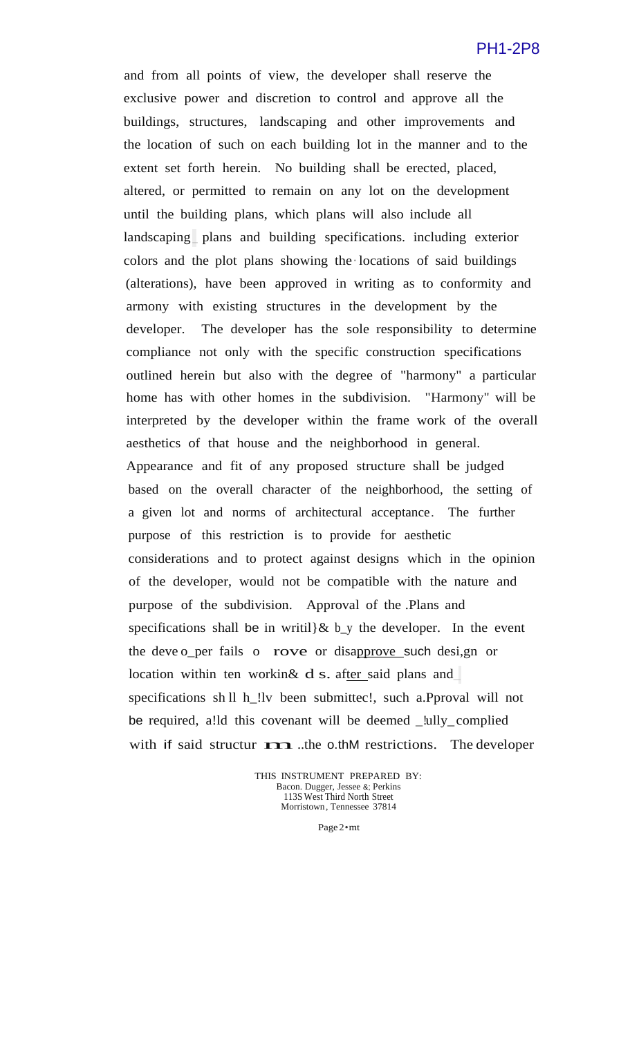and from all points of view, the developer shall reserve the exclusive power and discretion to control and approve all the buildings, structures, landscaping and other improvements and the location of such on each building lot in the manner and to the extent set forth herein. No building shall be erected, placed, altered, or permitted to remain on any lot on the development until the building plans, which plans will also include all landscaping plans and building specifications. including exterior colors and the plot plans showing the locations of said buildings (alterations), have been approved in writing as to conformity and armony with existing structures in the development by the developer. The developer has the sole responsibility to determine compliance not only with the specific construction specifications outlined herein but also with the degree of "harmony" a particular home has with other homes in the subdivision. "Harmony" will be interpreted by the developer within the frame work of the overall aesthetics of that house and the neighborhood in general. Appearance and fit of any proposed structure shall be judged based on the overall character of the neighborhood, the setting of a given lot and norms of architectural acceptance. The further purpose of this restriction is to provide for aesthetic considerations and to protect against designs which in the opinion of the developer, would not be compatible with the nature and purpose of the subdivision. Approval of the .Plans and specifications shall be in writil}& b_y the developer. In the event the deve o_per fails o rove or disapprove such desi,gn or location within ten workin& d s. after said plans and specifications sh ll h_!lv been submittec!, such a.Pproval will not be required, a!ld this covenant will be deemed _!ully_complied with if said structur m ..the o.thM restrictions. The developer

THIS INSTRUMENT PREPARED BY:
Bacon. Dugger, Jessee &; Perkins
113S West Third North Street
Morristown, Tennessee 37814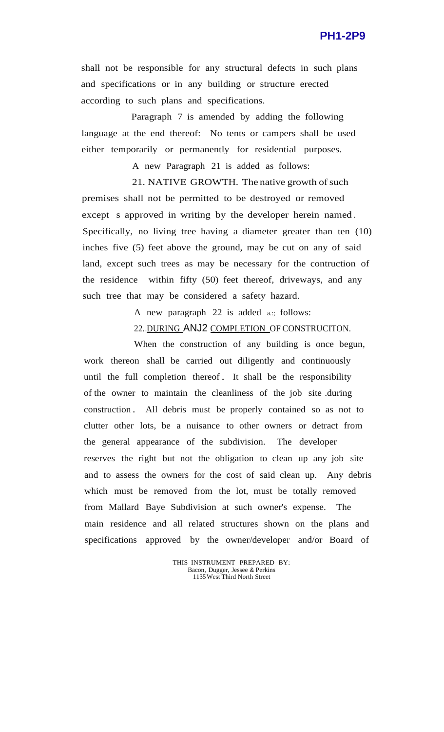shall not be responsible for any structural defects in such plans and specifications or in any building or structure erected according to such plans and specifications.

Paragraph 7 is amended by adding the following language at the end thereof: No tents or campers shall be used either temporarily or permanently for residential purposes.

A new Paragraph 21 is added as follows:

21. NATIVE GROWTH. The native growth of such premises shall not be permitted to be destroyed or removed except s approved in writing by the developer herein named. Specifically, no living tree having a diameter greater than ten (10) inches five (5) feet above the ground, may be cut on any of said land, except such trees as may be necessary for the contruction of the residence within fifty (50) feet thereof, driveways, and any such tree that may be considered a safety hazard.

A new paragraph 22 is added a.:; follows:

22. DURING ANJ2 COMPLETION OF CONSTRUCITON.

When the construction of any building is once begun, work thereon shall be carried out diligently and continuously until the full completion thereof. It shall be the responsibility of the owner to maintain the cleanliness of the job site .during construction. All debris must be properly contained so as not to clutter other lots, be a nuisance to other owners or detract from the general appearance of the subdivision. The developer reserves the right but not the obligation to clean up any job site and to assess the owners for the cost of said clean up. Any debris which must be removed from the lot, must be totally removed from Mallard Baye Subdivision at such owner's expense. The main residence and all related structures shown on the plans and specifications approved by the owner/developer and/or Board of

THIS INSTRUMENT PREPARED BY:
Bacon, Dugger, Jessee & Perkins
1135 West Third North Street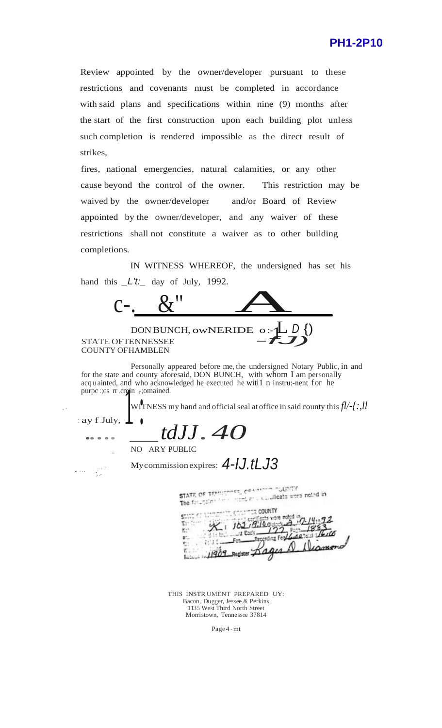Review appointed by the owner/developer pursuant to these restrictions and covenants must be completed in accordance with said plans and specifications within nine (9) months after the start of the first construction upon each building plot unless such completion is rendered impossible as the direct result of strikes,

fires, national emergencies, natural calamities, or any other cause beyond the control of the owner. This restriction may be waived by the owner/developer and/or Board of Review appointed by the owner/developer, and any waiver of these restrictions shall not constitute a waiver as to other building completions.

IN WITNESS WHEREOF, the undersigned has set his hand this _L't:_ day of July, 1992.

DON BUNCH, OWNER/DEVELOPER

STATE OF TENNESSEE
COUNTY OF HAMBLEN

Personally appeared before me, the undersigned Notary Public, in and for the state and county aforesaid, DON BUNCH, with whom I am personally acquainted, and who acknowledged he executed the within instrument for the purposes therein contained.

WITNESS my hand and official seal at office in said county this fl/-{:,ll day of July, 1992.

NOTARY PUBLIC

My commission expires: 4-IJ.tLJ3

STATE OF TENNESSEE, GRAINGER COUNTY
The foregoing instrument and certificate were noted in

STATE OF TENNESSEE, GRAINGER COUNTY
The foregoing instrument and certificate were noted in K, 162, 9:10 o'clock A, 7-14-1992
Book 122 Page 1853
Recording Fee / Total
Receipt No. 11909 Register Roger D. Diamond

THIS INSTRUMENT PREPARED BY:
Bacon, Dugger, Jessee & Perkins
1135 West Third North Street
Morristown, Tennessee 37814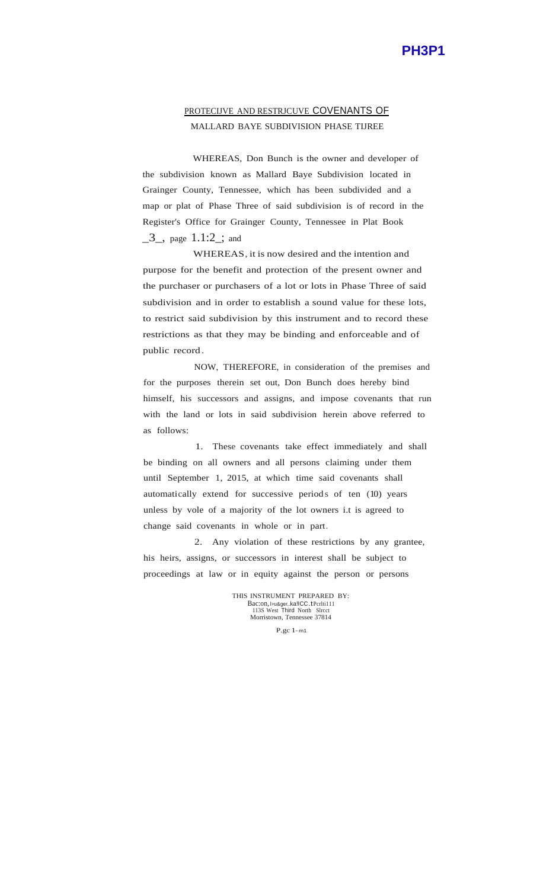PH3P1

## PROTECIJVE AND RESTRJCUVE COVENANTS OF
## MALLARD BAYE SUBDIVISION PHASE TIJREE

WHEREAS, Don Bunch is the owner and developer of the subdivision known as Mallard Baye Subdivision located in Grainger County, Tennessee, which has been subdivided and a map or plat of Phase Three of said subdivision is of record in the Register's Office for Grainger County, Tennessee in Plat Book _3_, page 1.1:2_; and

WHEREAS, it is now desired and the intention and purpose for the benefit and protection of the present owner and the purchaser or purchasers of a lot or lots in Phase Three of said subdivision and in order to establish a sound value for these lots, to restrict said subdivision by this instrument and to record these restrictions as that they may be binding and enforceable and of public record.

NOW, THEREFORE, in consideration of the premises and for the purposes therein set out, Don Bunch does hereby bind himself, his successors and assigns, and impose covenants that run with the land or lots in said subdivision herein above referred to as follows:

1. These covenants take effect immediately and shall be binding on all owners and all persons claiming under them until September 1, 2015, at which time said covenants shall automatically extend for successive periods of ten (10) years unless by vole of a majority of the lot owners i.t is agreed to change said covenants in whole or in part.

2. Any violation of these restrictions by any grantee, his heirs, assigns, or successors in interest shall be subject to proceedings at law or in equity against the person or persons

THIS INSTRUMENT PREPARED BY:
Bac:on, l>u&ger_ka!lCC.tPcrlti111
113S West Third North Slrcct
Morristown, Tennessee 37814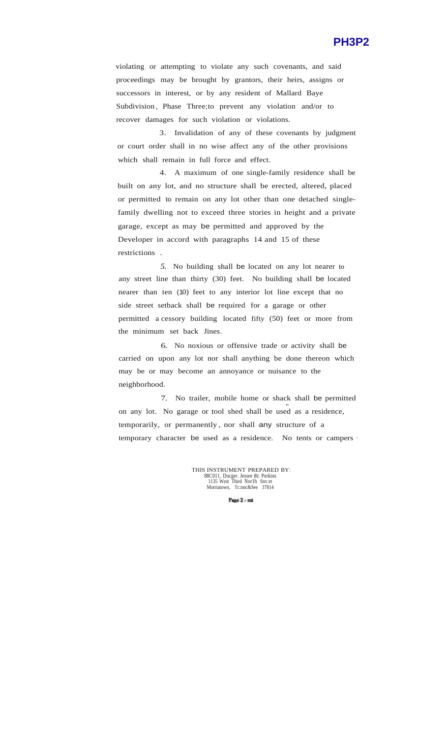violating or attempting to violate any such covenants, and said proceedings may be brought by grantors, their heirs, assigns or successors in interest, or by any resident of Mallard Baye Subdivision, Phase Three;to prevent any violation and/or to recover damages for such violation or violations.

3. Invalidation of any of these covenants by judgment or court order shall in no wise affect any of the other provisions which shall remain in full force and effect.

4. A maximum of one single-family residence shall be built on any lot, and no structure shall be erected, altered, placed or permitted to remain on any lot other than one detached single-family dwelling not to exceed three stories in height and a private garage, except as may be permitted and approved by the Developer in accord with paragraphs 14 and 15 of these restrictions .

5. No building shall be located on any lot nearer to any street line than thirty (30) feet. No building shall be located nearer than ten (10) feet to any interior lot line except that no side street setback shall be required for a garage or other permitted a cessory building located fifty (50) feet or more from the minimum set back Jines.

6. No noxious or offensive trade or activity shall be carried on upon any lot nor shall anything be done thereon which may be or may become an annoyance or nuisance to the neighborhood.

7. No trailer, mobile home or shack shall be permitted on any lot. No garage or tool shed shall be used as a residence, temporarily, or permanently, nor shall any structure of a temporary character be used as a residence. No tents or campers

THIS INSTRUMENT PREPARED BY:
88C011, Ducger. Jessee &c. Perkins
1135 West Third Nor1h Strc:et
Morriatown, Tc:nnc&See 37814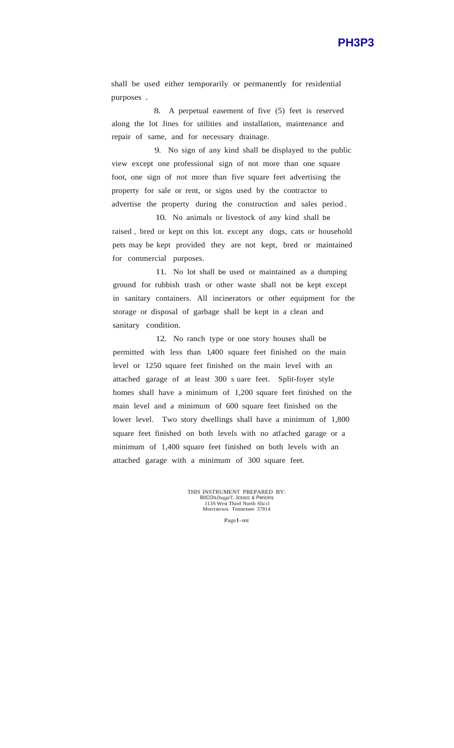shall be used either temporarily or permanently for residential purposes .

8. A perpetual easement of five (5) feet is reserved along the lot Jines for utilities and installation, maintenance and repair of same, and for necessary drainage.

9. No sign of any kind shall be displayed to the public view except one professional sign of not more than one square foot, one sign of not more than five square feet advertising the property for sale or rent, or signs used by the contractor to advertise the property during the construction and sales period .

10. No animals or livestock of any kind shall be raised , bred or kept on this lot. except any dogs, cats or household pets may be kept provided they are not kept, bred or maintained for commercial purposes.

11. No lot shall be used or maintained as a dumping ground for rubbish trash or other waste shall not be kept except in sanitary containers. All incinerators or other equipment for the storage or disposal of garbage shall be kept in a clean and sanitary condition.

12. No ranch type or one story houses shall be permitted with less than 1,400 square feet finished on the main level or 1250 square feet finished on the main level with an attached garage of at least 300 s uare feet. Split-foyer style homes shall have a minimum of 1,200 square feet finished on the main level and a minimum of 600 square feet finished on the lower level. Two story dwellings shall have a minimum of 1,800 square feet finished on both levels with no atfached garage or a minimum of 1,400 square feet finished on both levels with an attached garage with a minimum of 300 square feet.

THIS INSTRUMENT PREPARED BY:
BIICOn,DuggeT, Jcsscc & Pericins
113S West Third North Sliccl
Morristown. Tennessee 37814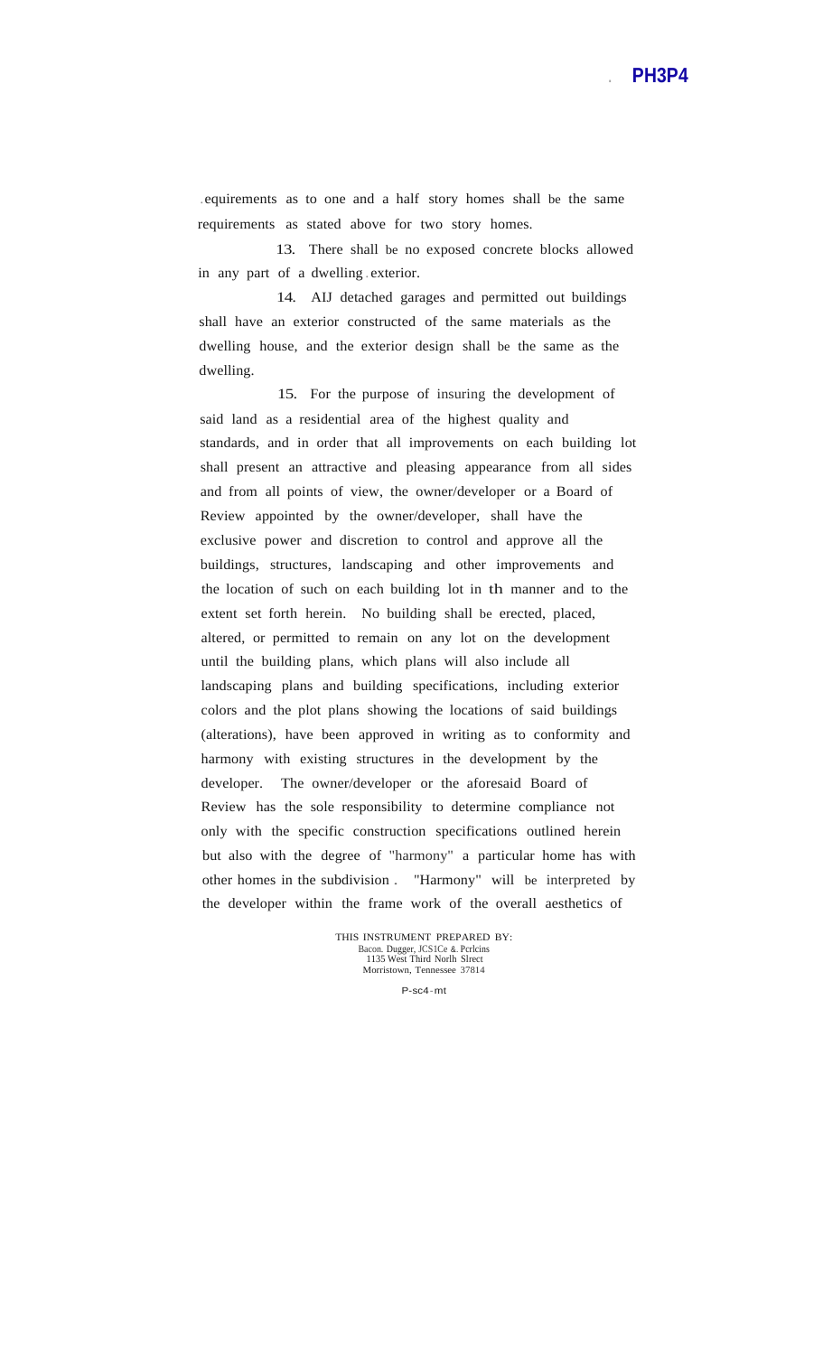.equirements as to one and a half story homes shall be the same requirements as stated above for two story homes.

13. There shall be no exposed concrete blocks allowed in any part of a dwelling exterior.

14. AIJ detached garages and permitted out buildings shall have an exterior constructed of the same materials as the dwelling house, and the exterior design shall be the same as the dwelling.

15. For the purpose of insuring the development of said land as a residential area of the highest quality and standards, and in order that all improvements on each building lot shall present an attractive and pleasing appearance from all sides and from all points of view, the owner/developer or a Board of Review appointed by the owner/developer, shall have the exclusive power and discretion to control and approve all the buildings, structures, landscaping and other improvements and the location of such on each building lot in th manner and to the extent set forth herein. No building shall be erected, placed, altered, or permitted to remain on any lot on the development until the building plans, which plans will also include all landscaping plans and building specifications, including exterior colors and the plot plans showing the locations of said buildings (alterations), have been approved in writing as to conformity and harmony with existing structures in the development by the developer. The owner/developer or the aforesaid Board of Review has the sole responsibility to determine compliance not only with the specific construction specifications outlined herein but also with the degree of "harmony" a particular home has with other homes in the subdivision. "Harmony" will be interpreted by the developer within the frame work of the overall aesthetics of

THIS INSTRUMENT PREPARED BY:
Bacon. Dugger, JCS1Ce & Pcrlcins
1135 West Third Norlh Slrect
Morristown, Tennessee 37814

P-sc4-mt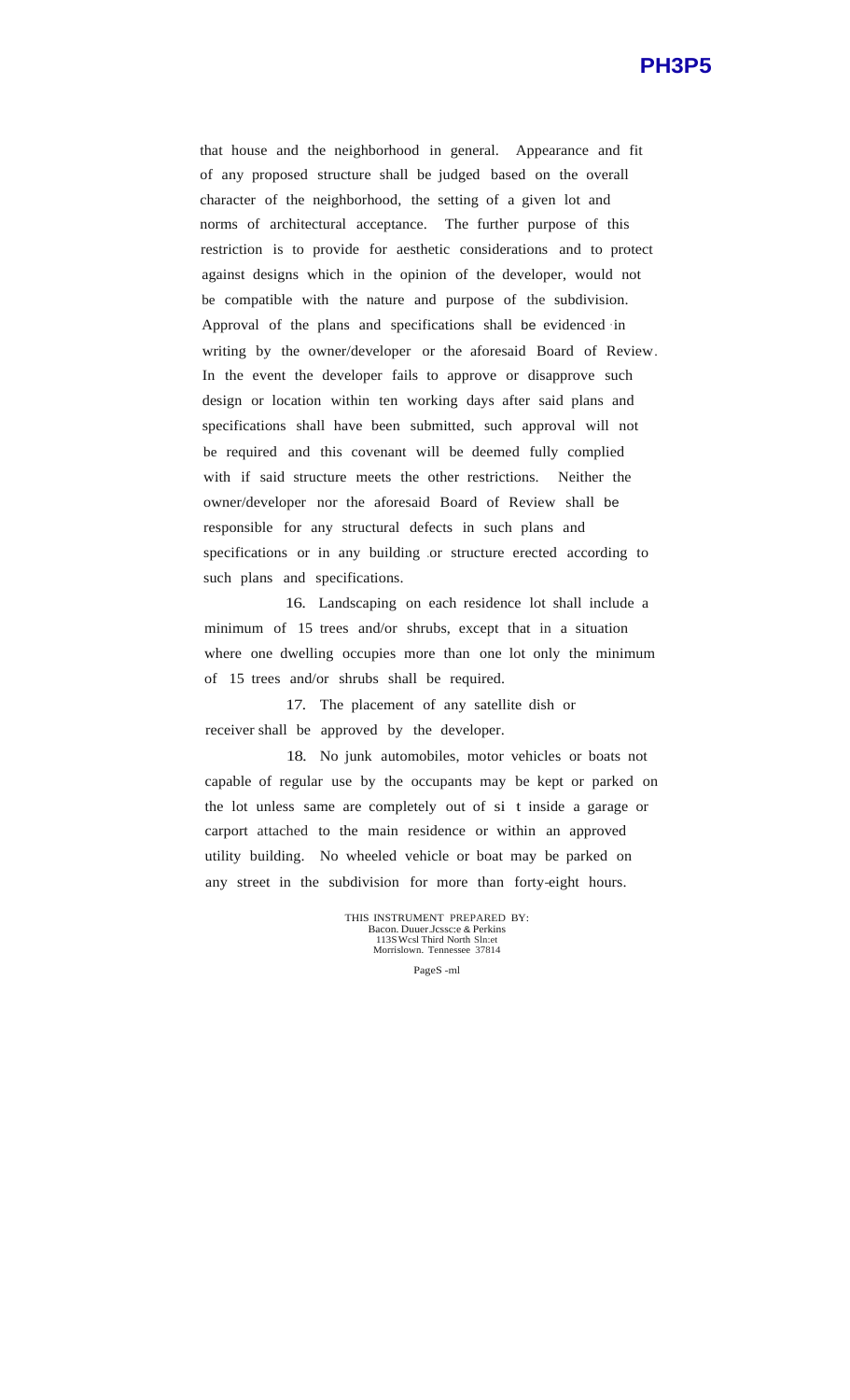that house and the neighborhood in general. Appearance and fit of any proposed structure shall be judged based on the overall character of the neighborhood, the setting of a given lot and norms of architectural acceptance. The further purpose of this restriction is to provide for aesthetic considerations and to protect against designs which in the opinion of the developer, would not be compatible with the nature and purpose of the subdivision. Approval of the plans and specifications shall be evidenced in writing by the owner/developer or the aforesaid Board of Review. In the event the developer fails to approve or disapprove such design or location within ten working days after said plans and specifications shall have been submitted, such approval will not be required and this covenant will be deemed fully complied with if said structure meets the other restrictions. Neither the owner/developer nor the aforesaid Board of Review shall be responsible for any structural defects in such plans and specifications or in any building or structure erected according to such plans and specifications.

16. Landscaping on each residence lot shall include a minimum of 15 trees and/or shrubs, except that in a situation where one dwelling occupies more than one lot only the minimum of 15 trees and/or shrubs shall be required.

17. The placement of any satellite dish or receiver shall be approved by the developer.

18. No junk automobiles, motor vehicles or boats not capable of regular use by the occupants may be kept or parked on the lot unless same are completely out of si t inside a garage or carport attached to the main residence or within an approved utility building. No wheeled vehicle or boat may be parked on any street in the subdivision for more than forty-eight hours.

THIS INSTRUMENT PREPARED BY:
Bacon. Duuer.Jcssc:e & Perkins
113S Wcsl Third North Sln:et
Morrislown. Tennessee 37814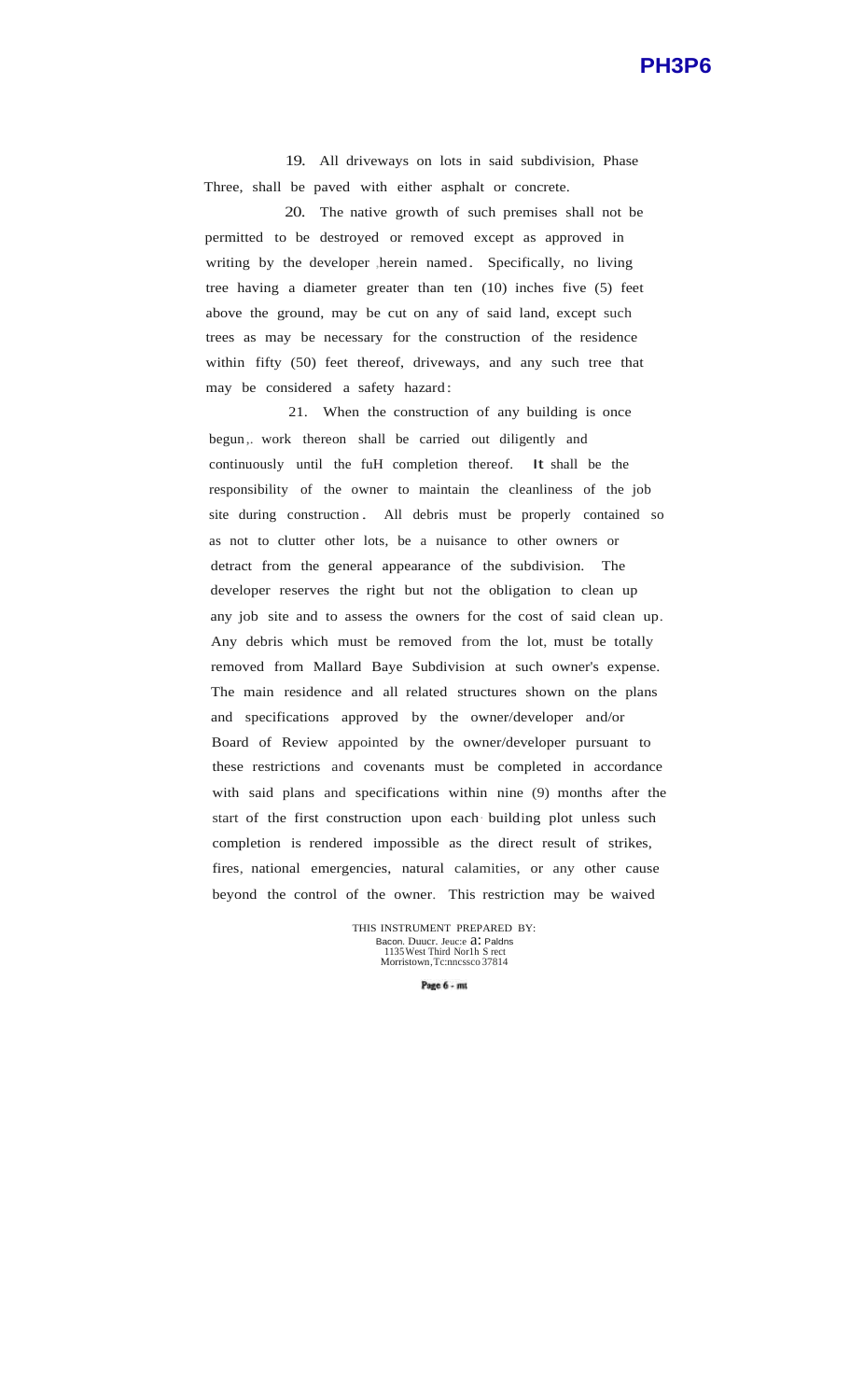19. All driveways on lots in said subdivision, Phase Three, shall be paved with either asphalt or concrete.

20. The native growth of such premises shall not be permitted to be destroyed or removed except as approved in writing by the developer herein named. Specifically, no living tree having a diameter greater than ten (10) inches five (5) feet above the ground, may be cut on any of said land, except such trees as may be necessary for the construction of the residence within fifty (50) feet thereof, driveways, and any such tree that may be considered a safety hazard:

21. When the construction of any building is once begun, work thereon shall be carried out diligently and continuously until the fuH completion thereof. It shall be the responsibility of the owner to maintain the cleanliness of the job site during construction. All debris must be properly contained so as not to clutter other lots, be a nuisance to other owners or detract from the general appearance of the subdivision. The developer reserves the right but not the obligation to clean up any job site and to assess the owners for the cost of said clean up. Any debris which must be removed from the lot, must be totally removed from Mallard Baye Subdivision at such owner's expense. The main residence and all related structures shown on the plans and specifications approved by the owner/developer and/or Board of Review appointed by the owner/developer pursuant to these restrictions and covenants must be completed in accordance with said plans and specifications within nine (9) months after the start of the first construction upon each building plot unless such completion is rendered impossible as the direct result of strikes, fires, national emergencies, natural calamities, or any other cause beyond the control of the owner. This restriction may be waived

THIS INSTRUMENT PREPARED BY:
Bacon. Duucr. Jeuc:e a: Paldns
1135 West Third Nor1h S rect
Morristown, Tc:nncssco 37814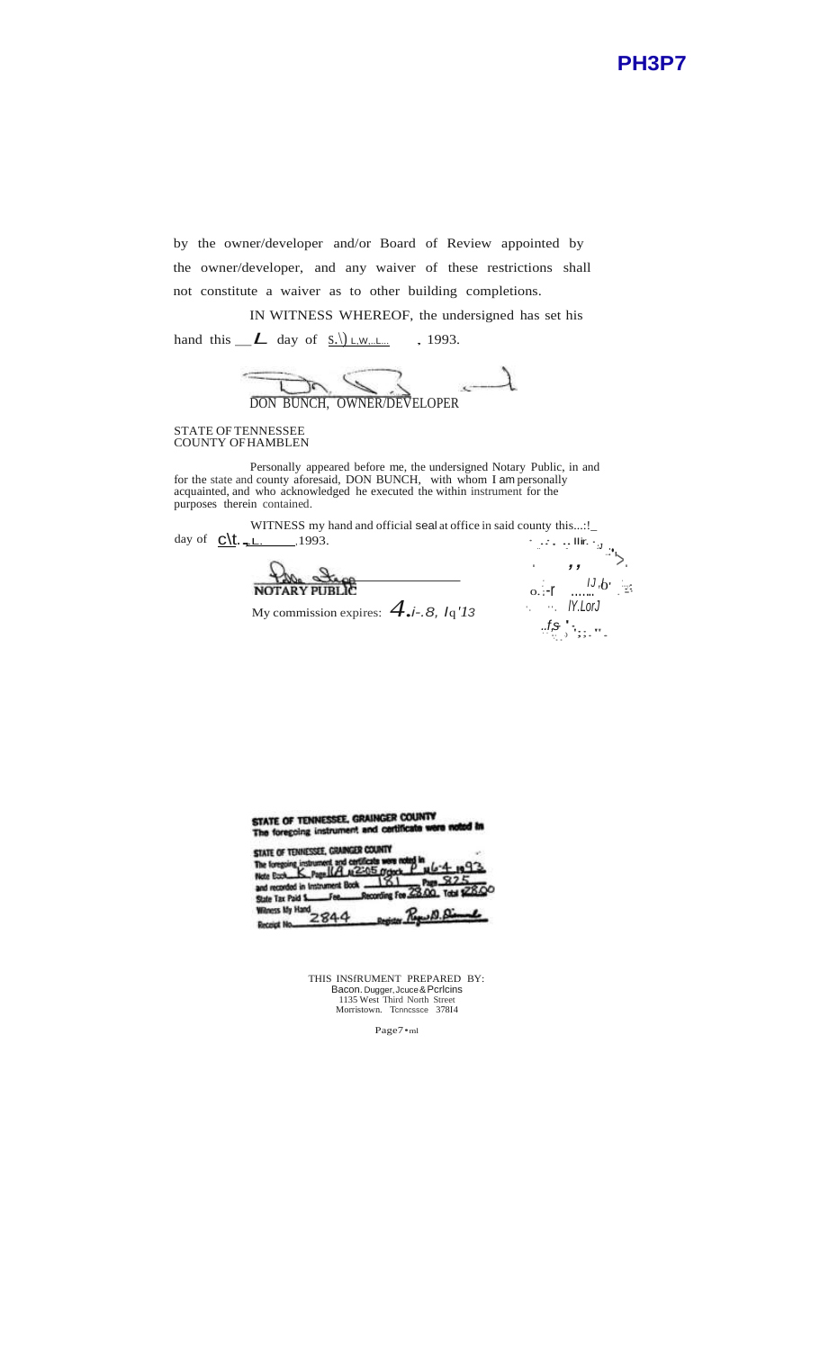PH3P7

by the owner/developer and/or Board of Review appointed by the owner/developer, and any waiver of these restrictions shall not constitute a waiver as to other building completions.

IN WITNESS WHEREOF, the undersigned has set his hand this __L__ day of S.\) L.W...L... , 1993.

DON BUNCH, OWNER/DEVELOPER

STATE OF TENNESSEE
COUNTY OF HAMBLEN

Personally appeared before me, the undersigned Notary Public, in and for the state and county aforesaid, DON BUNCH, with whom I am personally acquainted, and who acknowledged he executed the within instrument for the purposes therein contained.

WITNESS my hand and official seal at office in said county this...:!_ day of C\t. - L. ,1993.

NOTARY PUBLIC

My commission expires: 4.i-.8, lq'13

STATE OF TENNESSEE, GRAINGER COUNTY
The foregoing instrument and certificate were noted in

STATE OF TENNESSEE, GRAINGER COUNTY
The foregoing instrument and certificate were noted in Note Book K Page 11A at 2:05 o'clock P M 6-4 1993 and recorded in Instrument Book 181 Page 825
State Tax Paid $____ Fee____ Recording Fee 23.00 Total $28.00
Witness My Hand
Receipt No. 2844 Register

THIS INSTRUMENT PREPARED BY:
Bacon, Dugger, Jcuce & Perkins
1135 West Third North Street
Morristown, Tennessee 37814

Page7•ml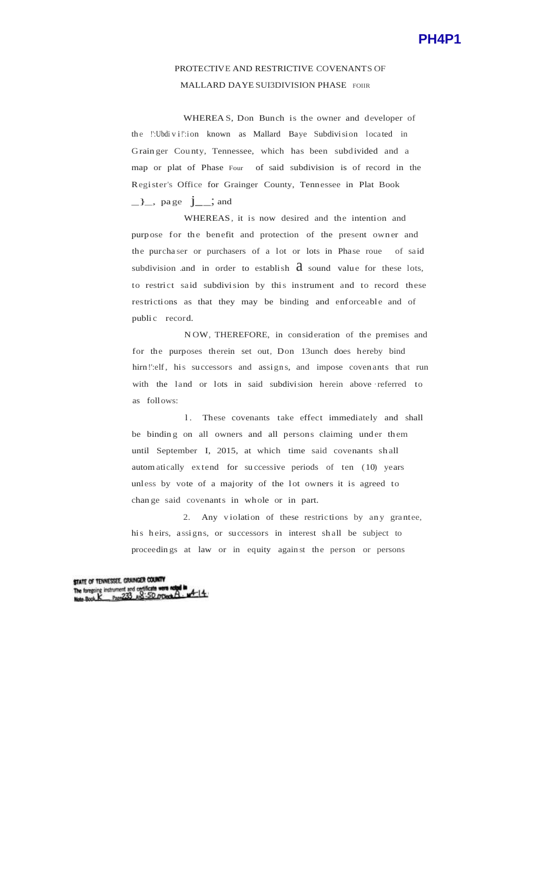PH4P1

PROTECTIVE AND RESTRICTIVE COVENANTS OF
MALLARD DAYE SUI3DIVISION PHASE FOIIR

WHEREAS, Don Bunch is the owner and developer of the !':Ubdivi!':ion known as Mallard Baye Subdivision located in Grainger County, Tennessee, which has been subdivided and a map or plat of Phase Four of said subdivision is of record in the Register's Office for Grainger County, Tennessee in Plat Book _}_, page j__; and

WHEREAS, it is now desired and the intention and purpose for the benefit and protection of the present owner and the purchaser or purchasers of a lot or lots in Phase roue of said subdivision and in order to establish a sound value for these lots, to restrict said subdivision by this instrument and to record these restrictions as that they may be binding and enforceable and of public record.

NOW, THEREFORE, in consideration of the premises and for the purposes therein set out, Don 13unch does hereby bind hirn!':elf, his successors and assigns, and impose covenants that run with the land or lots in said subdivision herein above referred to as follows:

1. These covenants take effect immediately and shall be binding on all owners and all persons claiming under them until September I, 2015, at which time said covenants shall automatically extend for successive periods of ten (10) years unless by vote of a majority of the lot owners it is agreed to change said covenants in whole or in part.

2. Any violation of these restrictions by any grantee, his heirs, assigns, or successors in interest shall be subject to proceedings at law or in equity against the person or persons

STATE OF TENNESSEE, GRAINGER COUNTY
The foregoing instrument and certificate were noted in Note Book K Page 233 At 8:50 O'Clock A. M. 4-14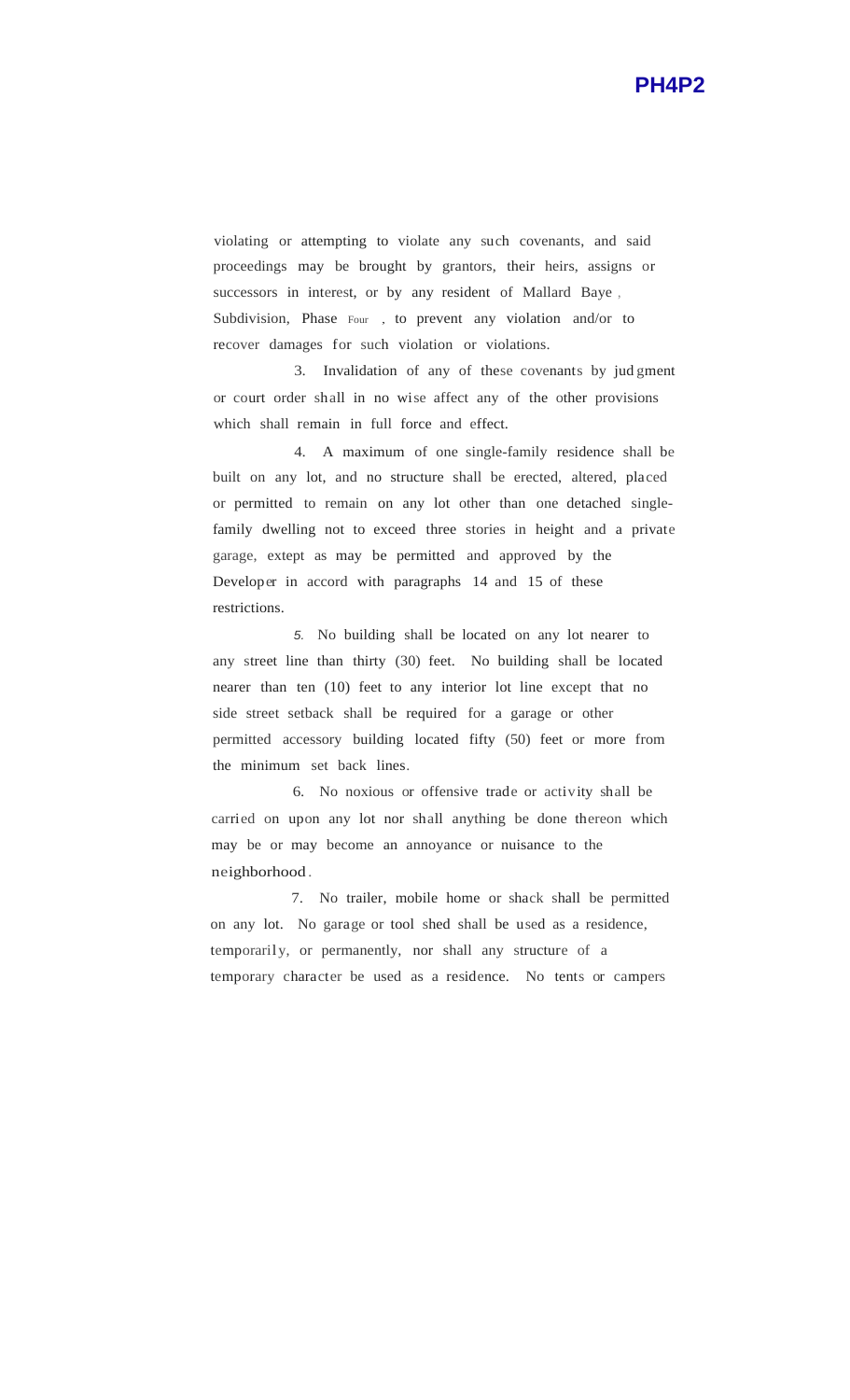violating or attempting to violate any such covenants, and said proceedings may be brought by grantors, their heirs, assigns or successors in interest, or by any resident of Mallard Baye, Subdivision, Phase Four, to prevent any violation and/or to recover damages for such violation or violations.

3. Invalidation of any of these covenants by judgment or court order shall in no wise affect any of the other provisions which shall remain in full force and effect.

4. A maximum of one single-family residence shall be built on any lot, and no structure shall be erected, altered, placed or permitted to remain on any lot other than one detached single-family dwelling not to exceed three stories in height and a private garage, extept as may be permitted and approved by the Developer in accord with paragraphs 14 and 15 of these restrictions.

5. No building shall be located on any lot nearer to any street line than thirty (30) feet. No building shall be located nearer than ten (10) feet to any interior lot line except that no side street setback shall be required for a garage or other permitted accessory building located fifty (50) feet or more from the minimum set back lines.

6. No noxious or offensive trade or activity shall be carried on upon any lot nor shall anything be done thereon which may be or may become an annoyance or nuisance to the neighborhood.

7. No trailer, mobile home or shack shall be permitted on any lot. No garage or tool shed shall be used as a residence, temporarily, or permanently, nor shall any structure of a temporary character be used as a residence. No tents or campers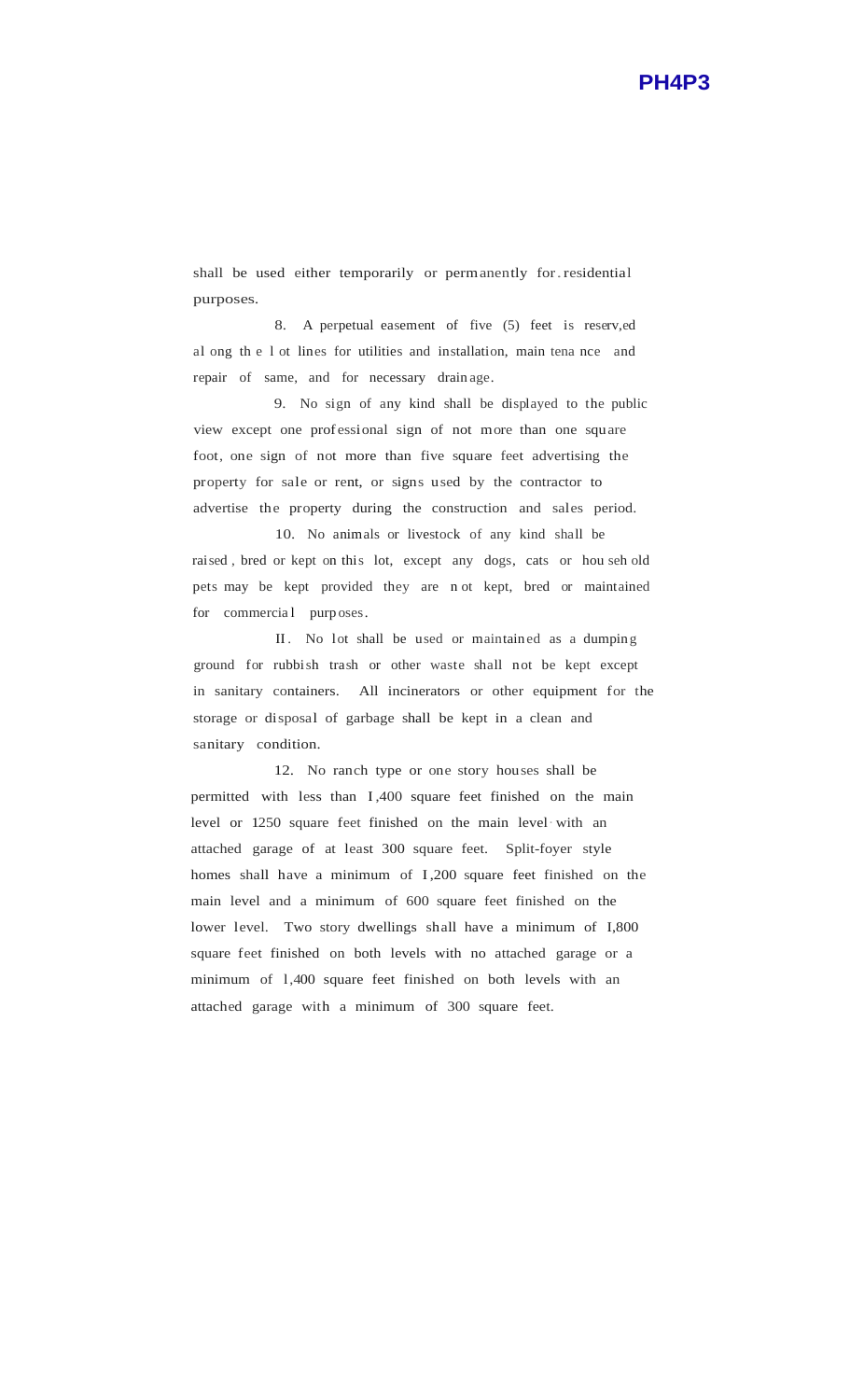shall be used either temporarily or permanently for residential purposes.

8. A perpetual easement of five (5) feet is reserved along the lot lines for utilities and installation, maintenance and repair of same, and for necessary drainage.

9. No sign of any kind shall be displayed to the public view except one professional sign of not more than one square foot, one sign of not more than five square feet advertising the property for sale or rent, or signs used by the contractor to advertise the property during the construction and sales period.

10. No animals or livestock of any kind shall be raised, bred or kept on this lot, except any dogs, cats or household pets may be kept provided they are not kept, bred or maintained for commercial purposes.

11. No lot shall be used or maintained as a dumping ground for rubbish trash or other waste shall not be kept except in sanitary containers. All incinerators or other equipment for the storage or disposal of garbage shall be kept in a clean and sanitary condition.

12. No ranch type or one story houses shall be permitted with less than 1,400 square feet finished on the main level or 1250 square feet finished on the main level with an attached garage of at least 300 square feet. Split-foyer style homes shall have a minimum of 1,200 square feet finished on the main level and a minimum of 600 square feet finished on the lower level. Two story dwellings shall have a minimum of 1,800 square feet finished on both levels with no attached garage or a minimum of 1,400 square feet finished on both levels with an attached garage with a minimum of 300 square feet.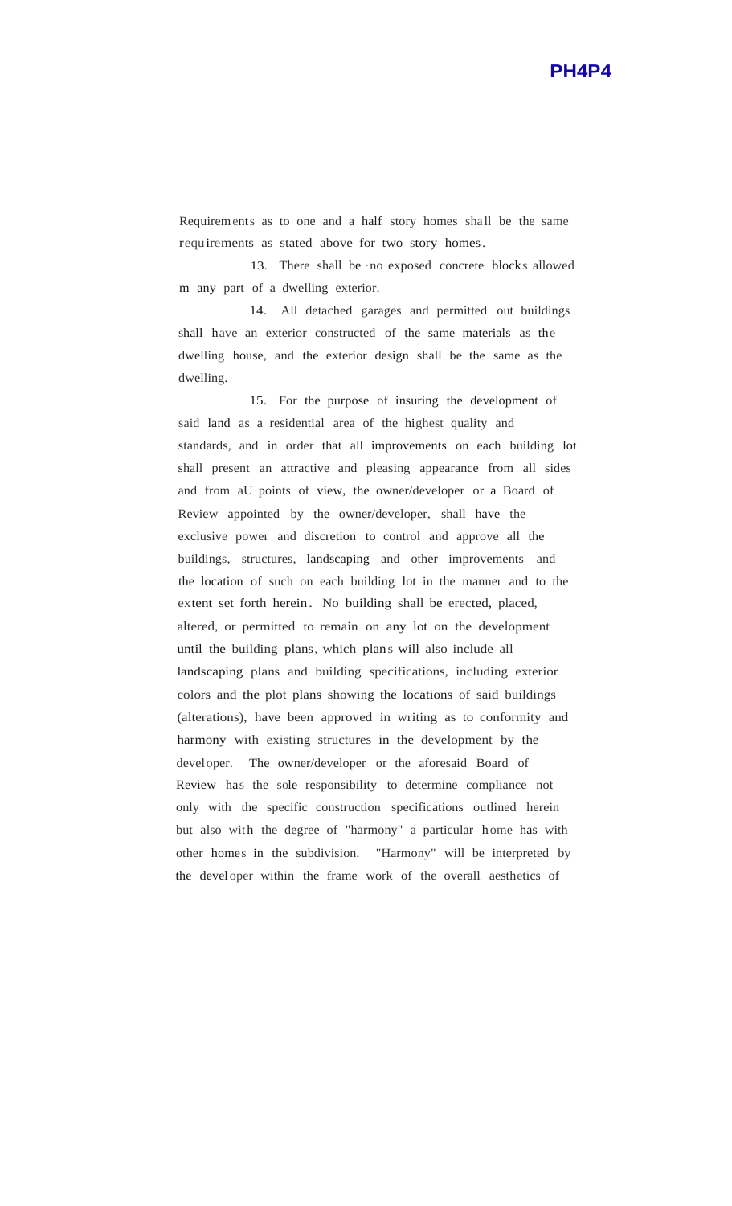Requirements as to one and a half story homes shall be the same requirements as stated above for two story homes.

13. There shall be ·no exposed concrete blocks allowed m any part of a dwelling exterior.

14. All detached garages and permitted out buildings shall have an exterior constructed of the same materials as the dwelling house, and the exterior design shall be the same as the dwelling.

15. For the purpose of insuring the development of said land as a residential area of the highest quality and standards, and in order that all improvements on each building lot shall present an attractive and pleasing appearance from all sides and from aU points of view, the owner/developer or a Board of Review appointed by the owner/developer, shall have the exclusive power and discretion to control and approve all the buildings, structures, landscaping and other improvements and the location of such on each building lot in the manner and to the extent set forth herein. No building shall be erected, placed, altered, or permitted to remain on any lot on the development until the building plans, which plans will also include all landscaping plans and building specifications, including exterior colors and the plot plans showing the locations of said buildings (alterations), have been approved in writing as to conformity and harmony with existing structures in the development by the developer. The owner/developer or the aforesaid Board of Review has the sole responsibility to determine compliance not only with the specific construction specifications outlined herein but also with the degree of "harmony" a particular home has with other homes in the subdivision. "Harmony" will be interpreted by the developer within the frame work of the overall aesthetics of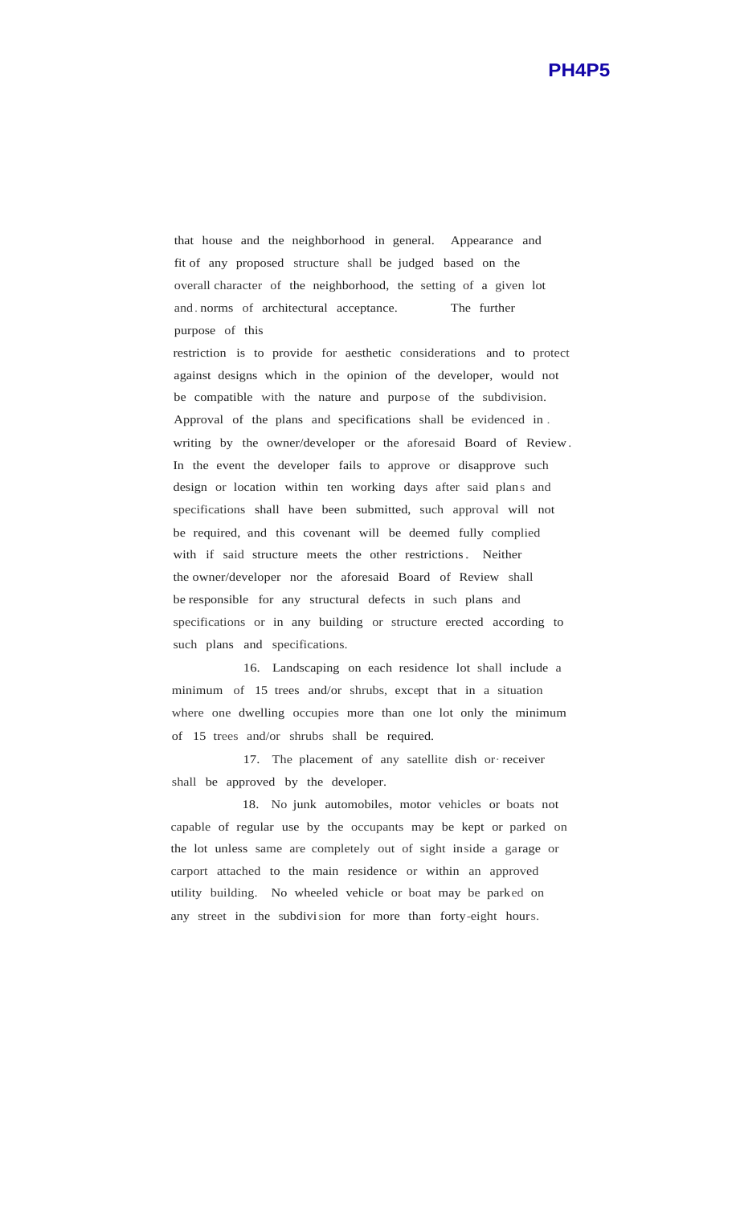that house and the neighborhood in general. Appearance and fit of any proposed structure shall be judged based on the overall character of the neighborhood, the setting of a given lot and norms of architectural acceptance. The further purpose of this restriction is to provide for aesthetic considerations and to protect against designs which in the opinion of the developer, would not be compatible with the nature and purpose of the subdivision. Approval of the plans and specifications shall be evidenced in writing by the owner/developer or the aforesaid Board of Review. In the event the developer fails to approve or disapprove such design or location within ten working days after said plans and specifications shall have been submitted, such approval will not be required, and this covenant will be deemed fully complied with if said structure meets the other restrictions. Neither the owner/developer nor the aforesaid Board of Review shall be responsible for any structural defects in such plans and specifications or in any building or structure erected according to such plans and specifications.

16. Landscaping on each residence lot shall include a minimum of 15 trees and/or shrubs, except that in a situation where one dwelling occupies more than one lot only the minimum of 15 trees and/or shrubs shall be required.

17. The placement of any satellite dish or receiver shall be approved by the developer.

18. No junk automobiles, motor vehicles or boats not capable of regular use by the occupants may be kept or parked on the lot unless same are completely out of sight inside a garage or carport attached to the main residence or within an approved utility building. No wheeled vehicle or boat may be parked on any street in the subdivision for more than forty-eight hours.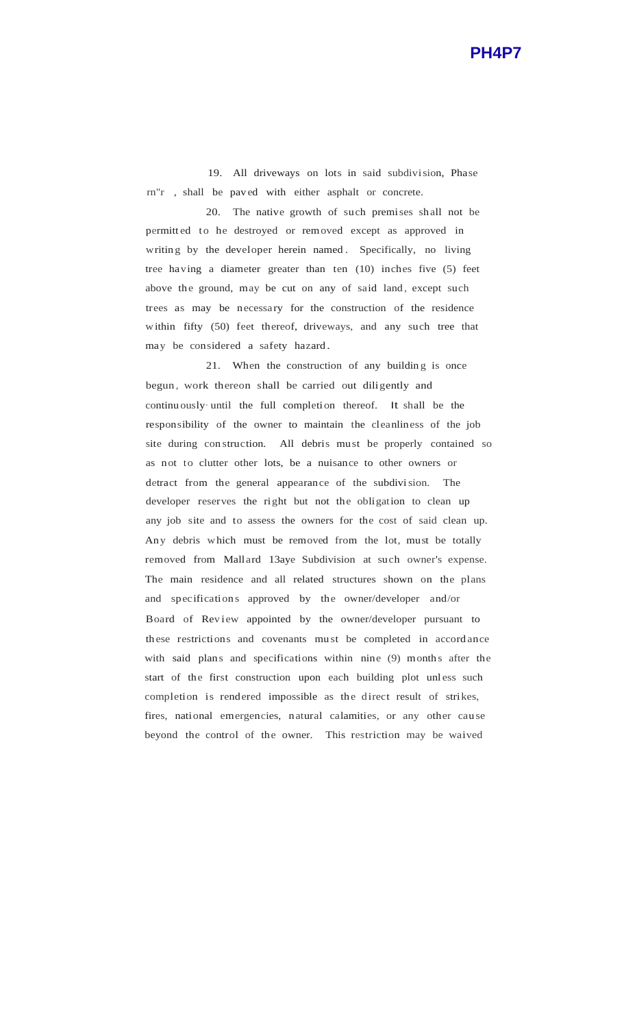19. All driveways on lots in said subdivision, Phase rn"r , shall be paved with either asphalt or concrete.

20. The native growth of such premises shall not be permitted to he destroyed or removed except as approved in writing by the developer herein named. Specifically, no living tree having a diameter greater than ten (10) inches five (5) feet above the ground, may be cut on any of said land, except such trees as may be necessary for the construction of the residence within fifty (50) feet thereof, driveways, and any such tree that may be considered a safety hazard.

21. When the construction of any building is once begun, work thereon shall be carried out diligently and continuously until the full completion thereof. It shall be the responsibility of the owner to maintain the cleanliness of the job site during construction. All debris must be properly contained so as not to clutter other lots, be a nuisance to other owners or detract from the general appearance of the subdivision. The developer reserves the right but not the obligation to clean up any job site and to assess the owners for the cost of said clean up. Any debris which must be removed from the lot, must be totally removed from Mallard 13aye Subdivision at such owner's expense. The main residence and all related structures shown on the plans and specifications approved by the owner/developer and/or Board of Review appointed by the owner/developer pursuant to these restrictions and covenants must be completed in accordance with said plans and specifications within nine (9) months after the start of the first construction upon each building plot unless such completion is rendered impossible as the direct result of strikes, fires, national emergencies, natural calamities, or any other cause beyond the control of the owner. This restriction may be waived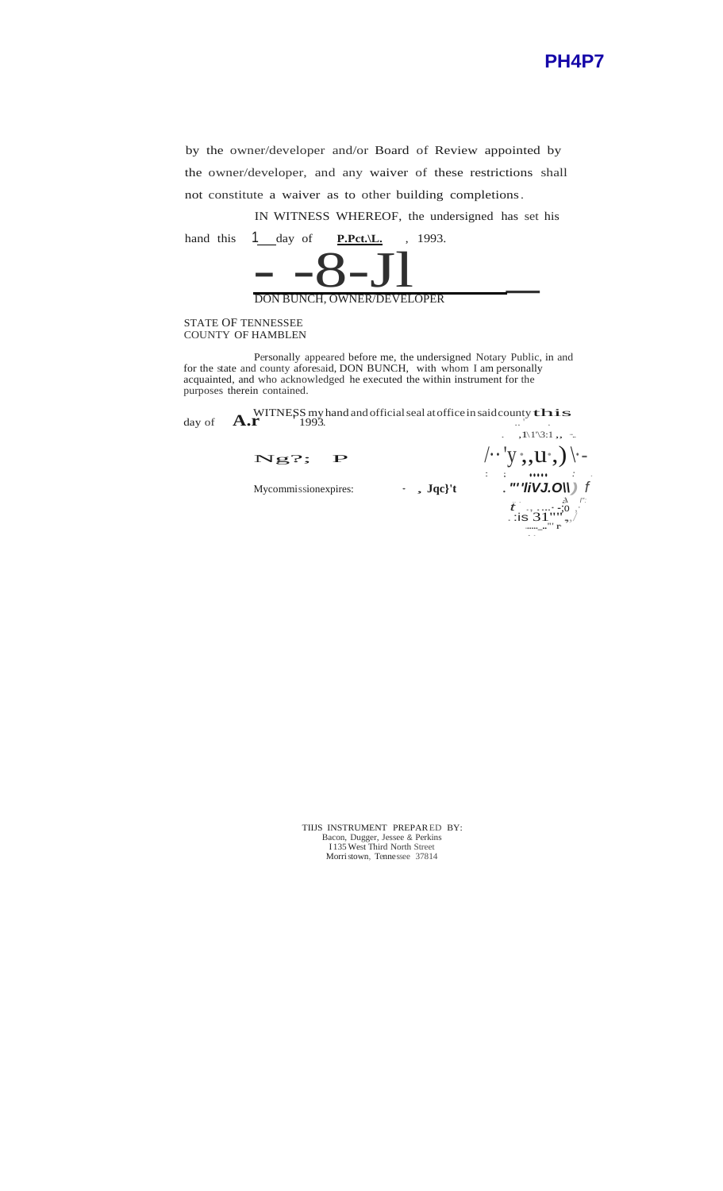PH4P7

by the owner/developer and/or Board of Review appointed by the owner/developer, and any waiver of these restrictions shall not constitute a waiver as to other building completions.

IN WITNESS WHEREOF, the undersigned has set his hand this 1 day of P.Pct.\L. , 1993.

- -8-Jl

DON BUNCH, OWNER/DEVELOPER

STATE OF TENNESSEE
COUNTY OF HAMBLEN

Personally appeared before me, the undersigned Notary Public, in and for the state and county aforesaid, DON BUNCH, with whom I am personally acquainted, and who acknowledged he executed the within instrument for the purposes therein contained.

WITNESS my hand and official seal at office in said county this day of A.r 1993.

Ng?; P

My commission expires: - , Jqc}'t

THIS INSTRUMENT PREPARED BY:
Bacon, Dugger, Jessee & Perkins
1135 West Third North Street
Morristown, Tennessee 37814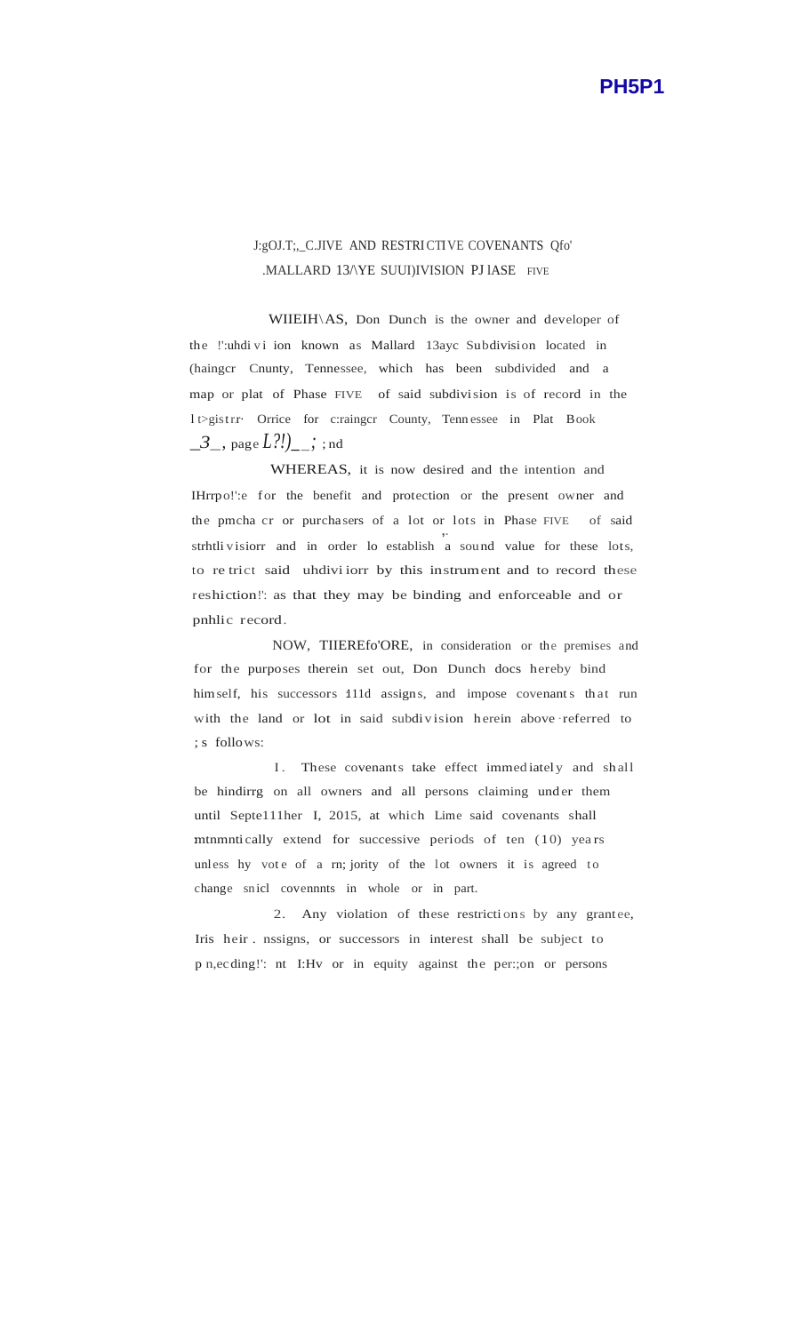**PH5P1**

J:gOJ.T;,_C.JIVE AND RESTRICTIVE COVENANTS Qfo' .MALLARD 13/\YE SUUI)IVISION PJ lASE FIVE

WIIEIH\AS, Don Dunch is the owner and developer of the !':uhdi vi ion known as Mallard 13ayc Subdivision located in (haingcr Cnunty, Tennessee, which has been subdivided and a map or plat of Phase FIVE of said subdivision is of record in the l t>gistrr· Orrice for c:raingcr County, Tennessee in Plat Book _3_, page L?!)_; ; nd

WHEREAS, it is now desired and the intention and IHrrpo!':e for the benefit and protection or the present owner and the pmcha cr or purchasers of a lot or lots in Phase FIVE of said strhtli visiorr and in order lo establish a sound value for these lots, to re trict said uhdivi iorr by this instrument and to record these reshiction!': as that they may be binding and enforceable and or pnhlic record.

NOW, TIIEREfo'ORE, in consideration or the premises and for the purposes therein set out, Don Dunch docs hereby bind himself, his successors 111d assigns, and impose covenants that run with the land or lot in said subdivision herein above referred to ; s follows:

I. These covenants take effect immediately and shall be hindirrg on all owners and all persons claiming under them until Septe111her I, 2015, at which Lime said covenants shall mtnmnti cally extend for successive periods of ten (10) years unless hy vote of a rn; jority of the lot owners it is agreed to change snicl covennnts in whole or in part.

2. Any violation of these restrictions by any grantee, Iris heir . nssigns, or successors in interest shall be subject to p n,ecding!': nt I:Hv or in equity against the per:;on or persons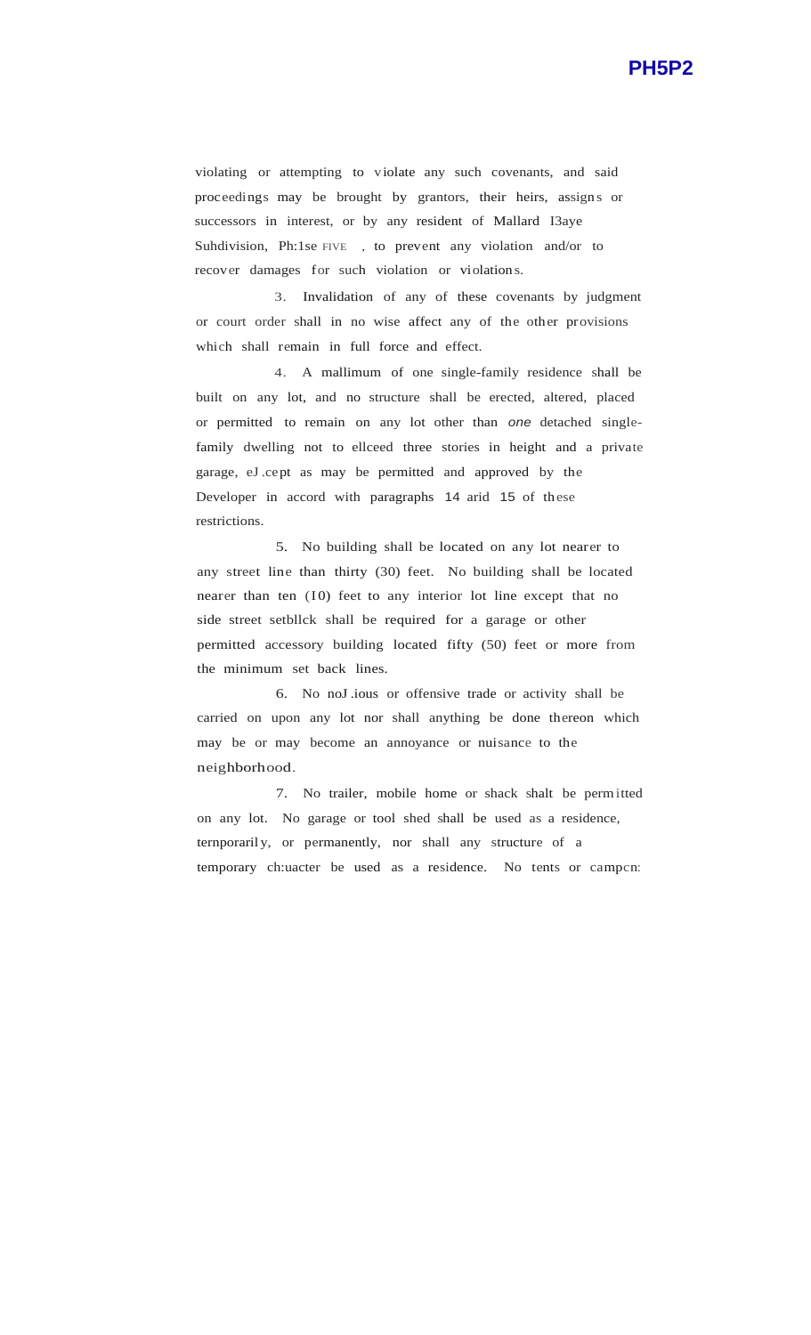violating or attempting to violate any such covenants, and said proceedings may be brought by grantors, their heirs, assigns or successors in interest, or by any resident of Mallard I3aye Suhdivision, Ph:1se FIVE , to prevent any violation and/or to recover damages for such violation or violations.

3. Invalidation of any of these covenants by judgment or court order shall in no wise affect any of the other provisions which shall remain in full force and effect.

4. A mallimum of one single-family residence shall be built on any lot, and no structure shall be erected, altered, placed or permitted to remain on any lot other than *one* detached single-family dwelling not to ellceed three stories in height and a private garage, eJ.cept as may be permitted and approved by the Developer in accord with paragraphs 14 arid 15 of these restrictions.

5. No building shall be located on any lot nearer to any street line than thirty (30) feet. No building shall be located nearer than ten (I0) feet to any interior lot line except that no side street setbllck shall be required for a garage or other permitted accessory building located fifty (50) feet or more from the minimum set back lines.

6. No noJ.ious or offensive trade or activity shall be carried on upon any lot nor shall anything be done thereon which may be or may become an annoyance or nuisance to the neighborhood.

7. No trailer, mobile home or shack shalt be permitted on any lot. No garage or tool shed shall be used as a residence, ternporarily, or permanently, nor shall any structure of a temporary ch:uacter be used as a residence. No tents or campcn: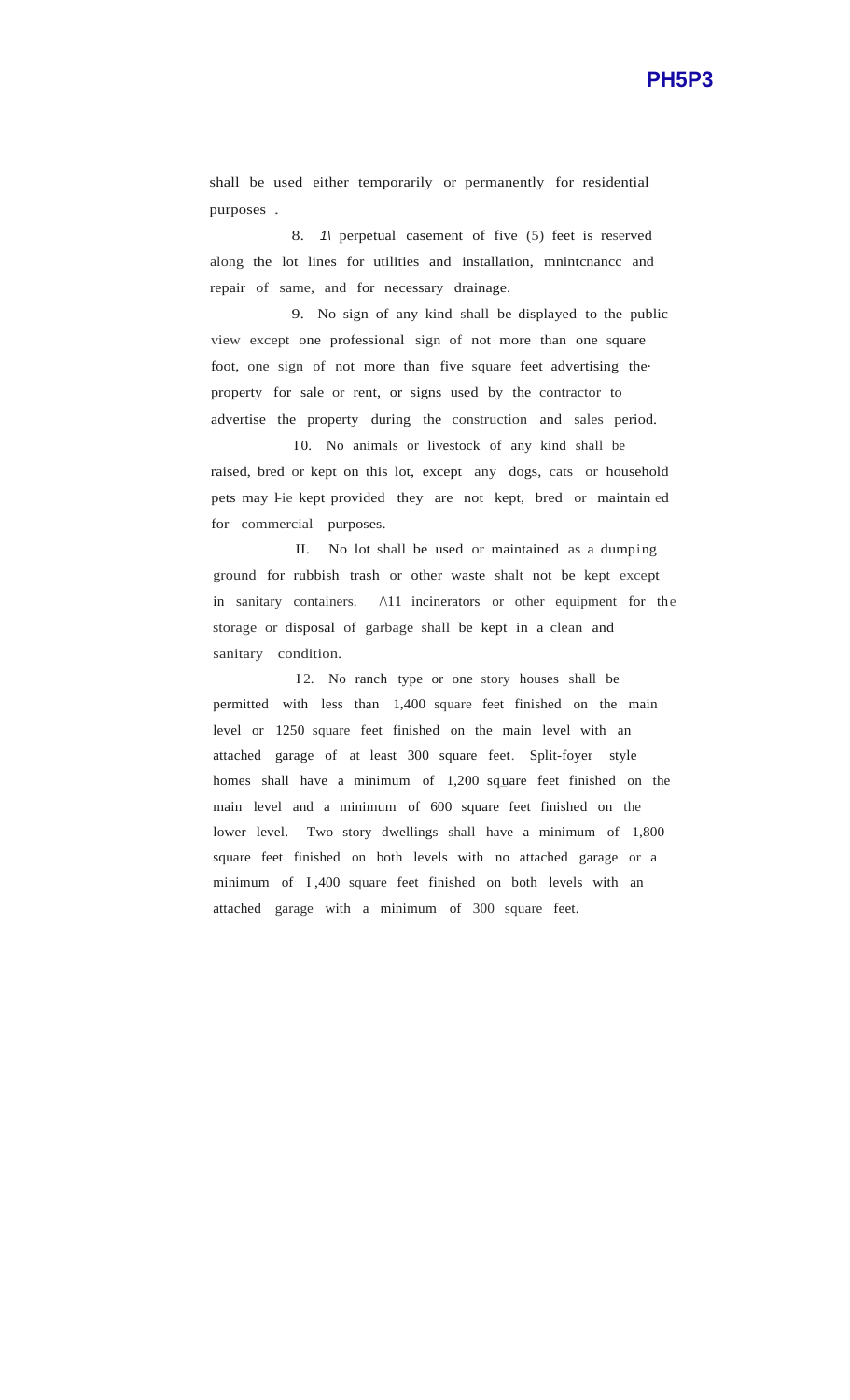shall be used either temporarily or permanently for residential purposes .

8. 1\ perpetual casement of five (5) feet is reserved along the lot lines for utilities and installation, mnintcnancc and repair of same, and for necessary drainage.

9. No sign of any kind shall be displayed to the public view except one professional sign of not more than one square foot, one sign of not more than five square feet advertising the· property for sale or rent, or signs used by the contractor to advertise the property during the construction and sales period.

10. No animals or livestock of any kind shall be raised, bred or kept on this lot, except any dogs, cats or household pets may be kept provided they are not kept, bred or maintained for commercial purposes.

11. No lot shall be used or maintained as a dumping ground for rubbish trash or other waste shalt not be kept except in sanitary containers. /\11 incinerators or other equipment for the storage or disposal of garbage shall be kept in a clean and sanitary condition.

12. No ranch type or one story houses shall be permitted with less than 1,400 square feet finished on the main level or 1250 square feet finished on the main level with an attached garage of at least 300 square feet. Split-foyer style homes shall have a minimum of 1,200 square feet finished on the main level and a minimum of 600 square feet finished on the lower level. Two story dwellings shall have a minimum of 1,800 square feet finished on both levels with no attached garage or a minimum of 1,400 square feet finished on both levels with an attached garage with a minimum of 300 square feet.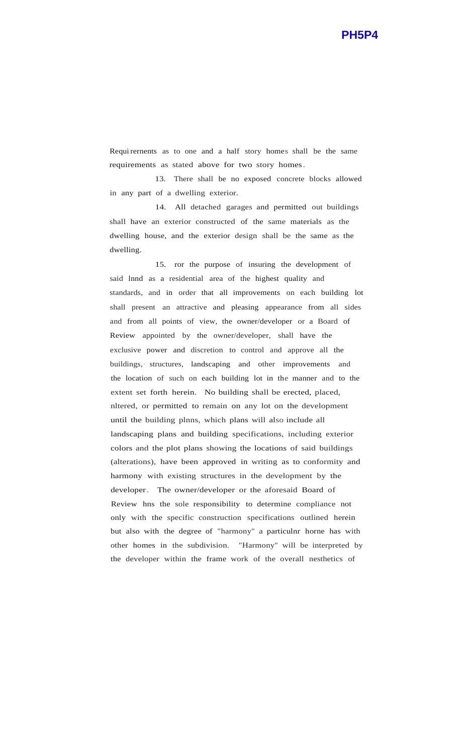Requi rernents as to one and a half story homes shall be the same requirements as stated above for two story homes.

13. There shall be no exposed concrete blocks allowed in any part of a dwelling exterior.

14. All detached garages and permitted out buildings shall have an exterior constructed of the same materials as the dwelling house, and the exterior design shall be the same as the dwelling.

15. ror the purpose of insuring the development of said lnnd as a residential area of the highest quality and standards, and in order that all improvements on each building lot shall present an attractive and pleasing appearance from all sides and from all points of view, the owner/developer or a Board of Review appointed by the owner/developer, shall have the exclusive power and discretion to control and approve all the buildings, structures, landscaping and other improvements and the location of such on each building lot in the manner and to the extent set forth herein. No building shall be erected, placed, nltered, or permitted to remain on any lot on the development until the building plnns, which plans will also include all landscaping plans and building specifications, including exterior colors and the plot plans showing the locations of said buildings (alterations), have been approved in writing as to conformity and harmony with existing structures in the development by the developer. The owner/developer or the aforesaid Board of Review hns the sole responsibility to determine compliance not only with the specific construction specifications outlined herein but also with the degree of "harmony" a particulnr horne has with other homes in the subdivision. "Harmony" will be interpreted by the developer within the frame work of the overall nesthetics of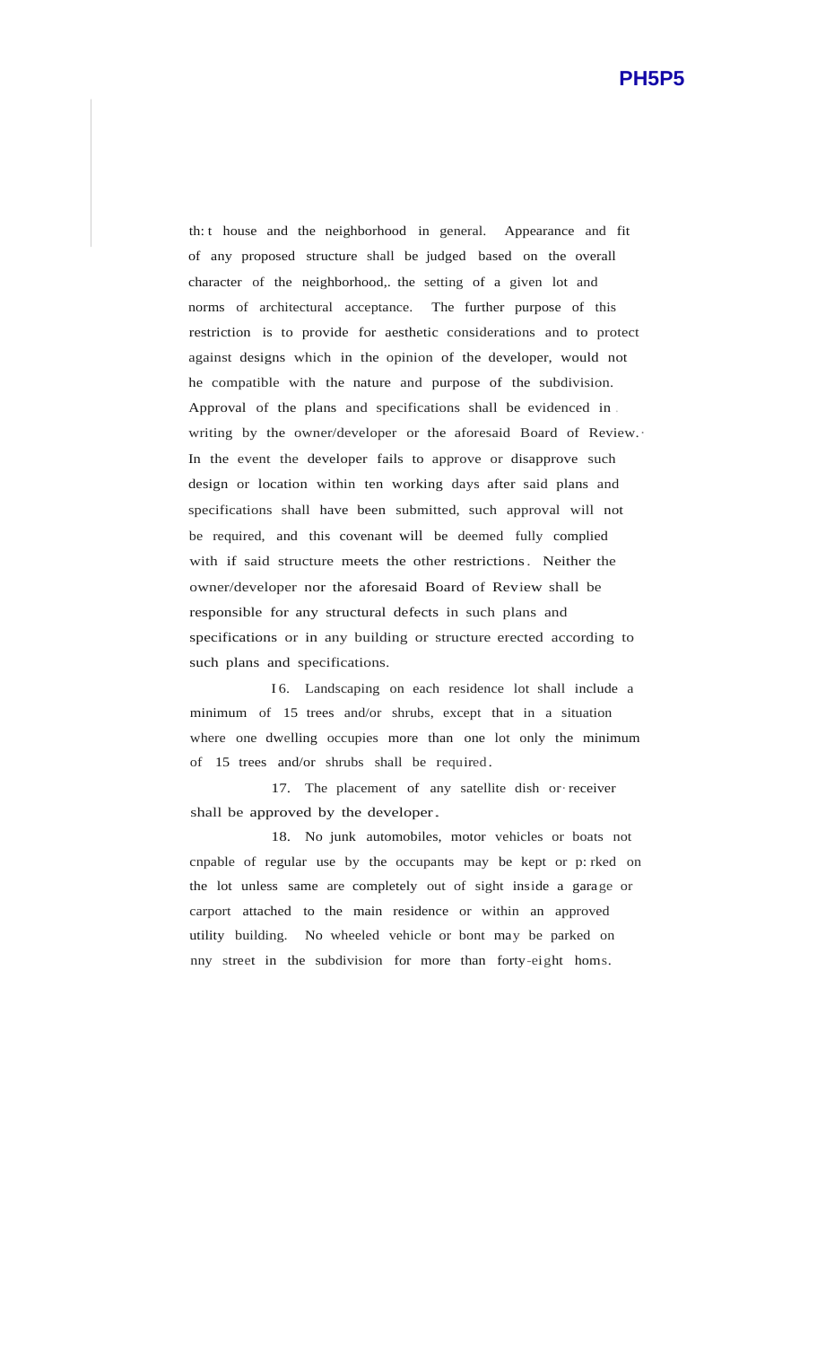th: t house and the neighborhood in general. Appearance and fit of any proposed structure shall be judged based on the overall character of the neighborhood,. the setting of a given lot and norms of architectural acceptance. The further purpose of this restriction is to provide for aesthetic considerations and to protect against designs which in the opinion of the developer, would not he compatible with the nature and purpose of the subdivision. Approval of the plans and specifications shall be evidenced in writing by the owner/developer or the aforesaid Board of Review. In the event the developer fails to approve or disapprove such design or location within ten working days after said plans and specifications shall have been submitted, such approval will not be required, and this covenant will be deemed fully complied with if said structure meets the other restrictions. Neither the owner/developer nor the aforesaid Board of Review shall be responsible for any structural defects in such plans and specifications or in any building or structure erected according to such plans and specifications.

I6. Landscaping on each residence lot shall include a minimum of 15 trees and/or shrubs, except that in a situation where one dwelling occupies more than one lot only the minimum of 15 trees and/or shrubs shall be required.

17. The placement of any satellite dish or receiver shall be approved by the developer.

18. No junk automobiles, motor vehicles or boats not cnpable of regular use by the occupants may be kept or p: rked on the lot unless same are completely out of sight inside a garage or carport attached to the main residence or within an approved utility building. No wheeled vehicle or bont may be parked on nny street in the subdivision for more than forty-eight homs.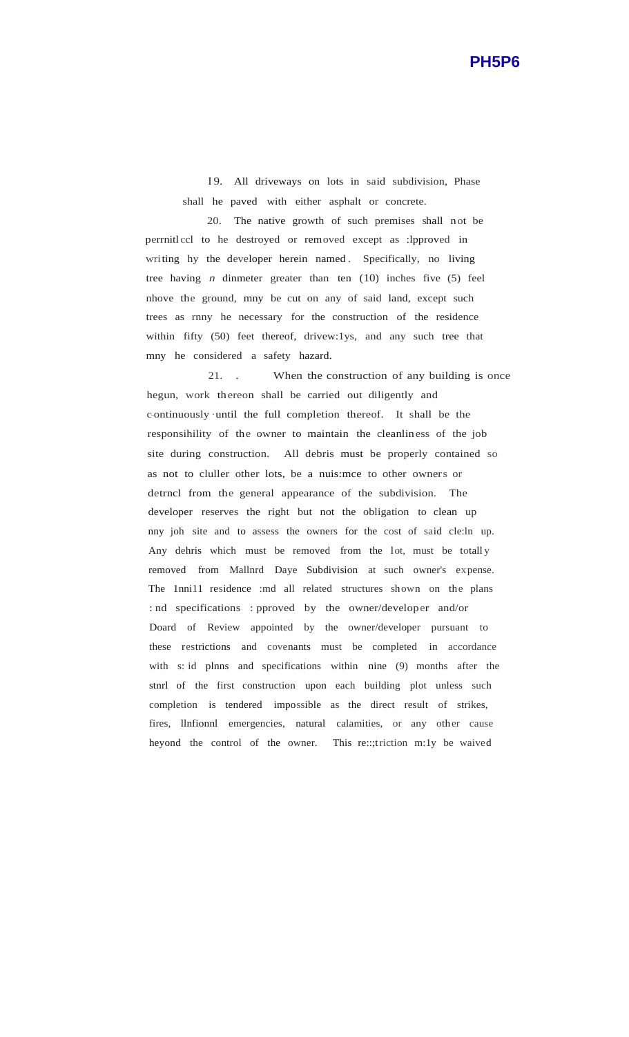19. All driveways on lots in said subdivision, Phase shall he paved with either asphalt or concrete.

20. The native growth of such premises shall not be perrnitlccl to he destroyed or removed except as :lpproved in writing hy the developer herein named. Specifically, no living tree having *n* dinmeter greater than ten (10) inches five (5) feel nhove the ground, mny be cut on any of said land, except such trees as rnny he necessary for the construction of the residence within fifty (50) feet thereof, drivew:1ys, and any such tree that mny he considered a safety hazard.

21. . When the construction of any building is once hegun, work thereon shall be carried out diligently and c-ontinuously until the full completion thereof. It shall be the responsihility of the owner to maintain the cleanliness of the job site during construction. All debris must be properly contained so as not to cluller other lots, be a nuis:mce to other owners or detrncl from the general appearance of the subdivision. The developer reserves the right but not the obligation to clean up nny joh site and to assess the owners for the cost of said cle:ln up. Any dehris which must be removed from the lot, must be totally removed from Mallnrd Daye Subdivision at such owner's expense. The 1nni11 residence :md all related structures shown on the plans : nd specifications : pproved by the owner/developer and/or Doard of Review appointed by the owner/developer pursuant to these restrictions and covenants must be completed in accordance with s: id plnns and specifications within nine (9) months after the stnrl of the first construction upon each building plot unless such completion is tendered impossible as the direct result of strikes, fires, llnfionnl emergencies, natural calamities, or any other cause heyond the control of the owner. This re::;triction m:1y be waived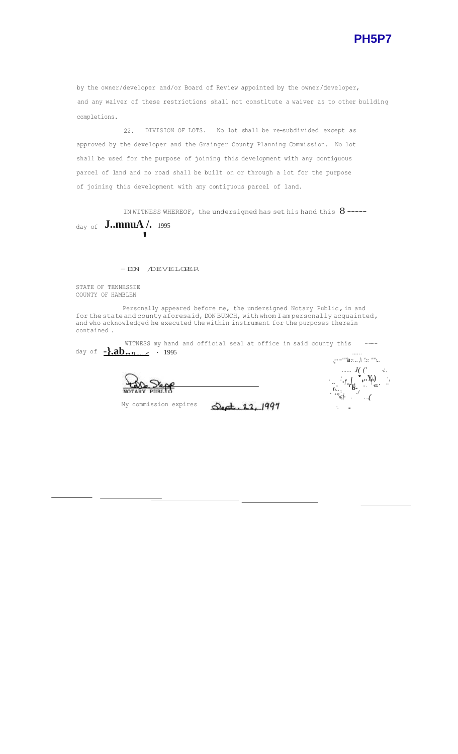by the owner/developer and/or Board of Review appointed by the owner/developer, and any waiver of these restrictions shall not constitute a waiver as to other building completions.

22. DIVISION OF LOTS. No lot shall be re-subdivided except as approved by the developer and the Grainger County Planning Commission. No lot shall be used for the purpose of joining this development with any contiguous parcel of land and no road shall be built on or through a lot for the purpose of joining this development with any contiguous parcel of land.

IN WITNESS WHEREOF, the undersigned has set his hand this 8 ----- day of J..mnuA /. 1995

– DON /DEVELOPER

STATE OF TENNESSEE
COUNTY OF HAMBLEN

Personally appeared before me, the undersigned Notary Public, in and for the state and county aforesaid, DON BUNCH, with whom I am personally acquainted, and who acknowledged he executed the within instrument for the purposes therein contained.

WITNESS my hand and official seal at office in said county this ---- day of -}.ab... . 1995

NOTARY PUBLIC

My commission expires Sept. 22, 1997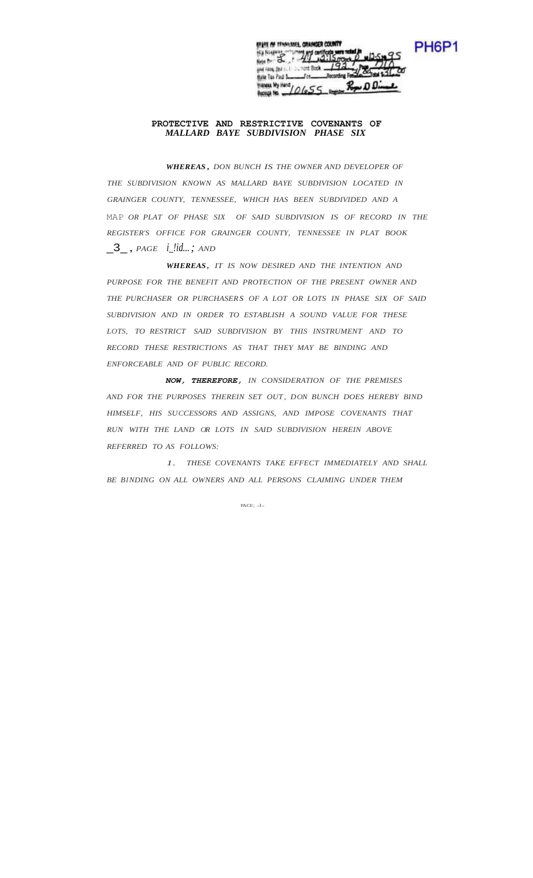STATE OF TENNESSEE, GRAINGER COUNTY
This instrument and certificate were noted in
Note Bk 8, P 44 at 2:15 o'clock P M 12-5 19 95
and recorded in Instrument Book 192, Page 710
State Tax Paid $____ For ____ Recording Fee 4.00 Total $31.00
Witness My Hand
Receipt No. 10655 Register Roger D Dinnel

PH6P1

**PROTECTIVE AND RESTRICTIVE COVENANTS OF**
***MALLARD BAYE SUBDIVISION PHASE SIX***

***WHEREAS,*** *DON BUNCH IS THE OWNER AND DEVELOPER OF THE SUBDIVISION KNOWN AS MALLARD BAYE SUBDIVISION LOCATED IN GRAINGER COUNTY, TENNESSEE, WHICH HAS BEEN SUBDIVIDED AND A* MAP *OR PLAT OF PHASE SIX OF SAID SUBDIVISION IS OF RECORD IN THE REGISTER'S OFFICE FOR GRAINGER COUNTY, TENNESSEE IN PLAT BOOK* _3_, *PAGE* i_!id...; *AND*

***WHEREAS,*** *IT IS NOW DESIRED AND THE INTENTION AND PURPOSE FOR THE BENEFIT AND PROTECTION OF THE PRESENT OWNER AND THE PURCHASER OR PURCHASERS OF A LOT OR LOTS IN PHASE SIX OF SAID SUBDIVISION AND IN ORDER TO ESTABLISH A SOUND VALUE FOR THESE LOTS, TO RESTRICT SAID SUBDIVISION BY THIS INSTRUMENT AND TO RECORD THESE RESTRICTIONS AS THAT THEY MAY BE BINDING AND ENFORCEABLE AND OF PUBLIC RECORD.*

***NOW, THEREFORE,*** *IN CONSIDERATION OF THE PREMISES AND FOR THE PURPOSES THEREIN SET OUT, DON BUNCH DOES HEREBY BIND HIMSELF, HIS SUCCESSORS AND ASSIGNS, AND IMPOSE COVENANTS THAT RUN WITH THE LAND OR LOTS IN SAID SUBDIVISION HEREIN ABOVE REFERRED TO AS FOLLOWS:*

*1. THESE COVENANTS TAKE EFFECT IMMEDIATELY AND SHALL BE BINDING ON ALL OWNERS AND ALL PERSONS CLAIMING UNDER THEM*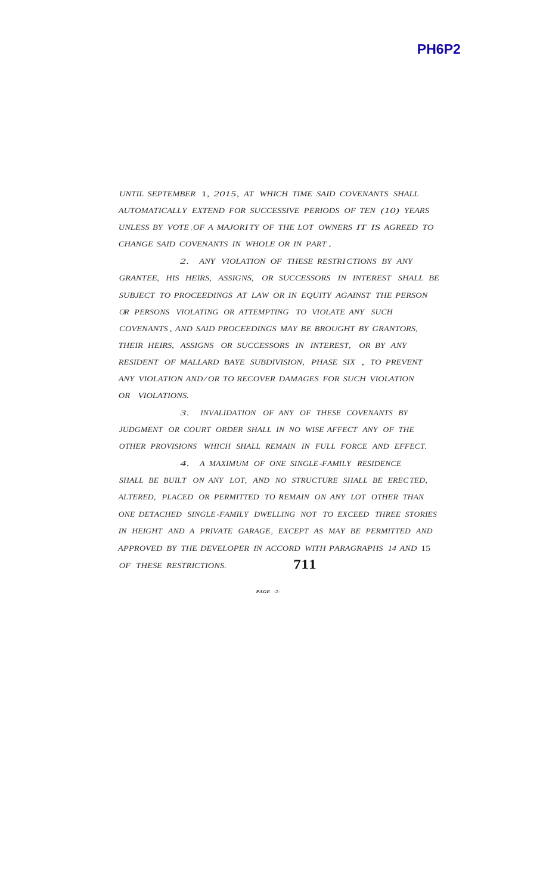*UNTIL SEPTEMBER 1, 2015, AT WHICH TIME SAID COVENANTS SHALL AUTOMATICALLY EXTEND FOR SUCCESSIVE PERIODS OF TEN (10) YEARS UNLESS BY VOTE OF A MAJORITY OF THE LOT OWNERS IT IS AGREED TO CHANGE SAID COVENANTS IN WHOLE OR IN PART.*

*2. ANY VIOLATION OF THESE RESTRICTIONS BY ANY GRANTEE, HIS HEIRS, ASSIGNS, OR SUCCESSORS IN INTEREST SHALL BE SUBJECT TO PROCEEDINGS AT LAW OR IN EQUITY AGAINST THE PERSON OR PERSONS VIOLATING OR ATTEMPTING TO VIOLATE ANY SUCH COVENANTS, AND SAID PROCEEDINGS MAY BE BROUGHT BY GRANTORS, THEIR HEIRS, ASSIGNS OR SUCCESSORS IN INTEREST, OR BY ANY RESIDENT OF MALLARD BAYE SUBDIVISION, PHASE SIX, TO PREVENT ANY VIOLATION AND/OR TO RECOVER DAMAGES FOR SUCH VIOLATION OR VIOLATIONS.*

*3. INVALIDATION OF ANY OF THESE COVENANTS BY JUDGMENT OR COURT ORDER SHALL IN NO WISE AFFECT ANY OF THE OTHER PROVISIONS WHICH SHALL REMAIN IN FULL FORCE AND EFFECT.*

*4. A MAXIMUM OF ONE SINGLE-FAMILY RESIDENCE SHALL BE BUILT ON ANY LOT, AND NO STRUCTURE SHALL BE ERECTED, ALTERED, PLACED OR PERMITTED TO REMAIN ON ANY LOT OTHER THAN ONE DETACHED SINGLE-FAMILY DWELLING NOT TO EXCEED THREE STORIES IN HEIGHT AND A PRIVATE GARAGE, EXCEPT AS MAY BE PERMITTED AND APPROVED BY THE DEVELOPER IN ACCORD WITH PARAGRAPHS 14 AND 15 OF THESE RESTRICTIONS.*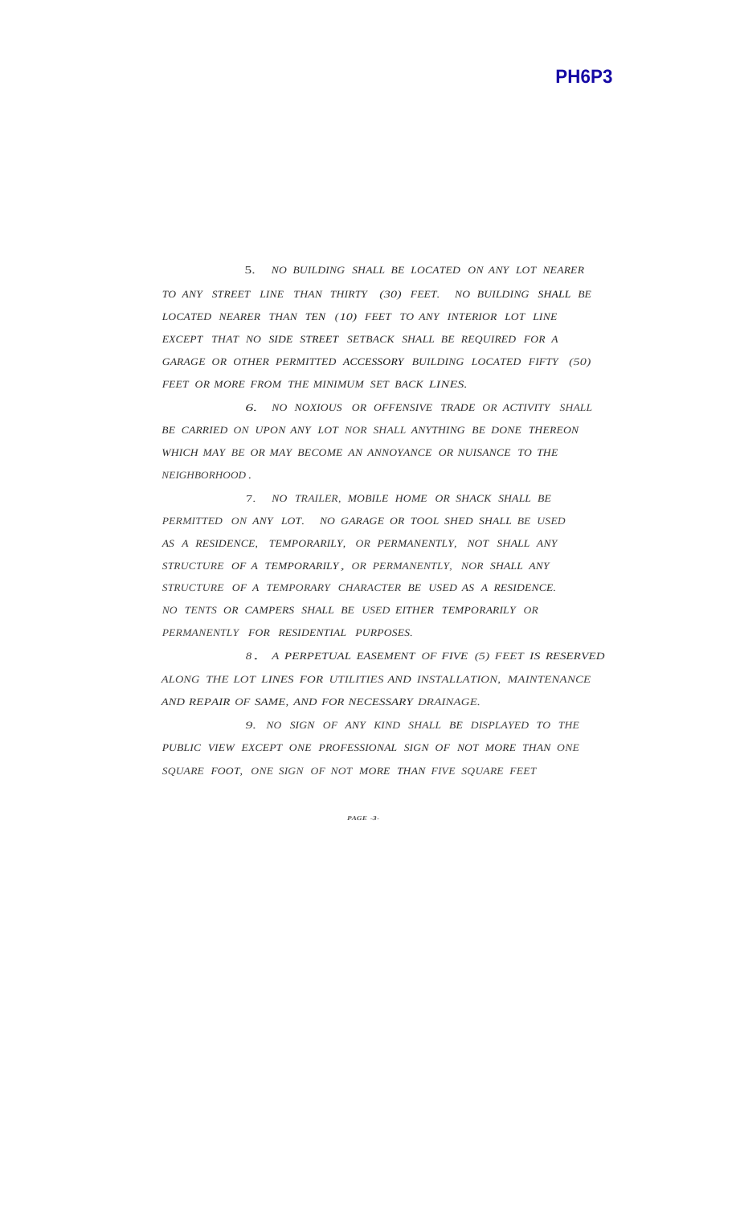5. *NO BUILDING SHALL BE LOCATED ON ANY LOT NEARER TO ANY STREET LINE THAN THIRTY (30) FEET. NO BUILDING SHALL BE LOCATED NEARER THAN TEN (10) FEET TO ANY INTERIOR LOT LINE EXCEPT THAT NO SIDE STREET SETBACK SHALL BE REQUIRED FOR A GARAGE OR OTHER PERMITTED ACCESSORY BUILDING LOCATED FIFTY (50) FEET OR MORE FROM THE MINIMUM SET BACK LINES.*

6. *NO NOXIOUS OR OFFENSIVE TRADE OR ACTIVITY SHALL BE CARRIED ON UPON ANY LOT NOR SHALL ANYTHING BE DONE THEREON WHICH MAY BE OR MAY BECOME AN ANNOYANCE OR NUISANCE TO THE NEIGHBORHOOD.*

7. *NO TRAILER, MOBILE HOME OR SHACK SHALL BE PERMITTED ON ANY LOT. NO GARAGE OR TOOL SHED SHALL BE USED AS A RESIDENCE, TEMPORARILY, OR PERMANENTLY, NOT SHALL ANY STRUCTURE OF A TEMPORARILY, OR PERMANENTLY, NOR SHALL ANY STRUCTURE OF A TEMPORARY CHARACTER BE USED AS A RESIDENCE. NO TENTS OR CAMPERS SHALL BE USED EITHER TEMPORARILY OR PERMANENTLY FOR RESIDENTIAL PURPOSES.*

8. *A PERPETUAL EASEMENT OF FIVE (5) FEET IS RESERVED ALONG THE LOT LINES FOR UTILITIES AND INSTALLATION, MAINTENANCE AND REPAIR OF SAME, AND FOR NECESSARY DRAINAGE.*

9. *NO SIGN OF ANY KIND SHALL BE DISPLAYED TO THE PUBLIC VIEW EXCEPT ONE PROFESSIONAL SIGN OF NOT MORE THAN ONE SQUARE FOOT, ONE SIGN OF NOT MORE THAN FIVE SQUARE FEET*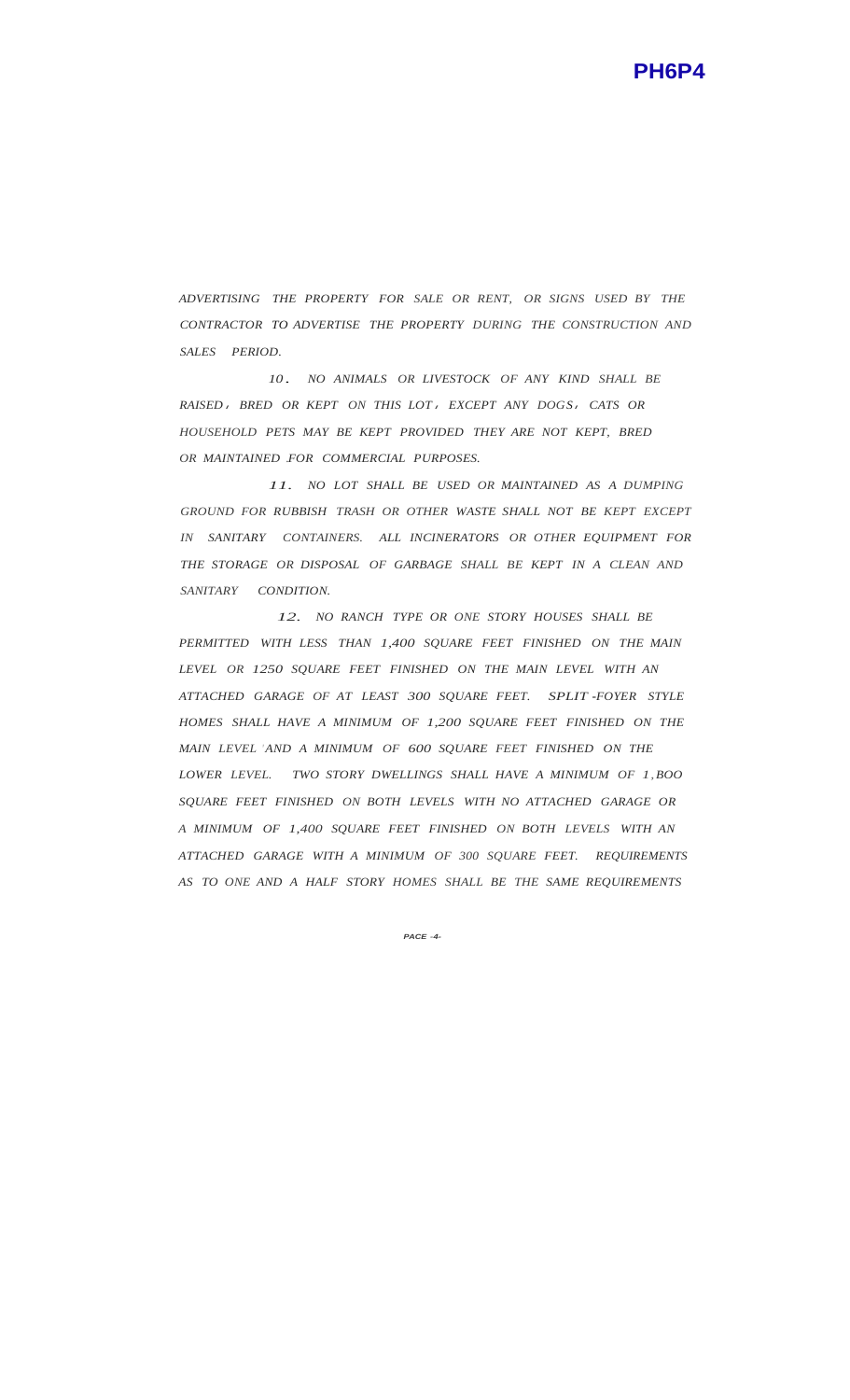ADVERTISING THE PROPERTY FOR SALE OR RENT, OR SIGNS USED BY THE CONTRACTOR TO ADVERTISE THE PROPERTY DURING THE CONSTRUCTION AND SALES PERIOD.

10. NO ANIMALS OR LIVESTOCK OF ANY KIND SHALL BE RAISED, BRED OR KEPT ON THIS LOT, EXCEPT ANY DOGS, CATS OR HOUSEHOLD PETS MAY BE KEPT PROVIDED THEY ARE NOT KEPT, BRED OR MAINTAINED FOR COMMERCIAL PURPOSES.

11. NO LOT SHALL BE USED OR MAINTAINED AS A DUMPING GROUND FOR RUBBISH TRASH OR OTHER WASTE SHALL NOT BE KEPT EXCEPT IN SANITARY CONTAINERS. ALL INCINERATORS OR OTHER EQUIPMENT FOR THE STORAGE OR DISPOSAL OF GARBAGE SHALL BE KEPT IN A CLEAN AND SANITARY CONDITION.

12. NO RANCH TYPE OR ONE STORY HOUSES SHALL BE PERMITTED WITH LESS THAN 1,400 SQUARE FEET FINISHED ON THE MAIN LEVEL OR 1250 SQUARE FEET FINISHED ON THE MAIN LEVEL WITH AN ATTACHED GARAGE OF AT LEAST 300 SQUARE FEET. SPLIT-FOYER STYLE HOMES SHALL HAVE A MINIMUM OF 1,200 SQUARE FEET FINISHED ON THE MAIN LEVEL AND A MINIMUM OF 600 SQUARE FEET FINISHED ON THE LOWER LEVEL. TWO STORY DWELLINGS SHALL HAVE A MINIMUM OF 1,BOO SQUARE FEET FINISHED ON BOTH LEVELS WITH NO ATTACHED GARAGE OR A MINIMUM OF 1,400 SQUARE FEET FINISHED ON BOTH LEVELS WITH AN ATTACHED GARAGE WITH A MINIMUM OF 300 SQUARE FEET. REQUIREMENTS AS TO ONE AND A HALF STORY HOMES SHALL BE THE SAME REQUIREMENTS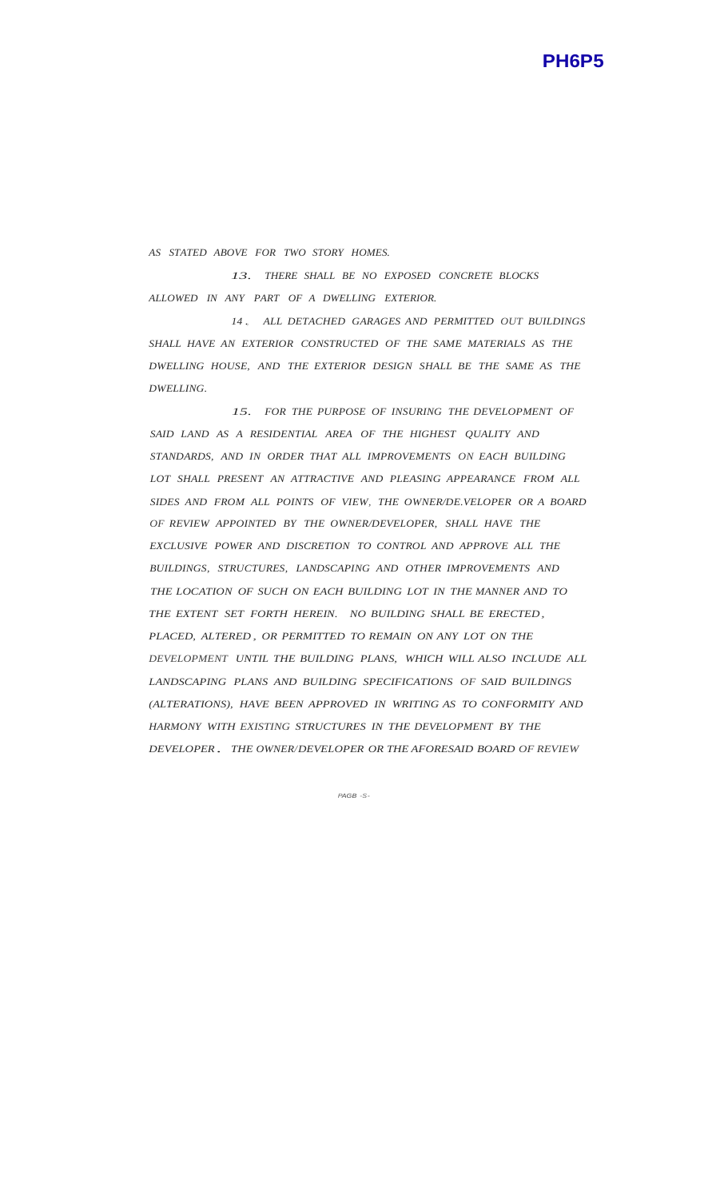*AS STATED ABOVE FOR TWO STORY HOMES.*

*13. THERE SHALL BE NO EXPOSED CONCRETE BLOCKS ALLOWED IN ANY PART OF A DWELLING EXTERIOR.*

*14. ALL DETACHED GARAGES AND PERMITTED OUT BUILDINGS SHALL HAVE AN EXTERIOR CONSTRUCTED OF THE SAME MATERIALS AS THE DWELLING HOUSE, AND THE EXTERIOR DESIGN SHALL BE THE SAME AS THE DWELLING.*

*15. FOR THE PURPOSE OF INSURING THE DEVELOPMENT OF SAID LAND AS A RESIDENTIAL AREA OF THE HIGHEST QUALITY AND STANDARDS, AND IN ORDER THAT ALL IMPROVEMENTS ON EACH BUILDING LOT SHALL PRESENT AN ATTRACTIVE AND PLEASING APPEARANCE FROM ALL SIDES AND FROM ALL POINTS OF VIEW, THE OWNER/DE.VELOPER OR A BOARD OF REVIEW APPOINTED BY THE OWNER/DEVELOPER, SHALL HAVE THE EXCLUSIVE POWER AND DISCRETION TO CONTROL AND APPROVE ALL THE BUILDINGS, STRUCTURES, LANDSCAPING AND OTHER IMPROVEMENTS AND THE LOCATION OF SUCH ON EACH BUILDING LOT IN THE MANNER AND TO THE EXTENT SET FORTH HEREIN. NO BUILDING SHALL BE ERECTED, PLACED, ALTERED, OR PERMITTED TO REMAIN ON ANY LOT ON THE DEVELOPMENT UNTIL THE BUILDING PLANS, WHICH WILL ALSO INCLUDE ALL LANDSCAPING PLANS AND BUILDING SPECIFICATIONS OF SAID BUILDINGS (ALTERATIONS), HAVE BEEN APPROVED IN WRITING AS TO CONFORMITY AND HARMONY WITH EXISTING STRUCTURES IN THE DEVELOPMENT BY THE DEVELOPER. THE OWNER/DEVELOPER OR THE AFORESAID BOARD OF REVIEW*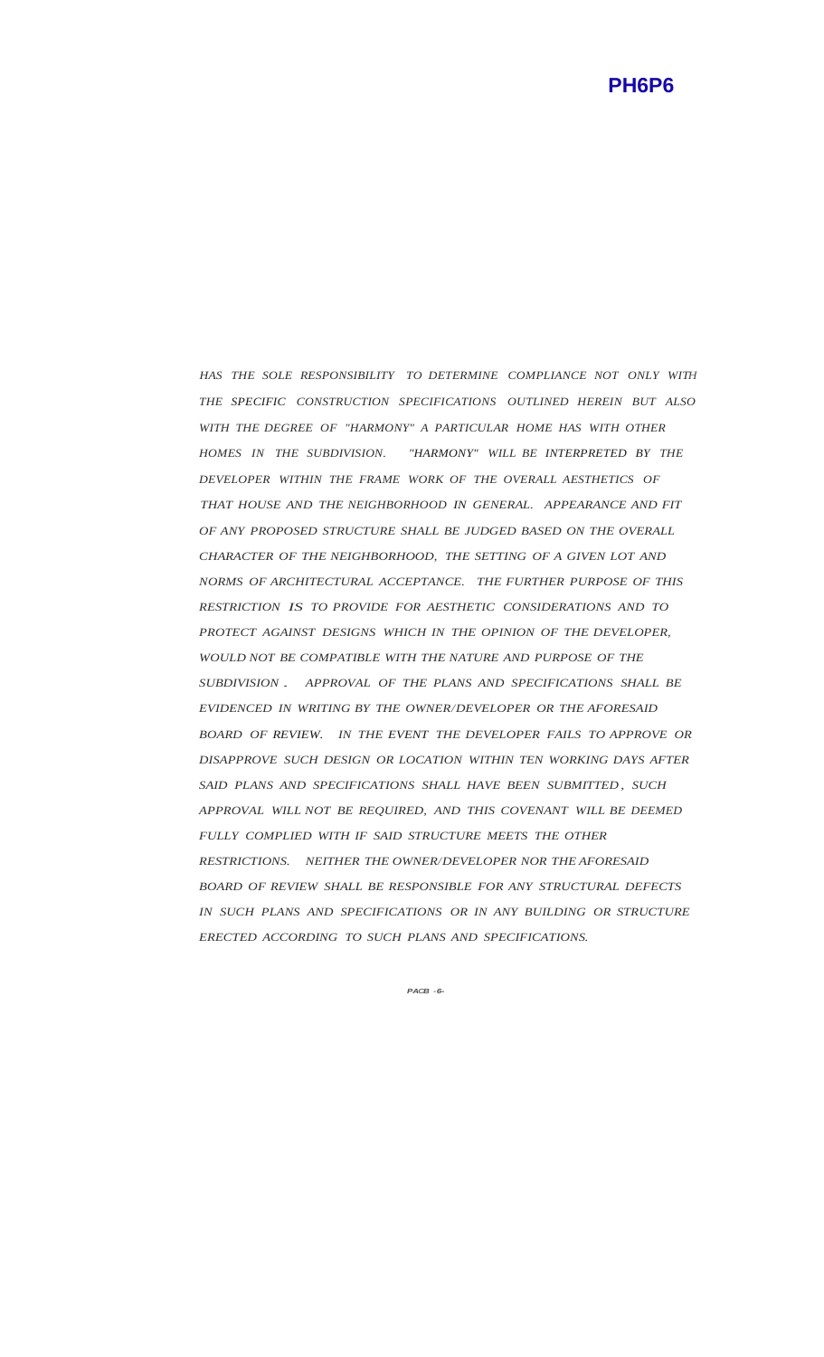*HAS THE SOLE RESPONSIBILITY TO DETERMINE COMPLIANCE NOT ONLY WITH THE SPECIFIC CONSTRUCTION SPECIFICATIONS OUTLINED HEREIN BUT ALSO WITH THE DEGREE OF "HARMONY" A PARTICULAR HOME HAS WITH OTHER HOMES IN THE SUBDIVISION. "HARMONY" WILL BE INTERPRETED BY THE DEVELOPER WITHIN THE FRAME WORK OF THE OVERALL AESTHETICS OF THAT HOUSE AND THE NEIGHBORHOOD IN GENERAL. APPEARANCE AND FIT OF ANY PROPOSED STRUCTURE SHALL BE JUDGED BASED ON THE OVERALL CHARACTER OF THE NEIGHBORHOOD, THE SETTING OF A GIVEN LOT AND NORMS OF ARCHITECTURAL ACCEPTANCE. THE FURTHER PURPOSE OF THIS RESTRICTION IS TO PROVIDE FOR AESTHETIC CONSIDERATIONS AND TO PROTECT AGAINST DESIGNS WHICH IN THE OPINION OF THE DEVELOPER, WOULD NOT BE COMPATIBLE WITH THE NATURE AND PURPOSE OF THE SUBDIVISION. APPROVAL OF THE PLANS AND SPECIFICATIONS SHALL BE EVIDENCED IN WRITING BY THE OWNER/DEVELOPER OR THE AFORESAID BOARD OF REVIEW. IN THE EVENT THE DEVELOPER FAILS TO APPROVE OR DISAPPROVE SUCH DESIGN OR LOCATION WITHIN TEN WORKING DAYS AFTER SAID PLANS AND SPECIFICATIONS SHALL HAVE BEEN SUBMITTED, SUCH APPROVAL WILL NOT BE REQUIRED, AND THIS COVENANT WILL BE DEEMED FULLY COMPLIED WITH IF SAID STRUCTURE MEETS THE OTHER RESTRICTIONS. NEITHER THE OWNER/DEVELOPER NOR THE AFORESAID BOARD OF REVIEW SHALL BE RESPONSIBLE FOR ANY STRUCTURAL DEFECTS IN SUCH PLANS AND SPECIFICATIONS OR IN ANY BUILDING OR STRUCTURE ERECTED ACCORDING TO SUCH PLANS AND SPECIFICATIONS.*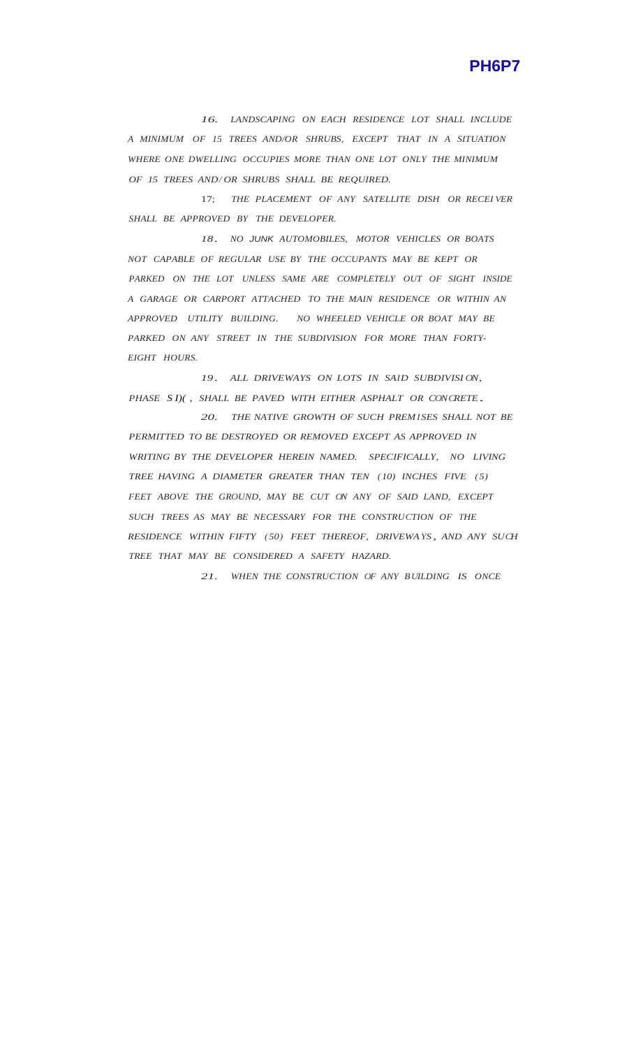*16. LANDSCAPING ON EACH RESIDENCE LOT SHALL INCLUDE A MINIMUM OF 15 TREES AND/OR SHRUBS, EXCEPT THAT IN A SITUATION WHERE ONE DWELLING OCCUPIES MORE THAN ONE LOT ONLY THE MINIMUM OF 15 TREES AND/OR SHRUBS SHALL BE REQUIRED.*

17; *THE PLACEMENT OF ANY SATELLITE DISH OR RECEIVER SHALL BE APPROVED BY THE DEVELOPER.*

*18. NO JUNK AUTOMOBILES, MOTOR VEHICLES OR BOATS NOT CAPABLE OF REGULAR USE BY THE OCCUPANTS MAY BE KEPT OR PARKED ON THE LOT UNLESS SAME ARE COMPLETELY OUT OF SIGHT INSIDE A GARAGE OR CARPORT ATTACHED TO THE MAIN RESIDENCE OR WITHIN AN APPROVED UTILITY BUILDING. NO WHEELED VEHICLE OR BOAT MAY BE PARKED ON ANY STREET IN THE SUBDIVISION FOR MORE THAN FORTY-EIGHT HOURS.*

*19. ALL DRIVEWAYS ON LOTS IN SAID SUBDIVISION, PHASE SI)(, SHALL BE PAVED WITH EITHER ASPHALT OR CONCRETE.*

*20. THE NATIVE GROWTH OF SUCH PREMISES SHALL NOT BE PERMITTED TO BE DESTROYED OR REMOVED EXCEPT AS APPROVED IN WRITING BY THE DEVELOPER HEREIN NAMED. SPECIFICALLY, NO LIVING TREE HAVING A DIAMETER GREATER THAN TEN (10) INCHES FIVE (5) FEET ABOVE THE GROUND, MAY BE CUT ON ANY OF SAID LAND, EXCEPT SUCH TREES AS MAY BE NECESSARY FOR THE CONSTRUCTION OF THE RESIDENCE WITHIN FIFTY (50) FEET THEREOF, DRIVEWAYS, AND ANY SUCH TREE THAT MAY BE CONSIDERED A SAFETY HAZARD.*

*21. WHEN THE CONSTRUCTION OF ANY BUILDING IS ONCE*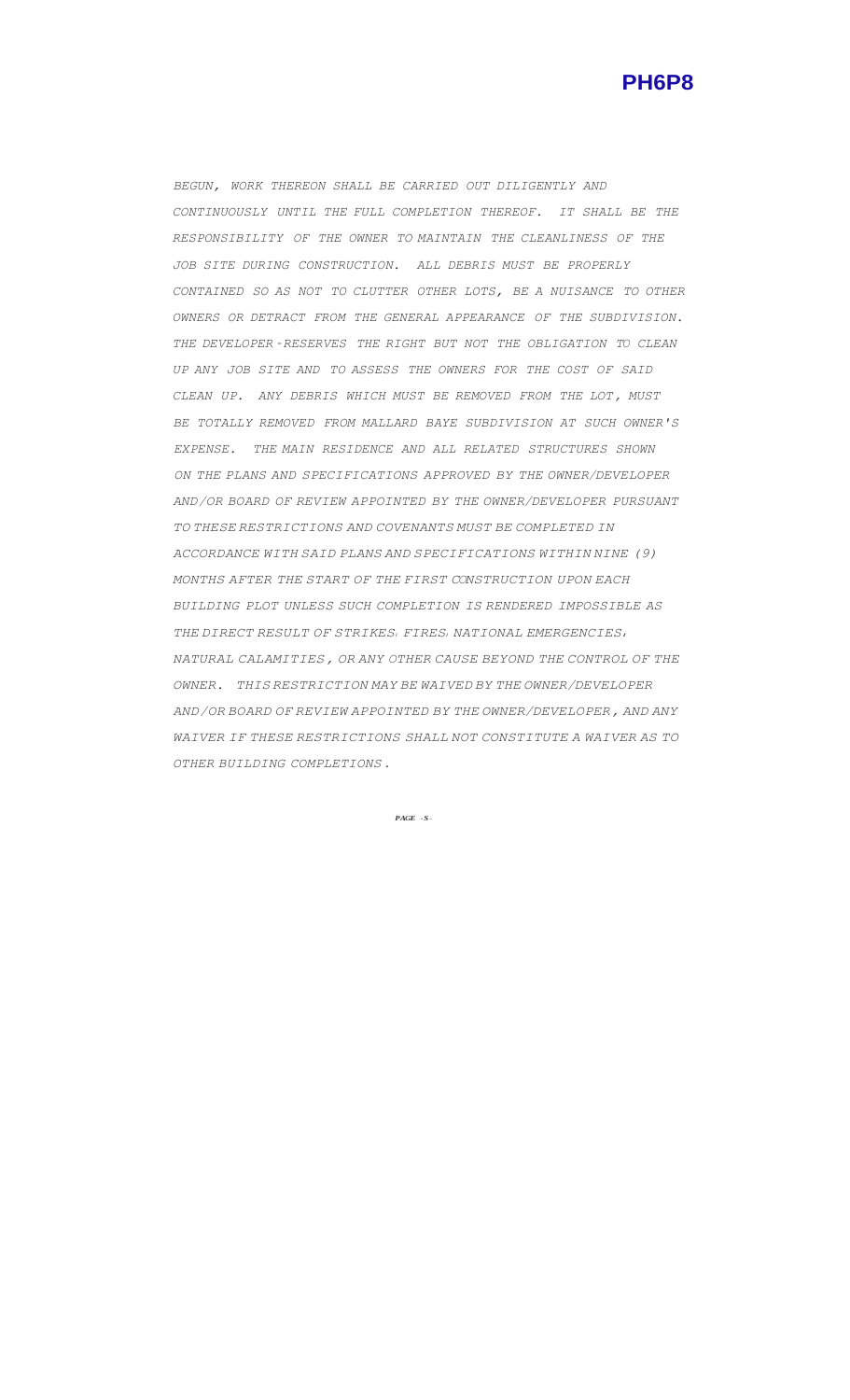*BEGUN, WORK THEREON SHALL BE CARRIED OUT DILIGENTLY AND CONTINUOUSLY UNTIL THE FULL COMPLETION THEREOF. IT SHALL BE THE RESPONSIBILITY OF THE OWNER TO MAINTAIN THE CLEANLINESS OF THE JOB SITE DURING CONSTRUCTION. ALL DEBRIS MUST BE PROPERLY CONTAINED SO AS NOT TO CLUTTER OTHER LOTS, BE A NUISANCE TO OTHER OWNERS OR DETRACT FROM THE GENERAL APPEARANCE OF THE SUBDIVISION. THE DEVELOPER RESERVES THE RIGHT BUT NOT THE OBLIGATION TO CLEAN UP ANY JOB SITE AND TO ASSESS THE OWNERS FOR THE COST OF SAID CLEAN UP. ANY DEBRIS WHICH MUST BE REMOVED FROM THE LOT, MUST BE TOTALLY REMOVED FROM MALLARD BAYE SUBDIVISION AT SUCH OWNER'S EXPENSE. THE MAIN RESIDENCE AND ALL RELATED STRUCTURES SHOWN ON THE PLANS AND SPECIFICATIONS APPROVED BY THE OWNER/DEVELOPER AND/OR BOARD OF REVIEW APPOINTED BY THE OWNER/DEVELOPER PURSUANT TO THESE RESTRICTIONS AND COVENANTS MUST BE COMPLETED IN ACCORDANCE WITH SAID PLANS AND SPECIFICATIONS WITHIN NINE (9) MONTHS AFTER THE START OF THE FIRST CONSTRUCTION UPON EACH BUILDING PLOT UNLESS SUCH COMPLETION IS RENDERED IMPOSSIBLE AS THE DIRECT RESULT OF STRIKES, FIRES, NATIONAL EMERGENCIES, NATURAL CALAMITIES, OR ANY OTHER CAUSE BEYOND THE CONTROL OF THE OWNER. THIS RESTRICTION MAY BE WAIVED BY THE OWNER/DEVELOPER AND/OR BOARD OF REVIEW APPOINTED BY THE OWNER/DEVELOPER, AND ANY WAIVER IF THESE RESTRICTIONS SHALL NOT CONSTITUTE A WAIVER AS TO OTHER BUILDING COMPLETIONS.*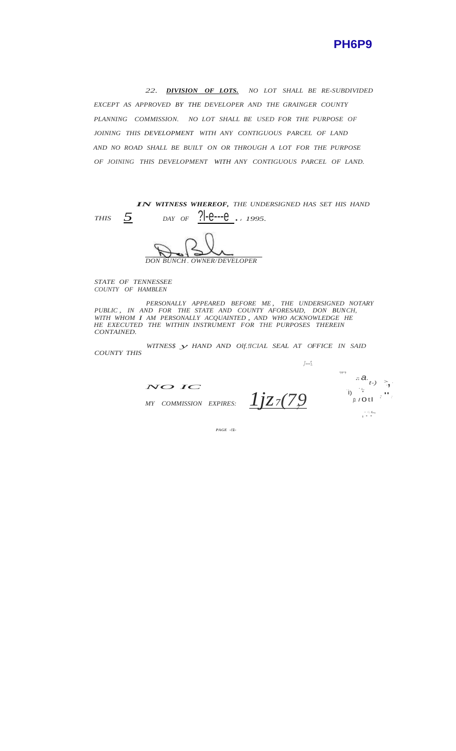**PH6P9**

22. ***DIVISION OF LOTS.*** *NO LOT SHALL BE RE-SUBDIVIDED EXCEPT AS APPROVED BY THE DEVELOPER AND THE GRAINGER COUNTY PLANNING COMMISSION. NO LOT SHALL BE USED FOR THE PURPOSE OF JOINING THIS DEVELOPMENT WITH ANY CONTIGUOUS PARCEL OF LAND AND NO ROAD SHALL BE BUILT ON OR THROUGH A LOT FOR THE PURPOSE OF JOINING THIS DEVELOPMENT WITH ANY CONTIGUOUS PARCEL OF LAND.*

***IN WITNESS WHEREOF,*** *THE UNDERSIGNED HAS SET HIS HAND THIS* 5 *DAY OF* ?l-e---e , *1995.*

*DON BUNCH. OWNER/DEVELOPER*

*STATE OF TENNESSEE*
*COUNTY OF HAMBLEN*

*PERSONALLY APPEARED BEFORE ME, THE UNDERSIGNED NOTARY PUBLIC, IN AND FOR THE STATE AND COUNTY AFORESAID, DON BUNCH, WITH WHOM I AM PERSONALLY ACQUAINTED, AND WHO ACKNOWLEDGE HE HE EXECUTED THE WITHIN INSTRUMENT FOR THE PURPOSES THEREIN CONTAINED.*

*WITNESS MY HAND AND OFFICIAL SEAL AT OFFICE IN SAID COUNTY THIS*

*NO IC*

*MY COMMISSION EXPIRES:* 1jz7(79

*PAGE -12-*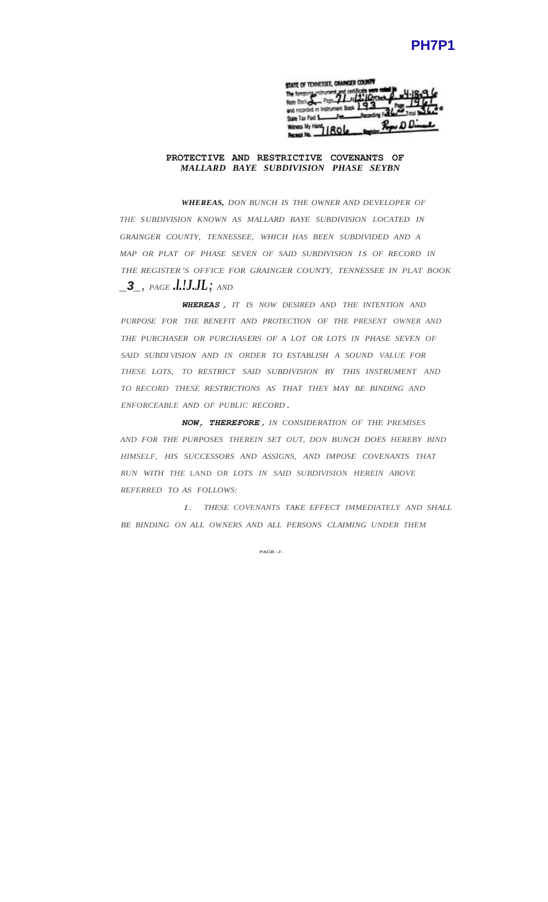PH7P1

STATE OF TENNESSEE, GRAINGER COUNTY
The foregoing instrument and certificate were noted in Note Book 5 Page 27 at 12:10 o'clock P M 4-18-96
and recorded in Instrument Book 193 Page 196
State Tax Paid $ ____ Fee ____ Recording Fee 36.00 Total $36.00
Witness My Hand ____ Register Roger D Dimmel
Receipt No. 11806

**PROTECTIVE AND RESTRICTIVE COVENANTS OF**
***MALLARD BAYE SUBDIVISION PHASE SEYBN***

***WHEREAS,*** *DON BUNCH IS THE OWNER AND DEVELOPER OF THE SUBDIVISION KNOWN AS MALLARD BAYE SUBDIVISION LOCATED IN GRAINGER COUNTY, TENNESSEE, WHICH HAS BEEN SUBDIVIDED AND A MAP OR PLAT OF PHASE SEVEN OF SAID SUBDIVISION IS OF RECORD IN THE REGISTER'S OFFICE FOR GRAINGER COUNTY, TENNESSEE IN PLAT BOOK* _**3**_, *PAGE* .l.!J.JL; *AND*

***WHEREAS***, *IT IS NOW DESIRED AND THE INTENTION AND PURPOSE FOR THE BENEFIT AND PROTECTION OF THE PRESENT OWNER AND THE PURCHASER OR PURCHASERS OF A LOT OR LOTS IN PHASE SEVEN OF SAID SUBDIVISION AND IN ORDER TO ESTABLISH A SOUND VALUE FOR THESE LOTS, TO RESTRICT SAID SUBDIVISION BY THIS INSTRUMENT AND TO RECORD THESE RESTRICTIONS AS THAT THEY MAY BE BINDING AND ENFORCEABLE AND OF PUBLIC RECORD.*

***NOW, THEREFORE***, *IN CONSIDERATION OF THE PREMISES AND FOR THE PURPOSES THEREIN SET OUT, DON BUNCH DOES HEREBY BIND HIMSELF, HIS SUCCESSORS AND ASSIGNS, AND IMPOSE COVENANTS THAT RUN WITH THE* LAND *OR LOTS IN SAID SUBDIVISION HEREIN ABOVE REFERRED TO AS FOLLOWS:*

*1. THESE COVENANTS TAKE EFFECT IMMEDIATELY AND SHALL BE BINDING ON ALL OWNERS AND ALL PERSONS CLAIMING UNDER THEM*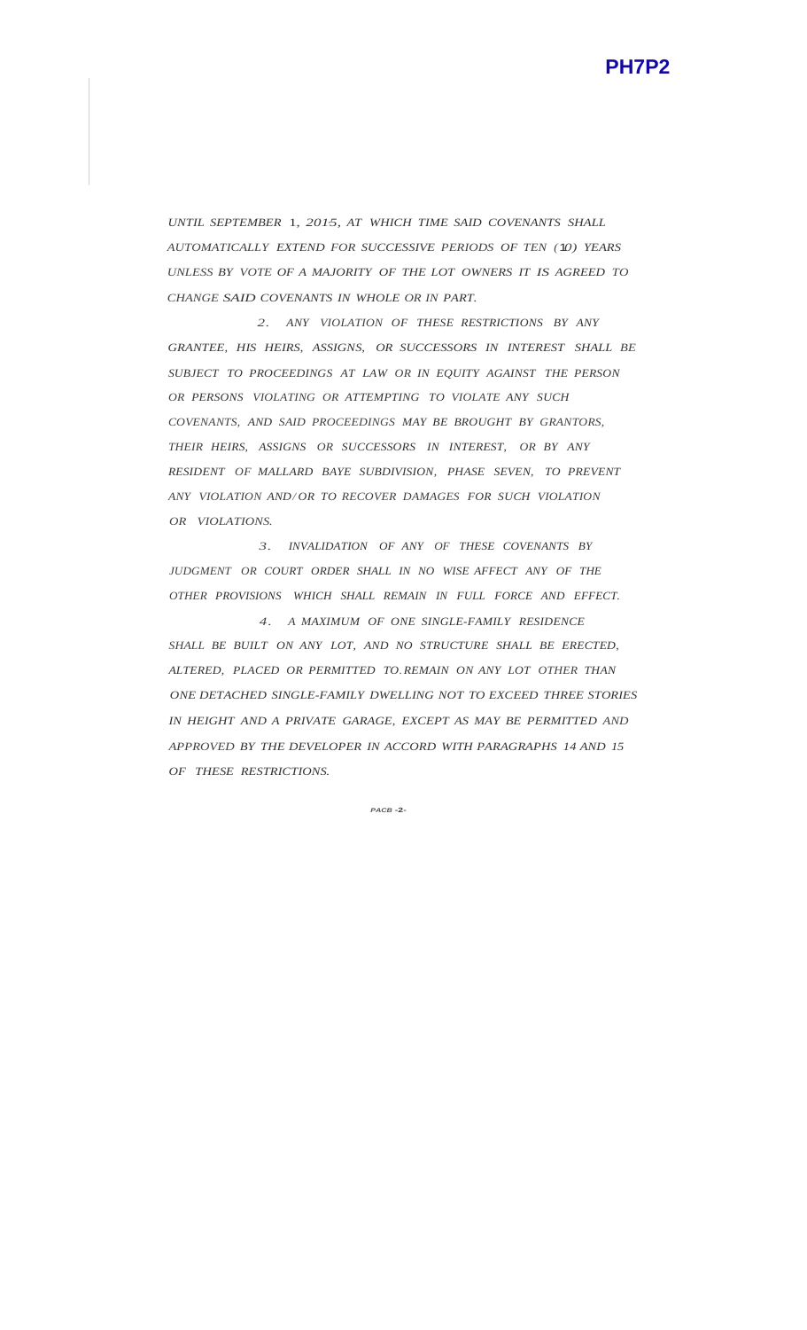UNTIL SEPTEMBER 1, 2015, AT WHICH TIME SAID COVENANTS SHALL AUTOMATICALLY EXTEND FOR SUCCESSIVE PERIODS OF TEN (10) YEARS UNLESS BY VOTE OF A MAJORITY OF THE LOT OWNERS IT IS AGREED TO CHANGE SAID COVENANTS IN WHOLE OR IN PART.

2. ANY VIOLATION OF THESE RESTRICTIONS BY ANY GRANTEE, HIS HEIRS, ASSIGNS, OR SUCCESSORS IN INTEREST SHALL BE SUBJECT TO PROCEEDINGS AT LAW OR IN EQUITY AGAINST THE PERSON OR PERSONS VIOLATING OR ATTEMPTING TO VIOLATE ANY SUCH COVENANTS, AND SAID PROCEEDINGS MAY BE BROUGHT BY GRANTORS, THEIR HEIRS, ASSIGNS OR SUCCESSORS IN INTEREST, OR BY ANY RESIDENT OF MALLARD BAYE SUBDIVISION, PHASE SEVEN, TO PREVENT ANY VIOLATION AND/OR TO RECOVER DAMAGES FOR SUCH VIOLATION OR VIOLATIONS.

3. INVALIDATION OF ANY OF THESE COVENANTS BY JUDGMENT OR COURT ORDER SHALL IN NO WISE AFFECT ANY OF THE OTHER PROVISIONS WHICH SHALL REMAIN IN FULL FORCE AND EFFECT.

4. A MAXIMUM OF ONE SINGLE-FAMILY RESIDENCE SHALL BE BUILT ON ANY LOT, AND NO STRUCTURE SHALL BE ERECTED, ALTERED, PLACED OR PERMITTED TO.REMAIN ON ANY LOT OTHER THAN ONE DETACHED SINGLE-FAMILY DWELLING NOT TO EXCEED THREE STORIES IN HEIGHT AND A PRIVATE GARAGE, EXCEPT AS MAY BE PERMITTED AND APPROVED BY THE DEVELOPER IN ACCORD WITH PARAGRAPHS 14 AND 15 OF THESE RESTRICTIONS.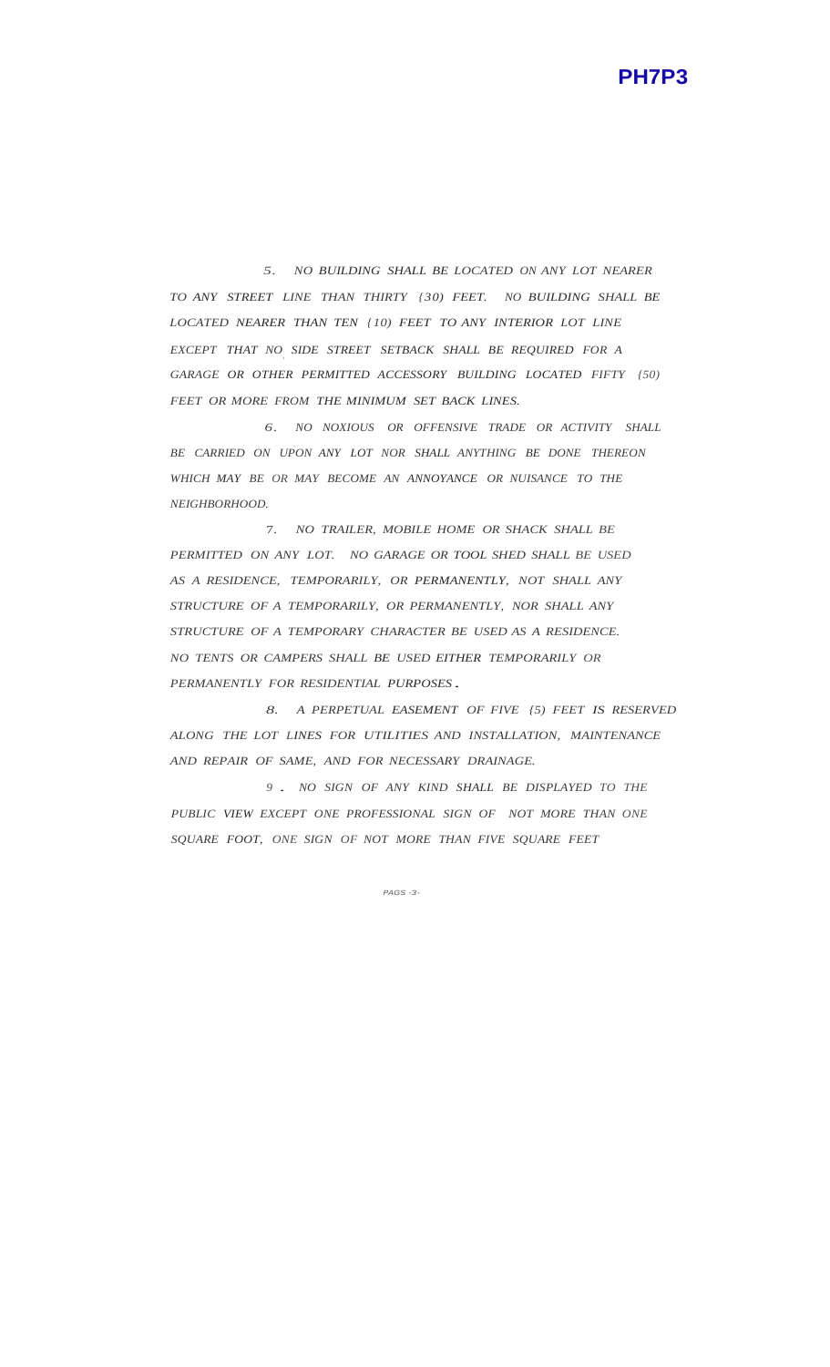5. NO BUILDING SHALL BE LOCATED ON ANY LOT NEARER TO ANY STREET LINE THAN THIRTY {30) FEET. NO BUILDING SHALL BE LOCATED NEARER THAN TEN {10) FEET TO ANY INTERIOR LOT LINE EXCEPT THAT NO SIDE STREET SETBACK SHALL BE REQUIRED FOR A GARAGE OR OTHER PERMITTED ACCESSORY BUILDING LOCATED FIFTY {50) FEET OR MORE FROM THE MINIMUM SET BACK LINES.

6. NO NOXIOUS OR OFFENSIVE TRADE OR ACTIVITY SHALL BE CARRIED ON UPON ANY LOT NOR SHALL ANYTHING BE DONE THEREON WHICH MAY BE OR MAY BECOME AN ANNOYANCE OR NUISANCE TO THE NEIGHBORHOOD.

7. NO TRAILER, MOBILE HOME OR SHACK SHALL BE PERMITTED ON ANY LOT. NO GARAGE OR TOOL SHED SHALL BE USED AS A RESIDENCE, TEMPORARILY, OR PERMANENTLY, NOT SHALL ANY STRUCTURE OF A TEMPORARILY, OR PERMANENTLY, NOR SHALL ANY STRUCTURE OF A TEMPORARY CHARACTER BE USED AS A RESIDENCE. NO TENTS OR CAMPERS SHALL BE USED EITHER TEMPORARILY OR PERMANENTLY FOR RESIDENTIAL PURPOSES.

8. A PERPETUAL EASEMENT OF FIVE {5) FEET IS RESERVED ALONG THE LOT LINES FOR UTILITIES AND INSTALLATION, MAINTENANCE AND REPAIR OF SAME, AND FOR NECESSARY DRAINAGE.

9. NO SIGN OF ANY KIND SHALL BE DISPLAYED TO THE PUBLIC VIEW EXCEPT ONE PROFESSIONAL SIGN OF NOT MORE THAN ONE SQUARE FOOT, ONE SIGN OF NOT MORE THAN FIVE SQUARE FEET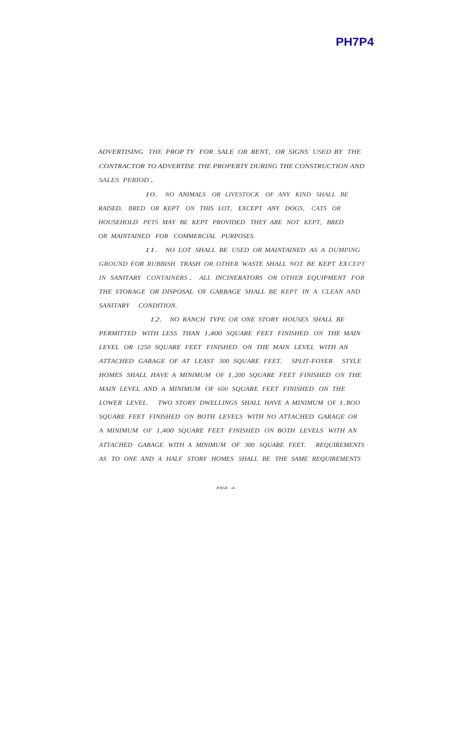*ADVERTISING THE PROP TY FOR SALE OR RENT, OR SIGNS USED BY THE CONTRACTOR TO ADVERTISE THE PROPERTY DURING THE CONSTRUCTION AND SALES PERIOD.*

*10. NO ANIMALS OR LIVESTOCK OF ANY KIND SHALL BE RAISED, BRED OR KEPT ON THIS LOT, EXCEPT ANY DOGS, CATS OR HOUSEHOLD PETS MAY BE KEPT PROVIDED THEY ARE NOT KEPT, BRED OR MAINTAINED FOR COMMERCIAL PURPOSES.*

*11. NO LOT SHALL BE USED OR MAINTAINED AS A DUMPING GROUND FOR RUBBISH TRASH OR OTHER WASTE SHALL NOT BE KEPT EXCEPT IN SANITARY CONTAINERS. ALL INCINERATORS OR OTHER EQUIPMENT FOR THE STORAGE OR DISPOSAL OF GARBAGE SHALL BE KEPT IN A CLEAN AND SANITARY CONDITION.*

*12. NO RANCH TYPE OR ONE STORY HOUSES SHALL BE PERMITTED WITH LESS THAN 1,400 SQUARE FEET FINISHED ON THE MAIN LEVEL OR 1250 SQUARE FEET FINISHED ON THE MAIN LEVEL WITH AN ATTACHED GARAGE OF AT LEAST 300 SQUARE FEET. SPLIT-FOYER STYLE HOMES SHALL HAVE A MINIMUM OF 1,200 SQUARE FEET FINISHED ON THE MAIN LEVEL AND A MINIMUM OF 600 SQUARE FEET FINISHED ON THE LOWER LEVEL. TWO STORY DWELLINGS SHALL HAVE A MINIMUM OF 1,BOO SQUARE FEET FINISHED ON BOTH LEVELS WITH NO ATTACHED GARAGE OR A MINIMUM OF 1,400 SQUARE FEET FINISHED ON BOTH LEVELS WITH AN ATTACHED GARAGE WITH A MINIMUM OF 300 SQUARE FEET. REQUIREMENTS AS TO ONE AND A HALF STORY HOMES SHALL BE THE SAME REQUIREMENTS*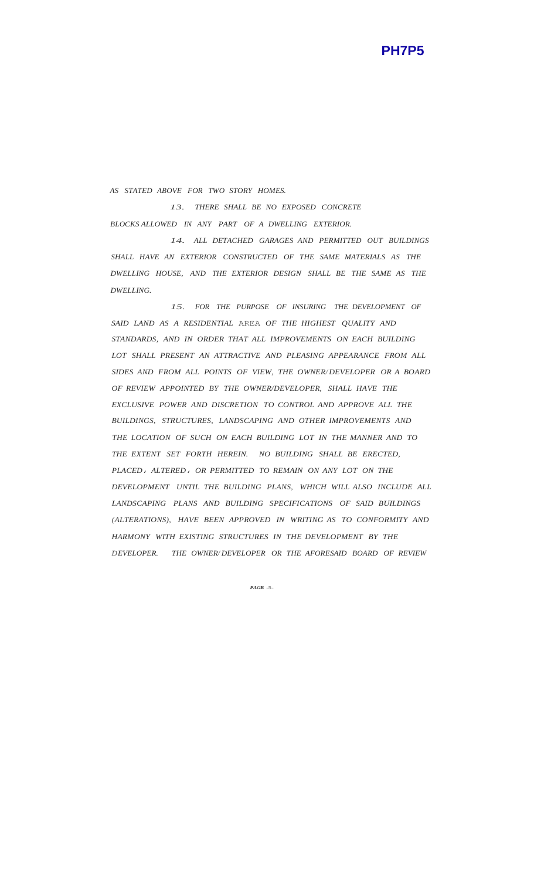*AS STATED ABOVE FOR TWO STORY HOMES.*

*13. THERE SHALL BE NO EXPOSED CONCRETE BLOCKS ALLOWED IN ANY PART OF A DWELLING EXTERIOR.*

*14. ALL DETACHED GARAGES AND PERMITTED OUT BUILDINGS SHALL HAVE AN EXTERIOR CONSTRUCTED OF THE SAME MATERIALS AS THE DWELLING HOUSE, AND THE EXTERIOR DESIGN SHALL BE THE SAME AS THE DWELLING.*

*15. FOR THE PURPOSE OF INSURING THE DEVELOPMENT OF SAID LAND AS A RESIDENTIAL AREA OF THE HIGHEST QUALITY AND STANDARDS, AND IN ORDER THAT ALL IMPROVEMENTS ON EACH BUILDING LOT SHALL PRESENT AN ATTRACTIVE AND PLEASING APPEARANCE FROM ALL SIDES AND FROM ALL POINTS OF VIEW, THE OWNER/DEVELOPER OR A BOARD OF REVIEW APPOINTED BY THE OWNER/DEVELOPER, SHALL HAVE THE EXCLUSIVE POWER AND DISCRETION TO CONTROL AND APPROVE ALL THE BUILDINGS, STRUCTURES, LANDSCAPING AND OTHER IMPROVEMENTS AND THE LOCATION OF SUCH ON EACH BUILDING LOT IN THE MANNER AND TO THE EXTENT SET FORTH HEREIN. NO BUILDING SHALL BE ERECTED, PLACED, ALTERED, OR PERMITTED TO REMAIN ON ANY LOT ON THE DEVELOPMENT UNTIL THE BUILDING PLANS, WHICH WILL ALSO INCLUDE ALL LANDSCAPING PLANS AND BUILDING SPECIFICATIONS OF SAID BUILDINGS (ALTERATIONS), HAVE BEEN APPROVED IN WRITING AS TO CONFORMITY AND HARMONY WITH EXISTING STRUCTURES IN THE DEVELOPMENT BY THE DEVELOPER. THE OWNER/DEVELOPER OR THE AFORESAID BOARD OF REVIEW*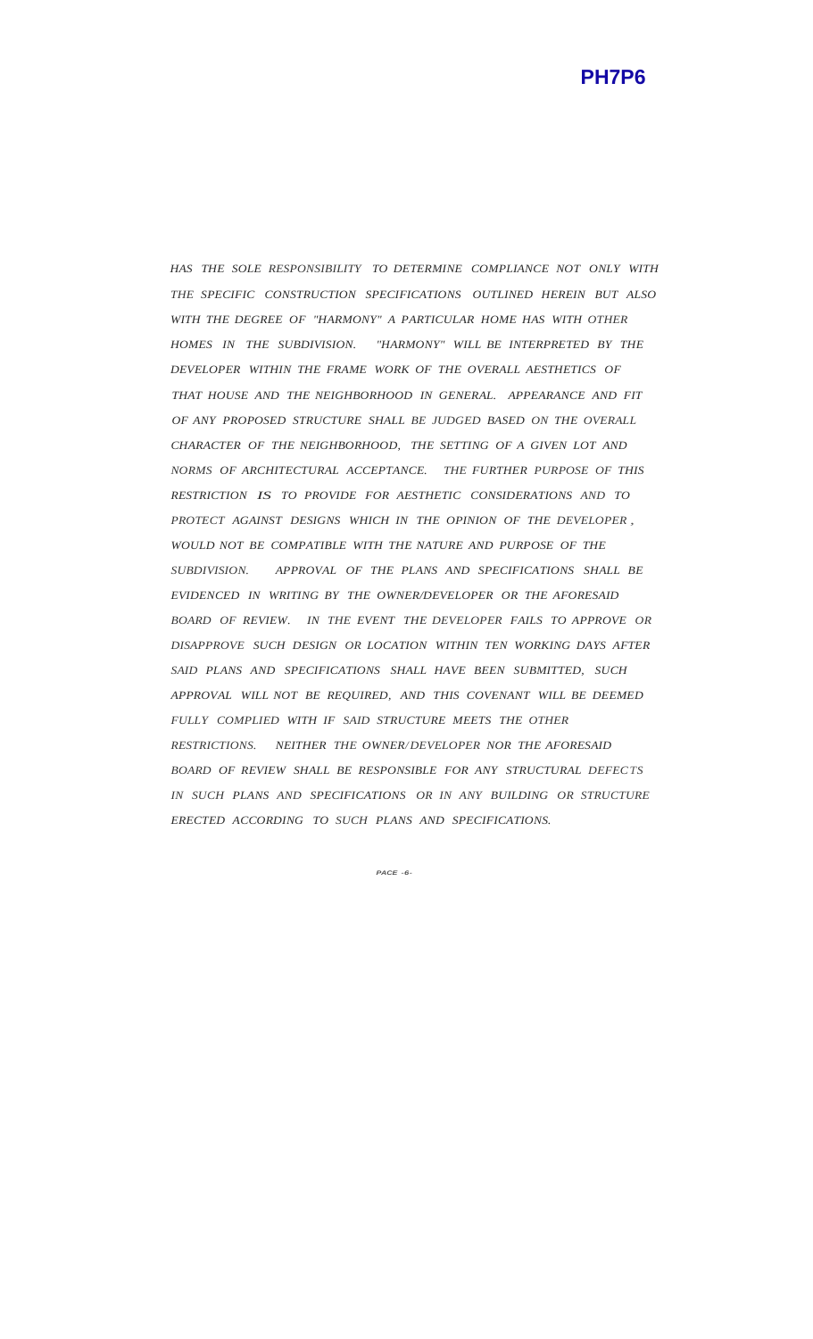*HAS THE SOLE RESPONSIBILITY TO DETERMINE COMPLIANCE NOT ONLY WITH THE SPECIFIC CONSTRUCTION SPECIFICATIONS OUTLINED HEREIN BUT ALSO WITH THE DEGREE OF "HARMONY" A PARTICULAR HOME HAS WITH OTHER HOMES IN THE SUBDIVISION. "HARMONY" WILL BE INTERPRETED BY THE DEVELOPER WITHIN THE FRAME WORK OF THE OVERALL AESTHETICS OF THAT HOUSE AND THE NEIGHBORHOOD IN GENERAL. APPEARANCE AND FIT OF ANY PROPOSED STRUCTURE SHALL BE JUDGED BASED ON THE OVERALL CHARACTER OF THE NEIGHBORHOOD, THE SETTING OF A GIVEN LOT AND NORMS OF ARCHITECTURAL ACCEPTANCE. THE FURTHER PURPOSE OF THIS RESTRICTION IS TO PROVIDE FOR AESTHETIC CONSIDERATIONS AND TO PROTECT AGAINST DESIGNS WHICH IN THE OPINION OF THE DEVELOPER, WOULD NOT BE COMPATIBLE WITH THE NATURE AND PURPOSE OF THE SUBDIVISION. APPROVAL OF THE PLANS AND SPECIFICATIONS SHALL BE EVIDENCED IN WRITING BY THE OWNER/DEVELOPER OR THE AFORESAID BOARD OF REVIEW. IN THE EVENT THE DEVELOPER FAILS TO APPROVE OR DISAPPROVE SUCH DESIGN OR LOCATION WITHIN TEN WORKING DAYS AFTER SAID PLANS AND SPECIFICATIONS SHALL HAVE BEEN SUBMITTED, SUCH APPROVAL WILL NOT BE REQUIRED, AND THIS COVENANT WILL BE DEEMED FULLY COMPLIED WITH IF SAID STRUCTURE MEETS THE OTHER RESTRICTIONS. NEITHER THE OWNER/DEVELOPER NOR THE AFORESAID BOARD OF REVIEW SHALL BE RESPONSIBLE FOR ANY STRUCTURAL DEFECTS IN SUCH PLANS AND SPECIFICATIONS OR IN ANY BUILDING OR STRUCTURE ERECTED ACCORDING TO SUCH PLANS AND SPECIFICATIONS.*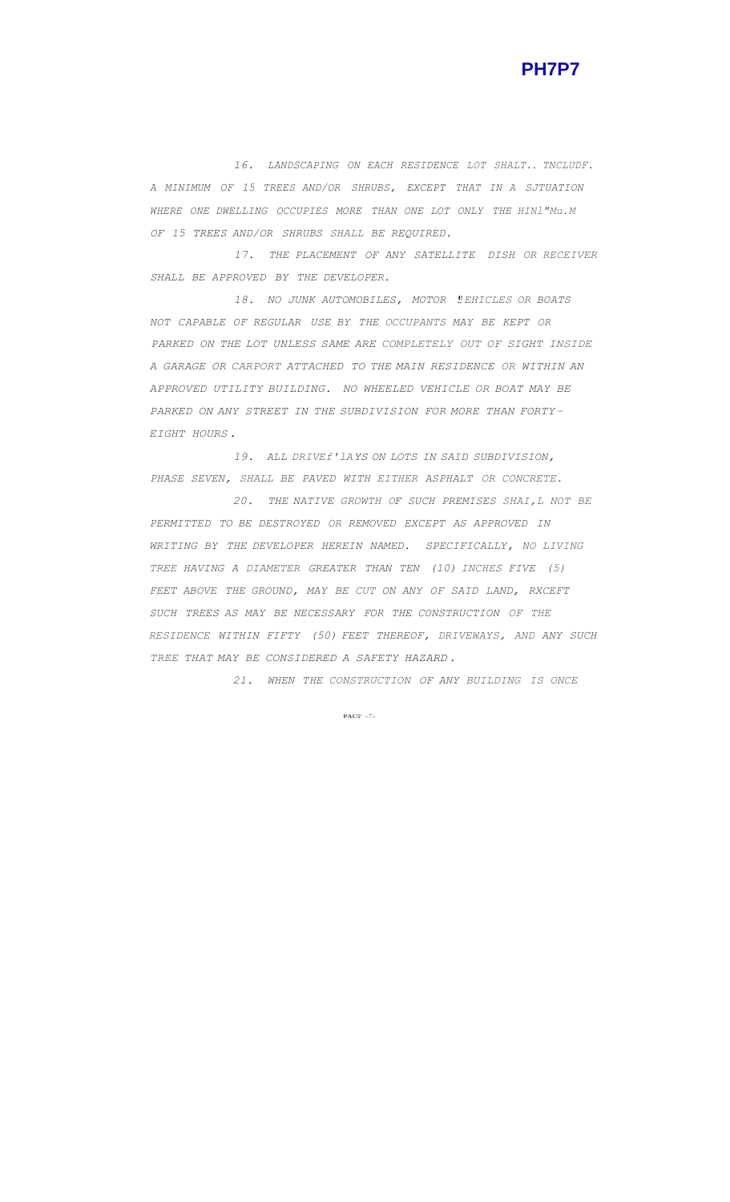16. LANDSCAPING ON EACH RESIDENCE LOT SHALT.. TNCLUDF. A MINIMUM OF 15 TREES AND/OR SHRUBS, EXCEPT THAT IN A SJTUATION WHERE ONE DWELLING OCCUPIES MORE THAN ONE LOT ONLY THE HINl"Mu.M OF 15 TREES AND/OR SHRUBS SHALL BE REQUIRED.

17. THE PLACEMENT OF ANY SATELLITE DISH OR RECEIVER SHALL BE APPROVED BY THE DEVELOPER.

18. NO JUNK AUTOMOBILES, MOTOR ‼EHICLES OR BOATS NOT CAPABLE OF REGULAR USE BY THE OCCUPANTS MAY BE KEPT OR PARKED ON THE LOT UNLESS SAME ARE COMPLETELY OUT OF SIGHT INSIDE A GARAGE OR CARPORT ATTACHED TO THE MAIN RESIDENCE OR WITHIN AN APPROVED UTILITY BUILDING. NO WHEELED VEHICLE OR BOAT MAY BE PARKED ON ANY STREET IN THE SUBDIVISION FOR MORE THAN FORTY-EIGHT HOURS.

19. ALL DRIVEf'lAYS ON LOTS IN SAID SUBDIVISION, PHASE SEVEN, SHALL BE PAVED WITH EITHER ASPHALT OR CONCRETE.

20. THE NATIVE GROWTH OF SUCH PREMISES SHAI,L NOT BE PERMITTED TO BE DESTROYED OR REMOVED EXCEPT AS APPROVED IN WRITING BY THE DEVELOPER HEREIN NAMED. SPECIFICALLY, NO LIVING TREE HAVING A DIAMETER GREATER THAN TEN (10) INCHES FIVE (5) FEET ABOVE THE GROUND, MAY BE CUT ON ANY OF SAID LAND, RXCEFT SUCH TREES AS MAY BE NECESSARY FOR THE CONSTRUCTION OF THE RESIDENCE WITHIN FIFTY (50) FEET THEREOF, DRIVEWAYS, AND ANY SUCH TREE THAT MAY BE CONSIDERED A SAFETY HAZARD.

21. WHEN THE CONSTRUCTION OF ANY BUILDING IS ONCE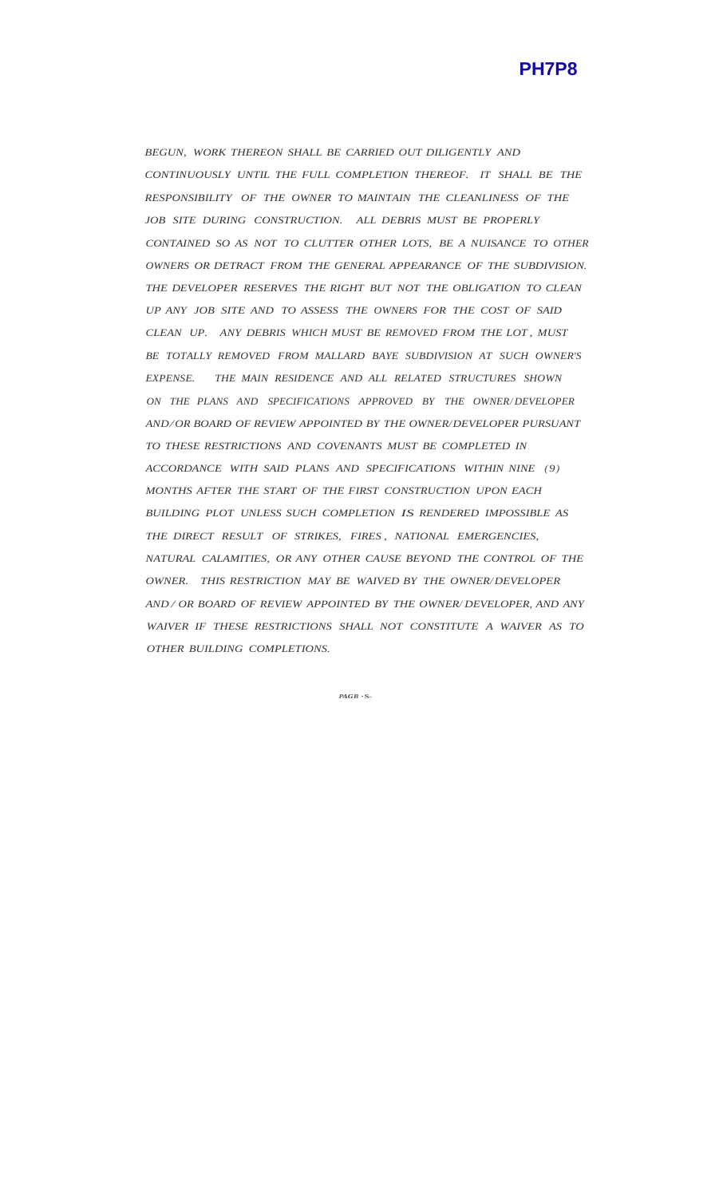*BEGUN, WORK THEREON SHALL BE CARRIED OUT DILIGENTLY AND CONTINUOUSLY UNTIL THE FULL COMPLETION THEREOF. IT SHALL BE THE RESPONSIBILITY OF THE OWNER TO MAINTAIN THE CLEANLINESS OF THE JOB SITE DURING CONSTRUCTION. ALL DEBRIS MUST BE PROPERLY CONTAINED SO AS NOT TO CLUTTER OTHER LOTS, BE A NUISANCE TO OTHER OWNERS OR DETRACT FROM THE GENERAL APPEARANCE OF THE SUBDIVISION. THE DEVELOPER RESERVES THE RIGHT BUT NOT THE OBLIGATION TO CLEAN UP ANY JOB SITE AND TO ASSESS THE OWNERS FOR THE COST OF SAID CLEAN UP. ANY DEBRIS WHICH MUST BE REMOVED FROM THE LOT, MUST BE TOTALLY REMOVED FROM MALLARD BAYE SUBDIVISION AT SUCH OWNER'S EXPENSE. THE MAIN RESIDENCE AND ALL RELATED STRUCTURES SHOWN ON THE PLANS AND SPECIFICATIONS APPROVED BY THE OWNER/DEVELOPER AND/OR BOARD OF REVIEW APPOINTED BY THE OWNER/DEVELOPER PURSUANT TO THESE RESTRICTIONS AND COVENANTS MUST BE COMPLETED IN ACCORDANCE WITH SAID PLANS AND SPECIFICATIONS WITHIN NINE (9) MONTHS AFTER THE START OF THE FIRST CONSTRUCTION UPON EACH BUILDING PLOT UNLESS SUCH COMPLETION IS RENDERED IMPOSSIBLE AS THE DIRECT RESULT OF STRIKES, FIRES, NATIONAL EMERGENCIES, NATURAL CALAMITIES, OR ANY OTHER CAUSE BEYOND THE CONTROL OF THE OWNER. THIS RESTRICTION MAY BE WAIVED BY THE OWNER/DEVELOPER AND/OR BOARD OF REVIEW APPOINTED BY THE OWNER/DEVELOPER, AND ANY WAIVER IF THESE RESTRICTIONS SHALL NOT CONSTITUTE A WAIVER AS TO OTHER BUILDING COMPLETIONS.*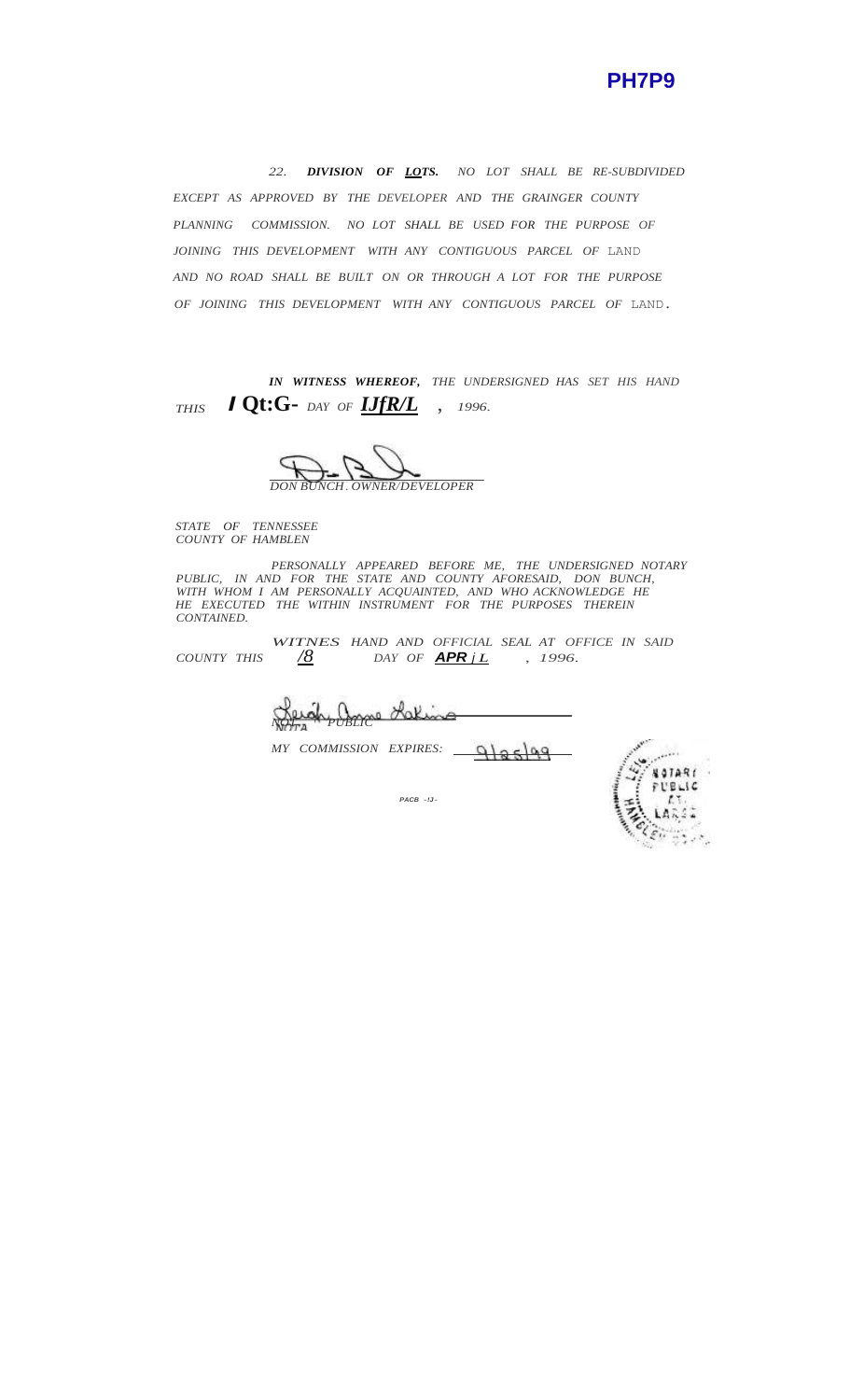22. ***DIVISION OF LOTS.*** NO LOT SHALL BE RE-SUBDIVIDED EXCEPT AS APPROVED BY THE DEVELOPER AND THE GRAINGER COUNTY PLANNING COMMISSION. NO LOT SHALL BE USED FOR THE PURPOSE OF JOINING THIS DEVELOPMENT WITH ANY CONTIGUOUS PARCEL OF LAND AND NO ROAD SHALL BE BUILT ON OR THROUGH A LOT FOR THE PURPOSE OF JOINING THIS DEVELOPMENT WITH ANY CONTIGUOUS PARCEL OF LAND.

***IN WITNESS WHEREOF,*** THE UNDERSIGNED HAS SET HIS HAND THIS **I Qt:G-** DAY OF **IJfR/L** , 1996.

DON BUNCH. OWNER/DEVELOPER

STATE OF TENNESSEE
COUNTY OF HAMBLEN

PERSONALLY APPEARED BEFORE ME, THE UNDERSIGNED NOTARY PUBLIC, IN AND FOR THE STATE AND COUNTY AFORESAID, DON BUNCH, WITH WHOM I AM PERSONALLY ACQUAINTED, AND WHO ACKNOWLEDGE HE HE EXECUTED THE WITHIN INSTRUMENT FOR THE PURPOSES THEREIN CONTAINED.

WITNES HAND AND OFFICIAL SEAL AT OFFICE IN SAID COUNTY THIS /8 DAY OF **APR** *j L* , 1996.

NOTARY PUBLIC

MY COMMISSION EXPIRES: 9/25/99

NOTARY PUBLIC AT LARGE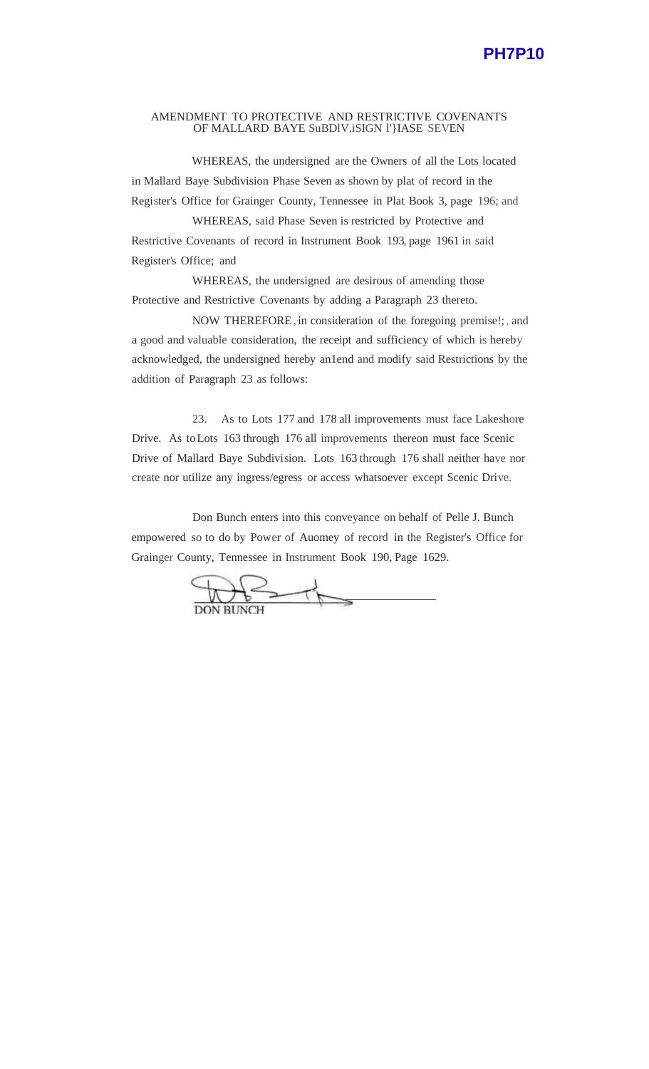PH7P10

# AMENDMENT TO PROTECTIVE AND RESTRICTIVE COVENANTS OF MALLARD BAYE SUBDIVISION PHASE SEVEN

WHEREAS, the undersigned are the Owners of all the Lots located in Mallard Baye Subdivision Phase Seven as shown by plat of record in the Register's Office for Grainger County, Tennessee in Plat Book 3, page 196; and

WHEREAS, said Phase Seven is restricted by Protective and Restrictive Covenants of record in Instrument Book 193, page 1961 in said Register's Office; and

WHEREAS, the undersigned are desirous of amending those Protective and Restrictive Covenants by adding a Paragraph 23 thereto.

NOW THEREFORE, in consideration of the foregoing premises, and a good and valuable consideration, the receipt and sufficiency of which is hereby acknowledged, the undersigned hereby amend and modify said Restrictions by the addition of Paragraph 23 as follows:

23. As to Lots 177 and 178 all improvements must face Lakeshore Drive. As to Lots 163 through 176 all improvements thereon must face Scenic Drive of Mallard Baye Subdivision. Lots 163 through 176 shall neither have nor create nor utilize any ingress/egress or access whatsoever except Scenic Drive.

Don Bunch enters into this conveyance on behalf of Pelle J. Bunch empowered so to do by Power of Auomey of record in the Register's Office for Grainger County, Tennessee in Instrument Book 190, Page 1629.

DON BUNCH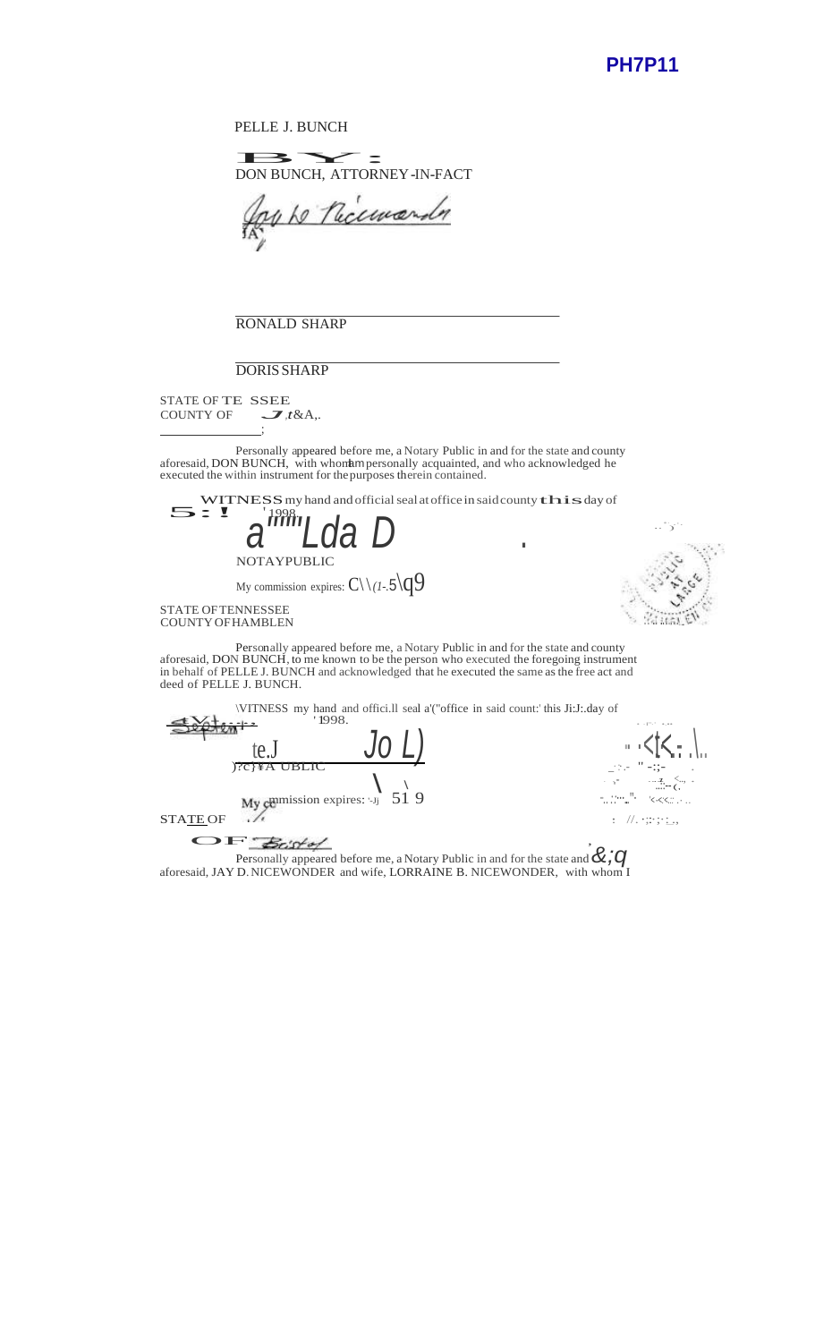PH7P11

PELLE J. BUNCH

BY:
DON BUNCH, ATTORNEY-IN-FACT

RONALD SHARP

DORIS SHARP

STATE OF TENNESSEE
COUNTY OF

Personally appeared before me, a Notary Public in and for the state and county aforesaid, DON BUNCH, with whom I am personally acquainted, and who acknowledged he executed the within instrument for the purposes therein contained.

WITNESS my hand and official seal at office in said county this day of 1998.

NOTARY PUBLIC

My commission expires:

STATE OF TENNESSEE
COUNTY OF HAMBLEN

Personally appeared before me, a Notary Public in and for the state and county aforesaid, DON BUNCH, to me known to be the person who executed the foregoing instrument in behalf of PELLE J. BUNCH and acknowledged that he executed the same as the free act and deed of PELLE J. BUNCH.

WITNESS my hand and official seal at office in said county this day of September 1998.

NOTARY PUBLIC

My commission expires:

STATE OF
COUNTY OF Bristol

Personally appeared before me, a Notary Public in and for the state and county aforesaid, JAY D. NICEWONDER and wife, LORRAINE B. NICEWONDER, with whom I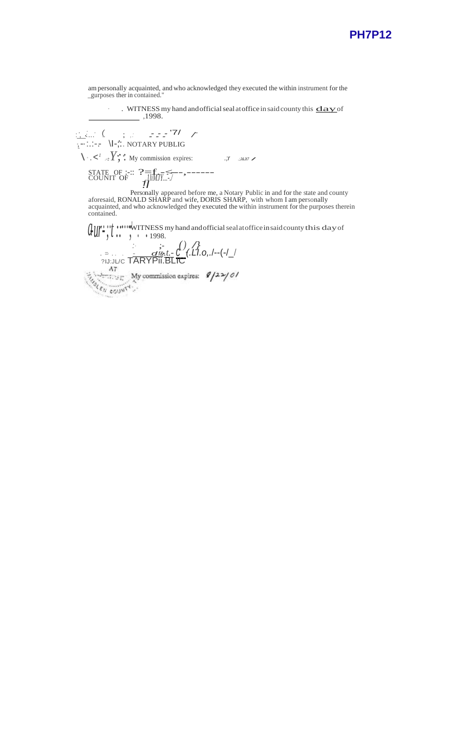am personally acquainted, and who acknowledged they executed the within instrument for the purposes therein contained."

WITNESS my hand and official seal at office in said county this day of ____________, 1998.

NOTARY PUBLIC

My commission expires:

STATE OF
COUNTY OF

Personally appeared before me, a Notary Public in and for the state and county aforesaid, RONALD SHARP and wife, DORIS SHARP, with whom I am personally acquainted, and who acknowledged they executed the within instrument for the purposes therein contained.

WITNESS my hand and official seal at office in said county this day of , 1998.

NOTARY PUBLIC

My commission expires: 9/22/01